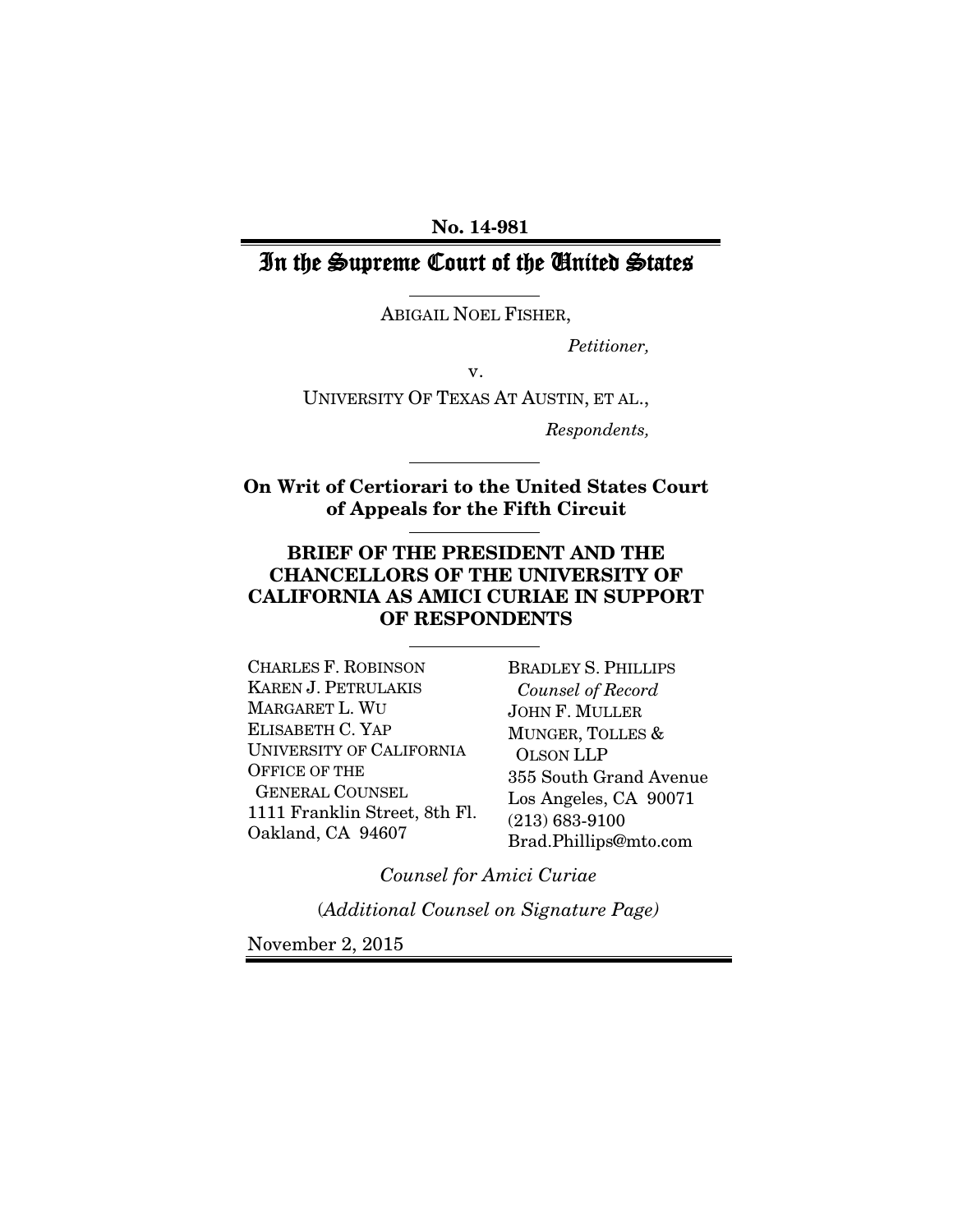**No. 14-981**

# In the Supreme Court of the United States

ABIGAIL NOEL FISHER,

*Petitioner,*

v.

UNIVERSITY OF TEXAS AT AUSTIN, ET AL.,

*Respondents,*

**On Writ of Certiorari to the United States Court of Appeals for the Fifth Circuit**

## BRIEF OF THE PRESIDENT AND THE CHANCELLORS OF THE UNIVERSITY OF CALIFORNIA AS AMICI CURIAE IN SUPPORT OF RESPONDENTS

CHARLES F. ROBINSON
KAREN J. PETRULAKIS
MARGARET L. WU
ELISABETH C. YAP
UNIVERSITY OF CALIFORNIA OFFICE OF THE GENERAL COUNSEL
1111 Franklin Street, 8th Fl.
Oakland, CA 94607

BRADLEY S. PHILLIPS
*Counsel of Record*
JOHN F. MULLER
MUNGER, TOLLES & OLSON LLP
355 South Grand Avenue
Los Angeles, CA 90071
(213) 683-9100
Brad.Phillips@mto.com

*Counsel for Amici Curiae*

(*Additional Counsel on Signature Page)*

November 2, 2015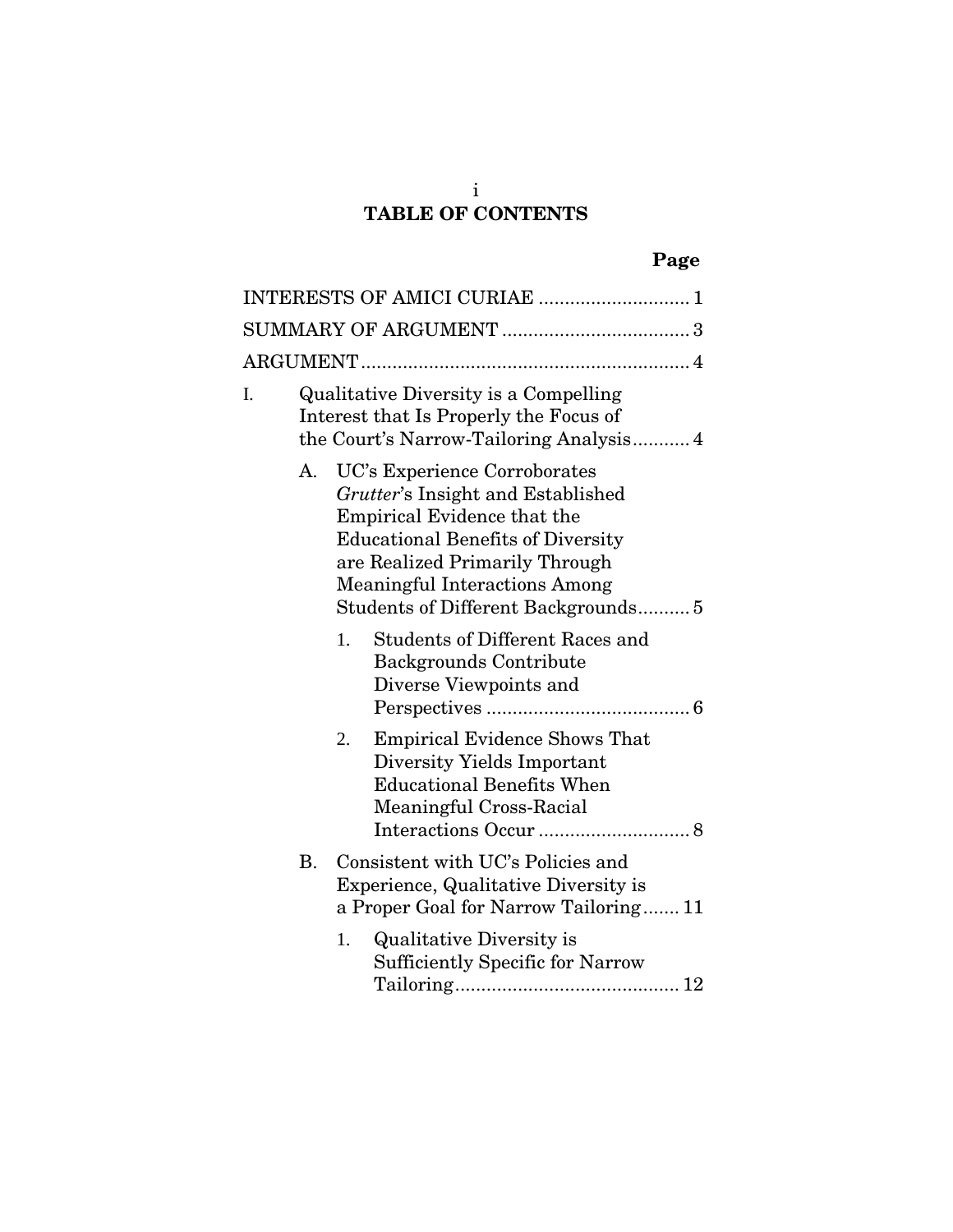# TABLE OF CONTENTS

| | Page |
|---|---|
| INTERESTS OF AMICI CURIAE | 1 |
| SUMMARY OF ARGUMENT | 3 |
| ARGUMENT | 4 |
| I. Qualitative Diversity is a Compelling Interest that Is Properly the Focus of the Court's Narrow-Tailoring Analysis | 4 |
| A. UC's Experience Corroborates *Grutter*'s Insight and Established Empirical Evidence that the Educational Benefits of Diversity are Realized Primarily Through Meaningful Interactions Among Students of Different Backgrounds | 5 |
| 1. Students of Different Races and Backgrounds Contribute Diverse Viewpoints and Perspectives | 6 |
| 2. Empirical Evidence Shows That Diversity Yields Important Educational Benefits When Meaningful Cross-Racial Interactions Occur | 8 |
| B. Consistent with UC's Policies and Experience, Qualitative Diversity is a Proper Goal for Narrow Tailoring | 11 |
| 1. Qualitative Diversity is Sufficiently Specific for Narrow Tailoring | 12 |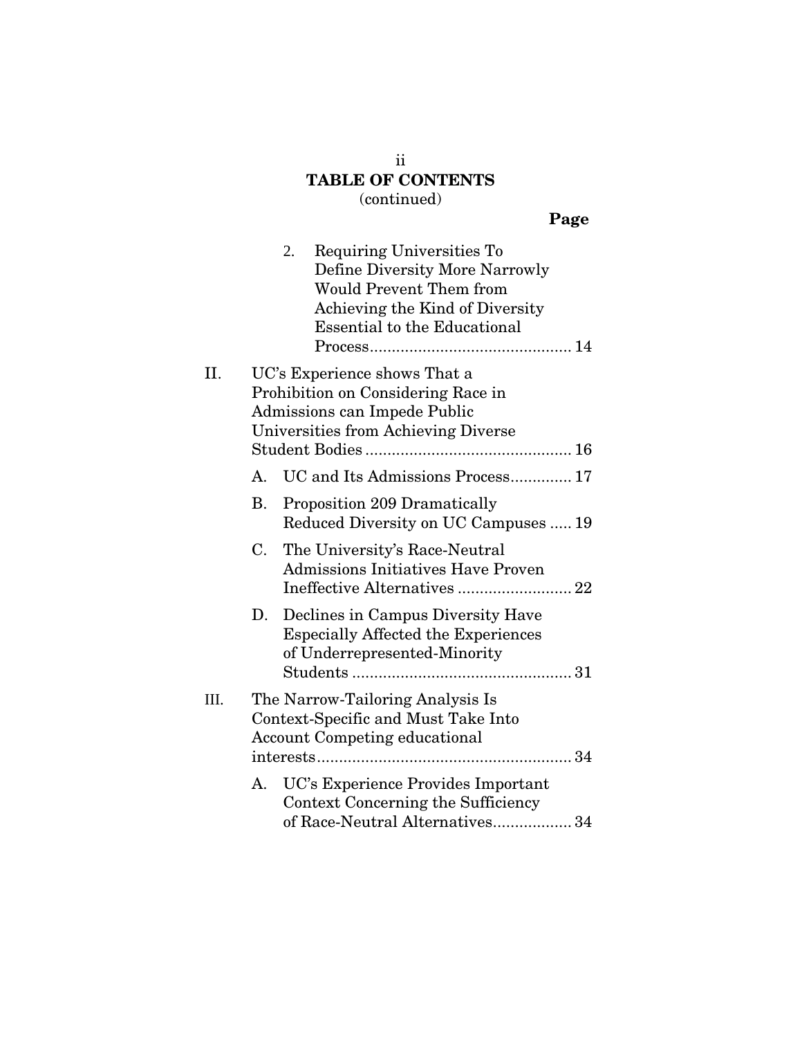## TABLE OF CONTENTS
(continued)

**Page**

2. Requiring Universities To Define Diversity More Narrowly Would Prevent Them from Achieving the Kind of Diversity Essential to the Educational Process.............................................. 14

II. UC's Experience shows That a Prohibition on Considering Race in Admissions can Impede Public Universities from Achieving Diverse Student Bodies ............................................... 16

A. UC and Its Admissions Process.............. 17

B. Proposition 209 Dramatically Reduced Diversity on UC Campuses ..... 19

C. The University's Race-Neutral Admissions Initiatives Have Proven Ineffective Alternatives .......................... 22

D. Declines in Campus Diversity Have Especially Affected the Experiences of Underrepresented-Minority Students .................................................. 31

III. The Narrow-Tailoring Analysis Is Context-Specific and Must Take Into Account Competing educational interests.......................................................... 34

A. UC's Experience Provides Important Context Concerning the Sufficiency of Race-Neutral Alternatives.................. 34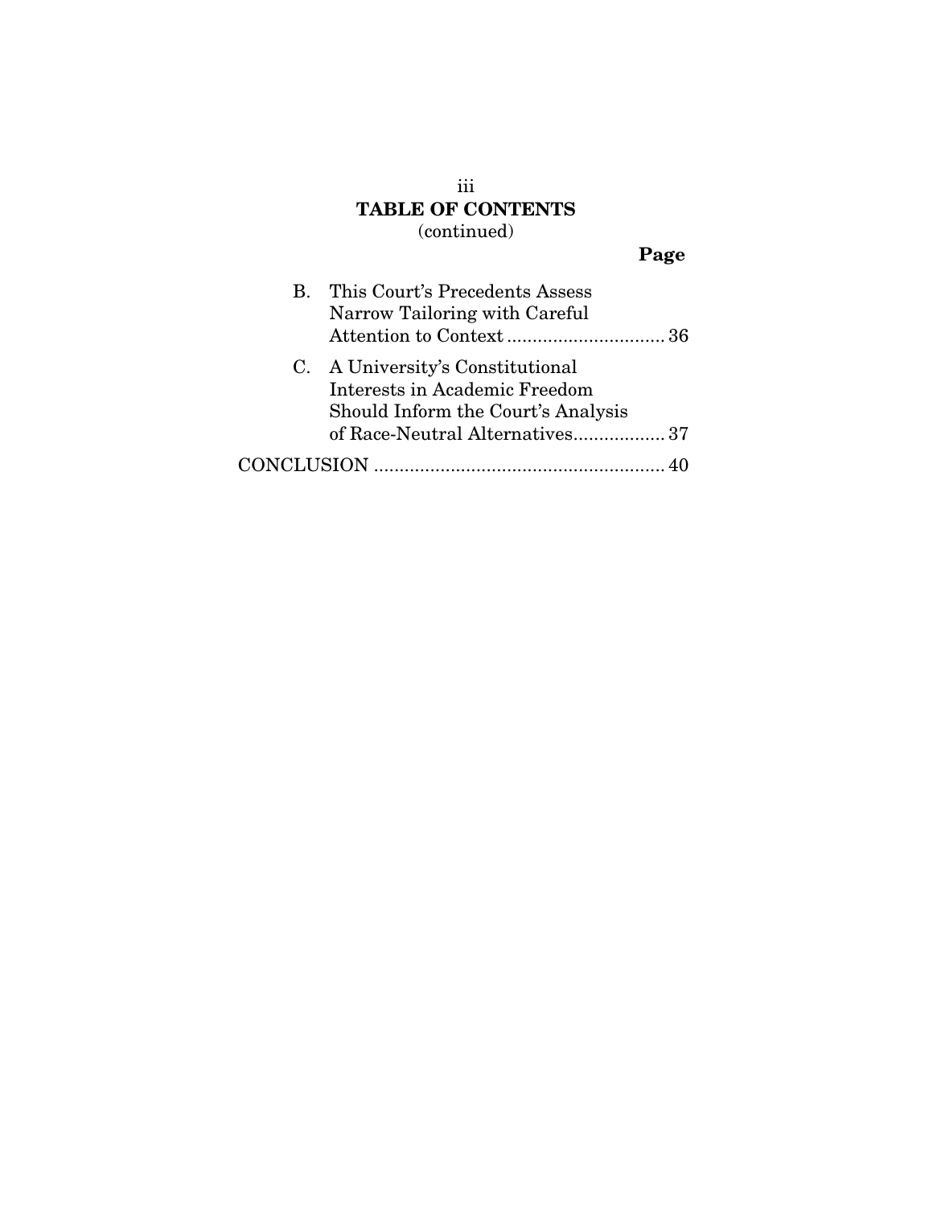## TABLE OF CONTENTS
(continued)

| | Page |
|---|---|
| B. This Court's Precedents Assess Narrow Tailoring with Careful Attention to Context | 36 |
| C. A University's Constitutional Interests in Academic Freedom Should Inform the Court's Analysis of Race-Neutral Alternatives | 37 |
| CONCLUSION | 40 |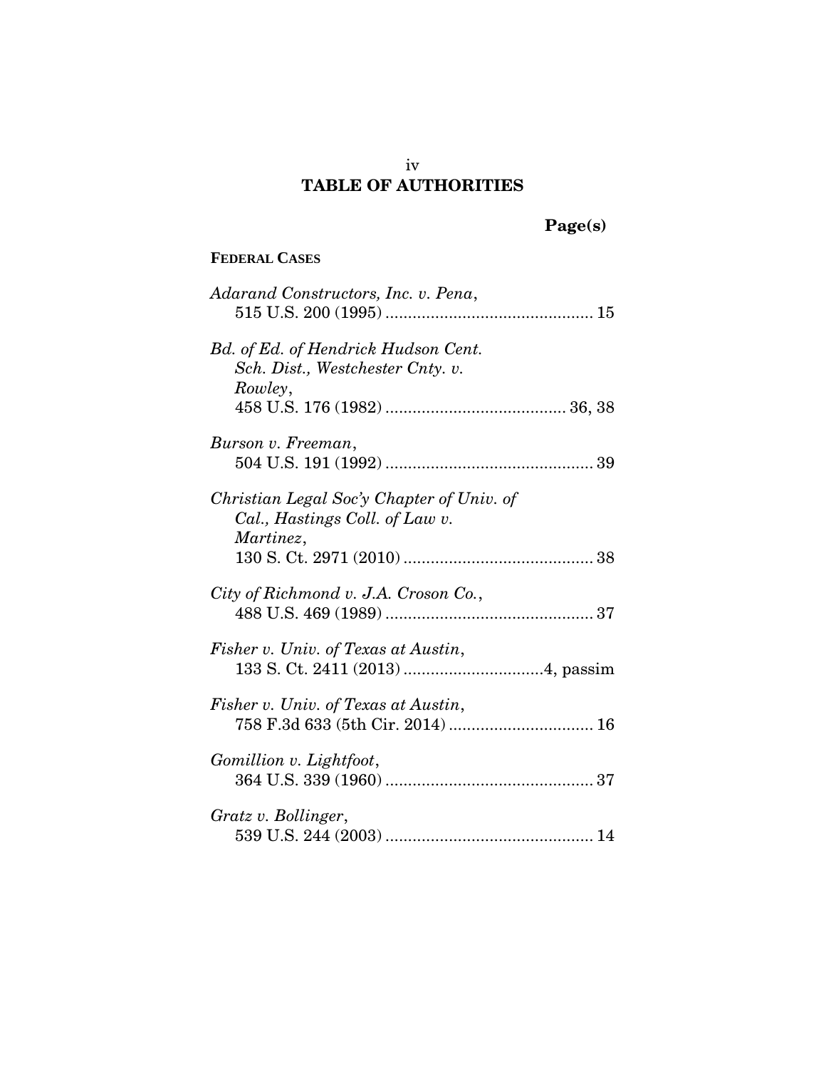# TABLE OF AUTHORITIES

**Page(s)**

**FEDERAL CASES**

*Adarand Constructors, Inc. v. Pena*,
515 U.S. 200 (1995) ............................................. 15

*Bd. of Ed. of Hendrick Hudson Cent. Sch. Dist., Westchester Cnty. v. Rowley*,
458 U.S. 176 (1982) ....................................... 36, 38

*Burson v. Freeman*,
504 U.S. 191 (1992) ............................................. 39

*Christian Legal Soc'y Chapter of Univ. of Cal., Hastings Coll. of Law v. Martinez*,
130 S. Ct. 2971 (2010) .......................................... 38

*City of Richmond v. J.A. Croson Co.*,
488 U.S. 469 (1989) ............................................. 37

*Fisher v. Univ. of Texas at Austin*,
133 S. Ct. 2411 (2013) ..............................4, passim

*Fisher v. Univ. of Texas at Austin*,
758 F.3d 633 (5th Cir. 2014) ................................ 16

*Gomillion v. Lightfoot*,
364 U.S. 339 (1960) ............................................. 37

*Gratz v. Bollinger*,
539 U.S. 244 (2003) ............................................. 14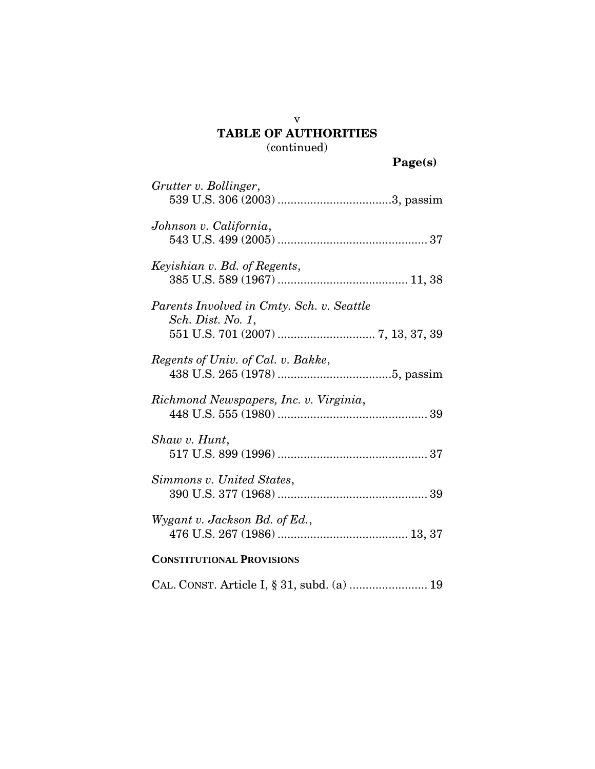## TABLE OF AUTHORITIES
(continued)

**Page(s)**

*Grutter v. Bollinger*,
539 U.S. 306 (2003) ....................................3, passim

*Johnson v. California*,
543 U.S. 499 (2005) .............................................. 37

*Keyishian v. Bd. of Regents*,
385 U.S. 589 (1967) ........................................ 11, 38

*Parents Involved in Cmty. Sch. v. Seattle Sch. Dist. No. 1*,
551 U.S. 701 (2007) .............................. 7, 13, 37, 39

*Regents of Univ. of Cal. v. Bakke*,
438 U.S. 265 (1978) ....................................5, passim

*Richmond Newspapers, Inc. v. Virginia*,
448 U.S. 555 (1980) .............................................. 39

*Shaw v. Hunt*,
517 U.S. 899 (1996) .............................................. 37

*Simmons v. United States*,
390 U.S. 377 (1968) .............................................. 39

*Wygant v. Jackson Bd. of Ed.*,
476 U.S. 267 (1986) ........................................ 13, 37

**CONSTITUTIONAL PROVISIONS**

CAL. CONST. Article I, § 31, subd. (a) ........................ 19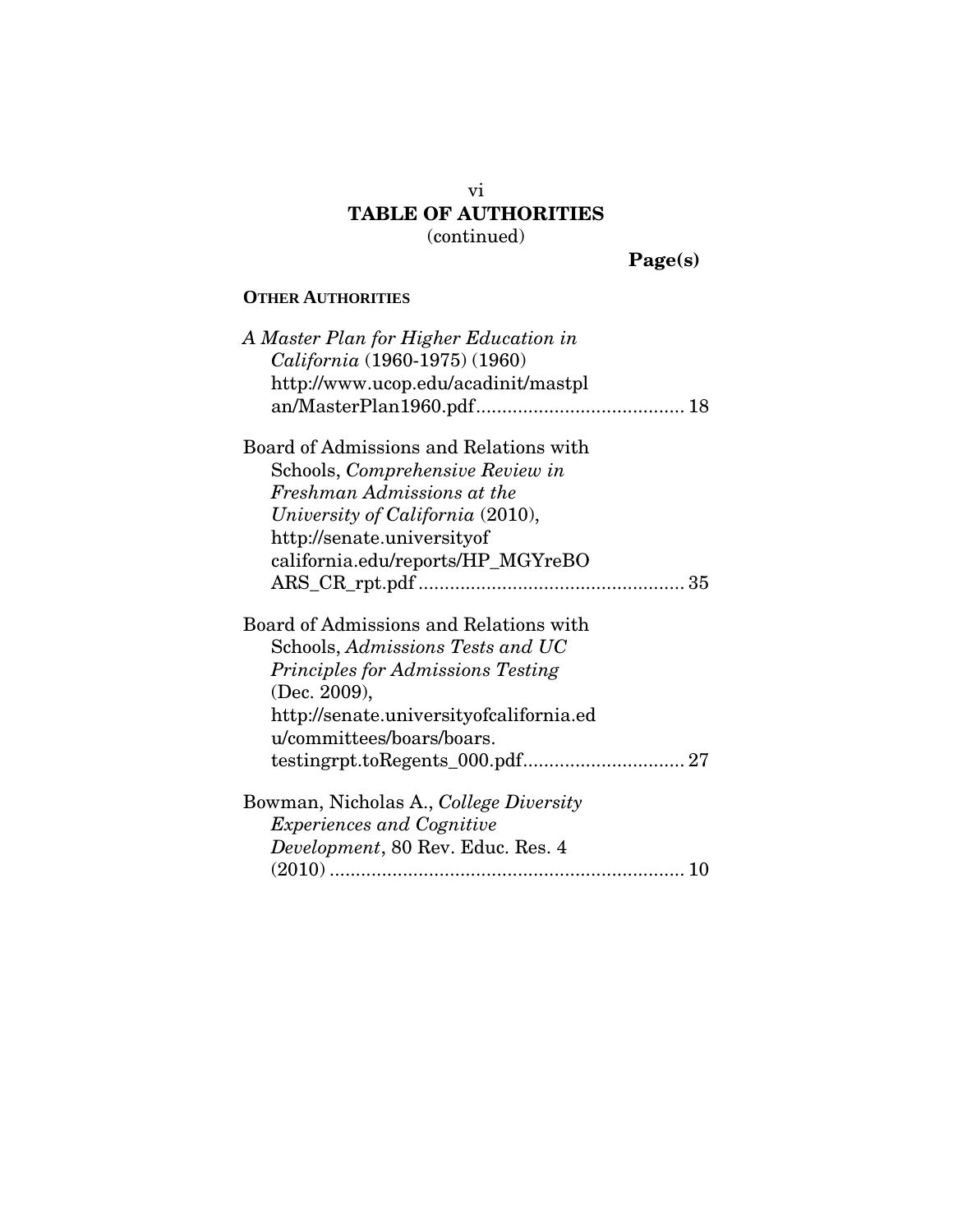# TABLE OF AUTHORITIES
(continued)

**Page(s)**

**OTHER AUTHORITIES**

*A Master Plan for Higher Education in California* (1960-1975) (1960) http://www.ucop.edu/acadinit/mastplan/MasterPlan1960.pdf........................................ 18

Board of Admissions and Relations with Schools, *Comprehensive Review in Freshman Admissions at the University of California* (2010), http://senate.universityofcalifornia.edu/reports/HP_MGYreBOARS_CR_rpt.pdf ................................................... 35

Board of Admissions and Relations with Schools, *Admissions Tests and UC Principles for Admissions Testing* (Dec. 2009), http://senate.universityofcalifornia.edu/committees/boars/boars.testingrpt.toRegents_000.pdf............................... 27

Bowman, Nicholas A., *College Diversity Experiences and Cognitive Development*, 80 Rev. Educ. Res. 4 (2010) .................................................................... 10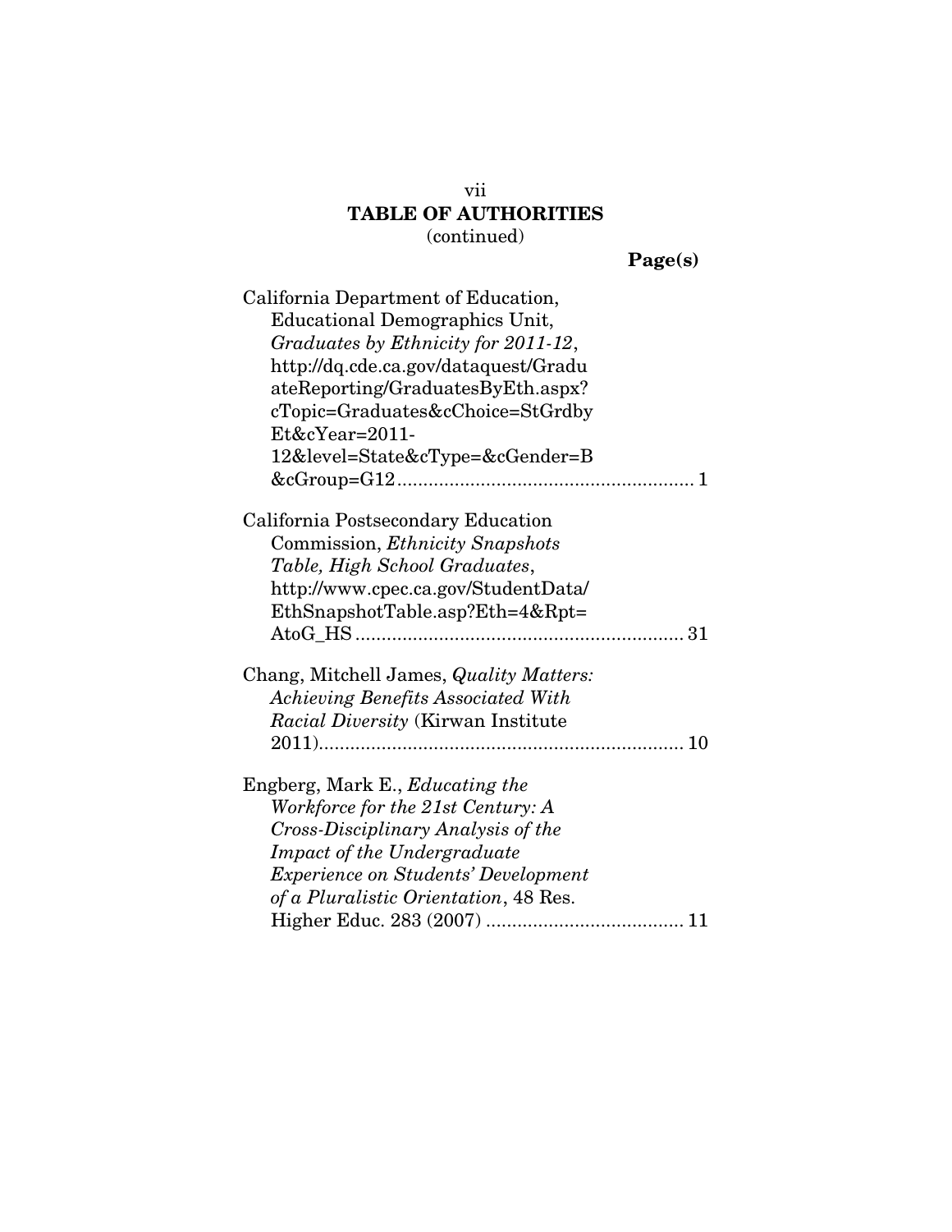**TABLE OF AUTHORITIES**
(continued)

**Page(s)**

California Department of Education, Educational Demographics Unit, *Graduates by Ethnicity for 2011-12*, http://dq.cde.ca.gov/dataquest/GraduateReporting/GraduatesByEth.aspx?cTopic=Graduates&cChoice=StGrdbyEt&cYear=2011-12&level=State&cType=&cGender=B&cGroup=G12 ........................................................ 1

California Postsecondary Education Commission, *Ethnicity Snapshots Table, High School Graduates*, http://www.cpec.ca.gov/StudentData/EthSnapshotTable.asp?Eth=4&Rpt=AtoG_HS .............................................................. 31

Chang, Mitchell James, *Quality Matters: Achieving Benefits Associated With Racial Diversity* (Kirwan Institute 2011)...................................................................... 10

Engberg, Mark E., *Educating the Workforce for the 21st Century: A Cross-Disciplinary Analysis of the Impact of the Undergraduate Experience on Students' Development of a Pluralistic Orientation*, 48 Res. Higher Educ. 283 (2007) ...................................... 11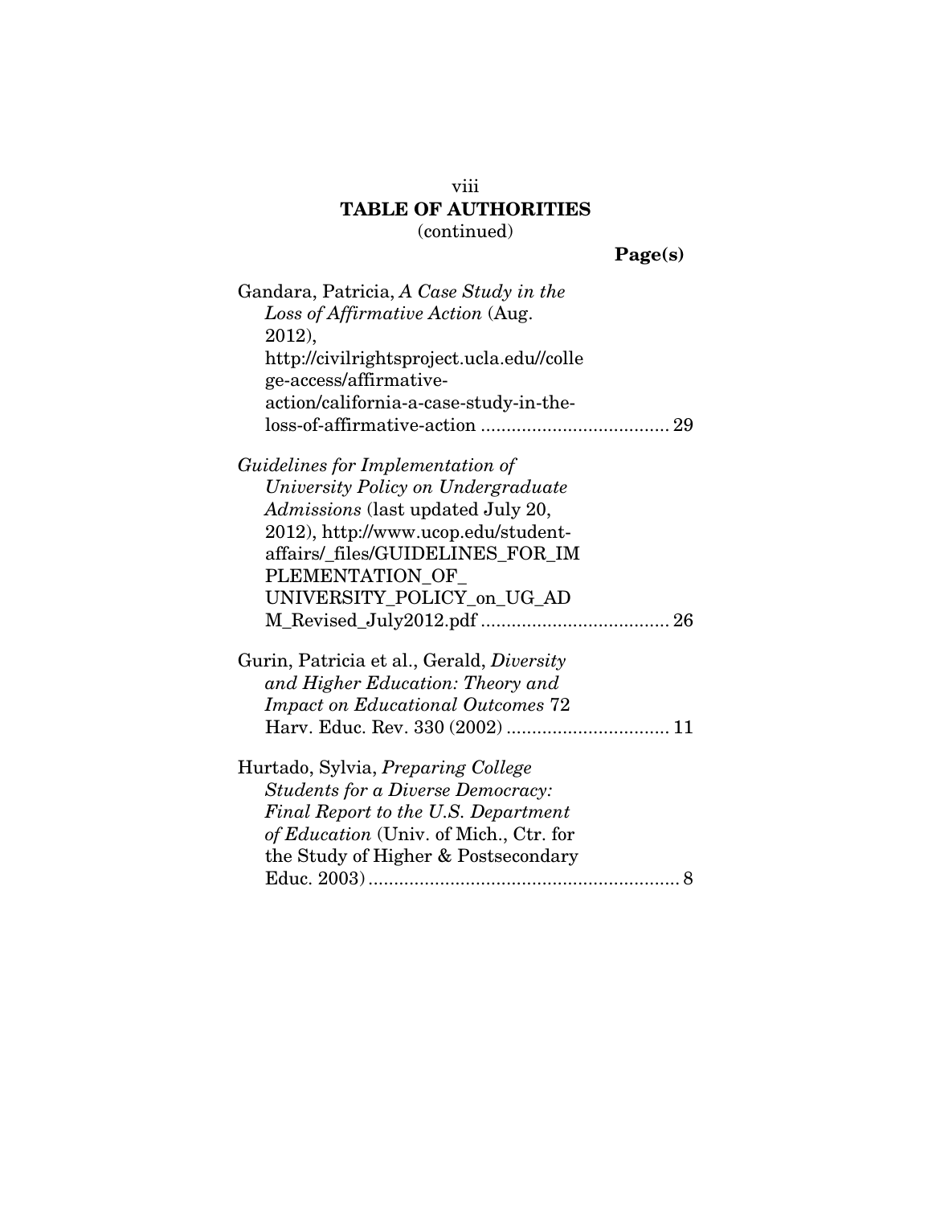**TABLE OF AUTHORITIES**
(continued)

**Page(s)**

Gandara, Patricia, *A Case Study in the Loss of Affirmative Action* (Aug. 2012), http://civilrightsproject.ucla.edu//college-access/affirmative-action/california-a-case-study-in-the-loss-of-affirmative-action .................................... 29

*Guidelines for Implementation of University Policy on Undergraduate Admissions* (last updated July 20, 2012), http://www.ucop.edu/student-affairs/_files/GUIDELINES_FOR_IMPLEMENTATION_OF_ UNIVERSITY_POLICY_on_UG_ADM_Revised_July2012.pdf .................................... 26

Gurin, Patricia et al., Gerald, *Diversity and Higher Education: Theory and Impact on Educational Outcomes* 72 Harv. Educ. Rev. 330 (2002) ................................ 11

Hurtado, Sylvia, *Preparing College Students for a Diverse Democracy: Final Report to the U.S. Department of Education* (Univ. of Mich., Ctr. for the Study of Higher & Postsecondary Educ. 2003) ............................................................ 8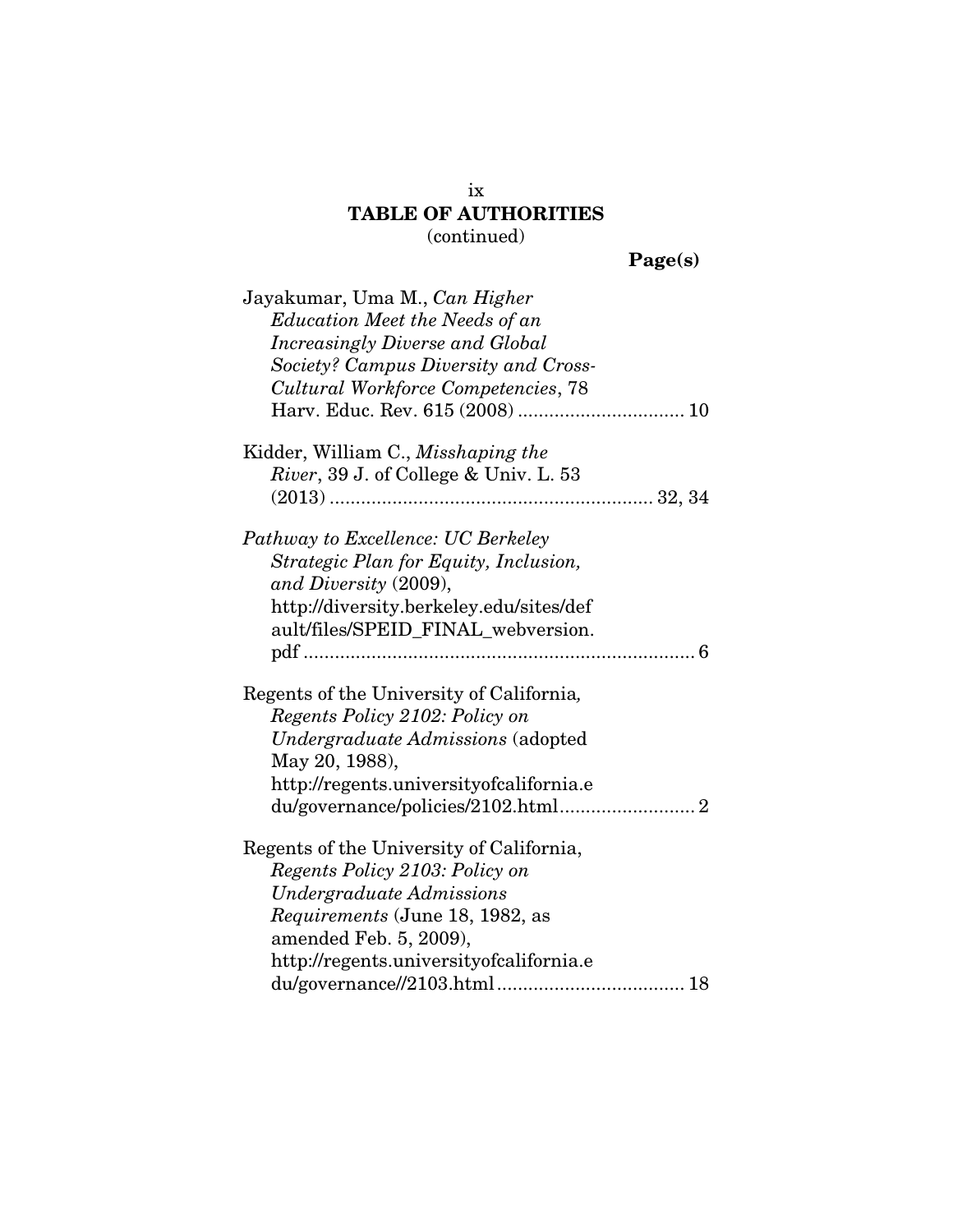**TABLE OF AUTHORITIES**
(continued)

**Page(s)**

Jayakumar, Uma M., *Can Higher Education Meet the Needs of an Increasingly Diverse and Global Society? Campus Diversity and Cross-Cultural Workforce Competencies*, 78 Harv. Educ. Rev. 615 (2008) ................................ 10

Kidder, William C., *Misshaping the River*, 39 J. of College & Univ. L. 53 (2013) ............................................................ 32, 34

*Pathway to Excellence: UC Berkeley Strategic Plan for Equity, Inclusion, and Diversity* (2009), http://diversity.berkeley.edu/sites/default/files/SPEID_FINAL_webversion.pdf ......................................................................... 6

Regents of the University of California*, Regents Policy 2102: Policy on Undergraduate Admissions* (adopted May 20, 1988), http://regents.universityofcalifornia.edu/governance/policies/2102.html.......................... 2

Regents of the University of California, *Regents Policy 2103: Policy on Undergraduate Admissions Requirements* (June 18, 1982, as amended Feb. 5, 2009), http://regents.universityofcalifornia.edu/governance//2103.html.................................... 18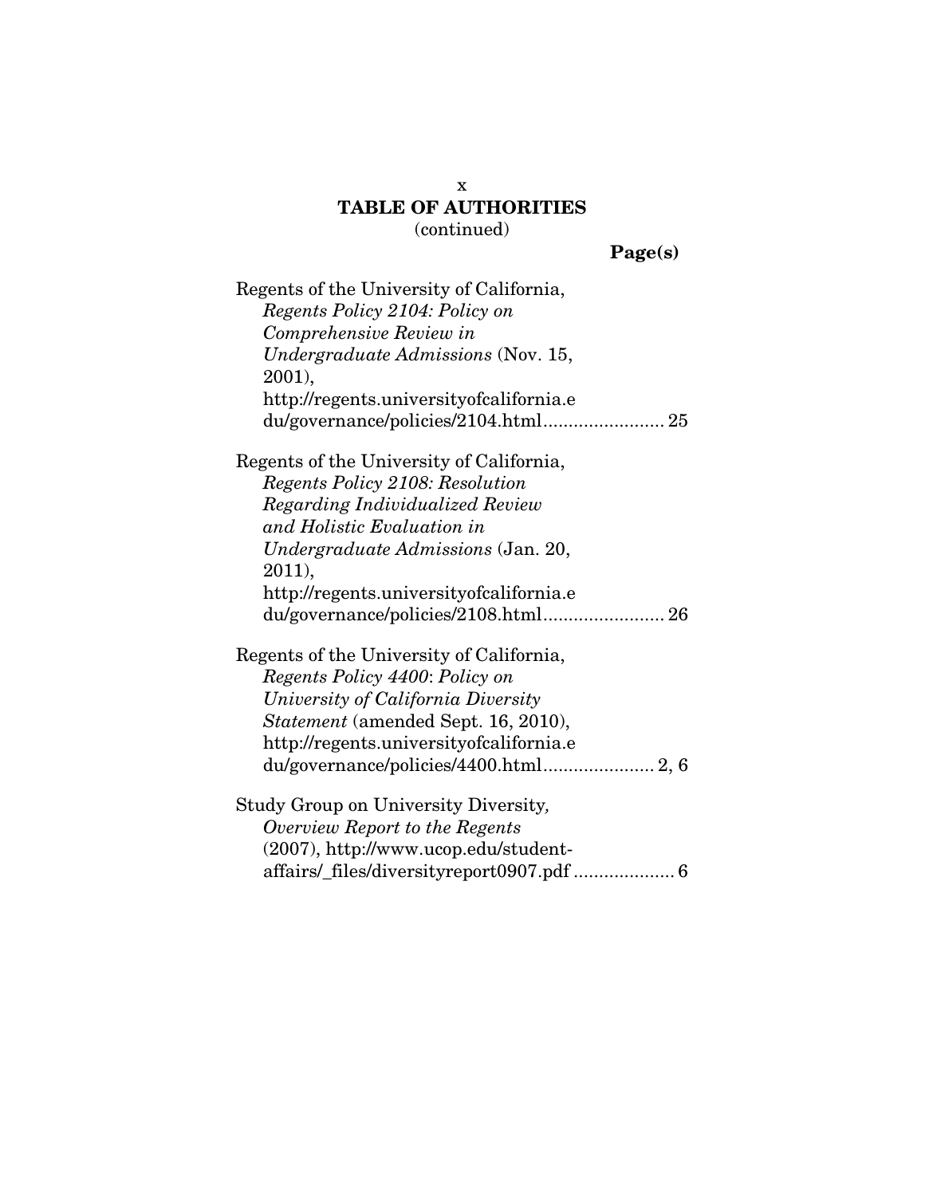## TABLE OF AUTHORITIES
(continued)

**Page(s)**

Regents of the University of California, *Regents Policy 2104: Policy on Comprehensive Review in Undergraduate Admissions* (Nov. 15, 2001), http://regents.universityofcalifornia.edu/governance/policies/2104.html........................ 25

Regents of the University of California, *Regents Policy 2108: Resolution Regarding Individualized Review and Holistic Evaluation in Undergraduate Admissions* (Jan. 20, 2011), http://regents.universityofcalifornia.edu/governance/policies/2108.html........................ 26

Regents of the University of California, *Regents Policy 4400*: *Policy on University of California Diversity Statement* (amended Sept. 16, 2010), http://regents.universityofcalifornia.edu/governance/policies/4400.html...................... 2, 6

Study Group on University Diversity, *Overview Report to the Regents* (2007), http://www.ucop.edu/student-affairs/_files/diversityreport0907.pdf .................... 6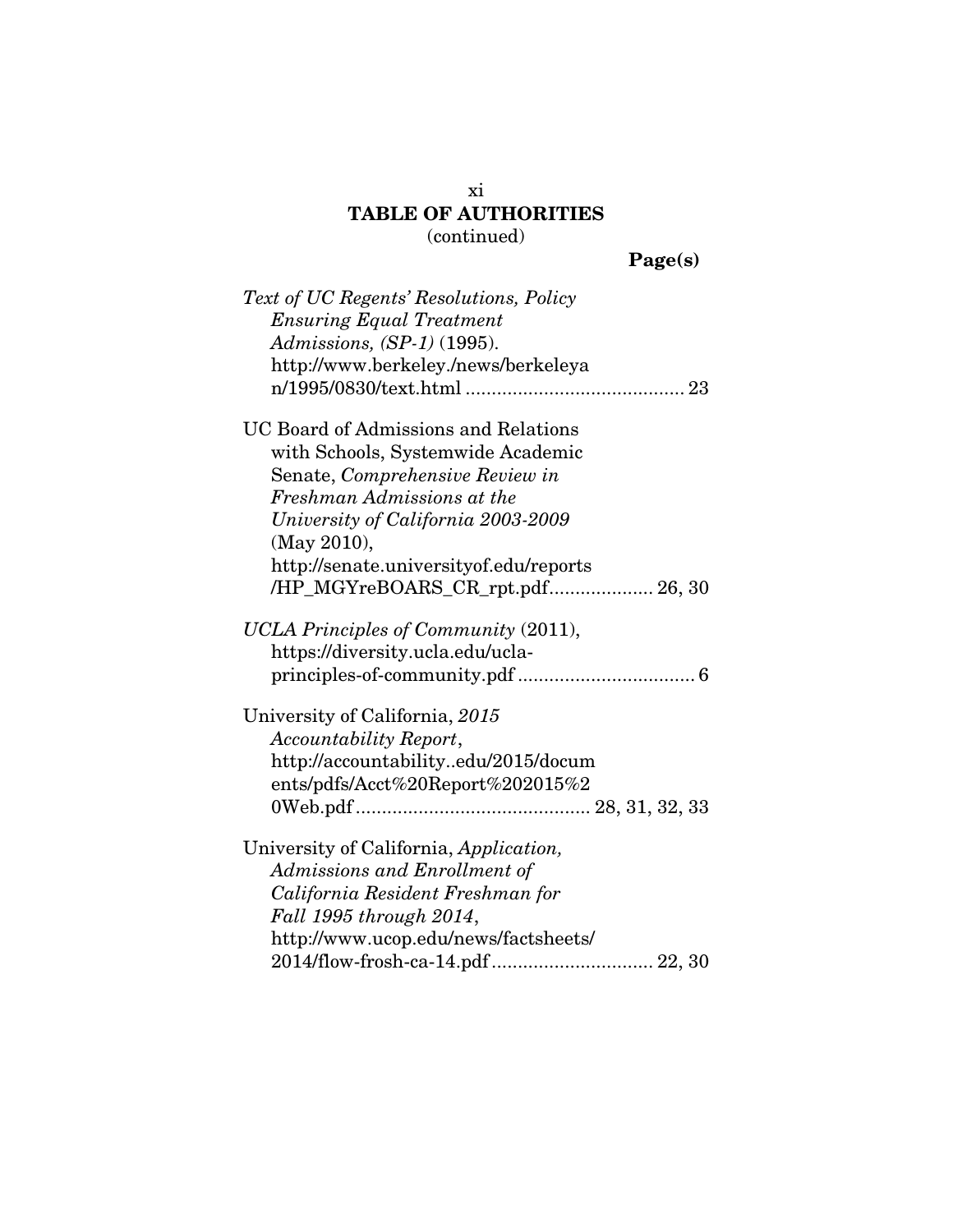# TABLE OF AUTHORITIES
(continued)

**Page(s)**

*Text of UC Regents' Resolutions, Policy Ensuring Equal Treatment Admissions, (SP-1)* (1995). http://www.berkeley./news/berkeleyan/1995/0830/text.html .......................................... 23

UC Board of Admissions and Relations with Schools, Systemwide Academic Senate, *Comprehensive Review in Freshman Admissions at the University of California 2003-2009* (May 2010), http://senate.universityof.edu/reports/HP_MGYreBOARS_CR_rpt.pdf.................... 26, 30

*UCLA Principles of Community* (2011), https://diversity.ucla.edu/ucla-principles-of-community.pdf .................................. 6

University of California, *2015 Accountability Report*, http://accountability..edu/2015/documents/pdfs/Acct%20Report%202015%20Web.pdf ............................................ 28, 31, 32, 33

University of California, *Application, Admissions and Enrollment of California Resident Freshman for Fall 1995 through 2014*, http://www.ucop.edu/news/factsheets/2014/flow-frosh-ca-14.pdf ............................... 22, 30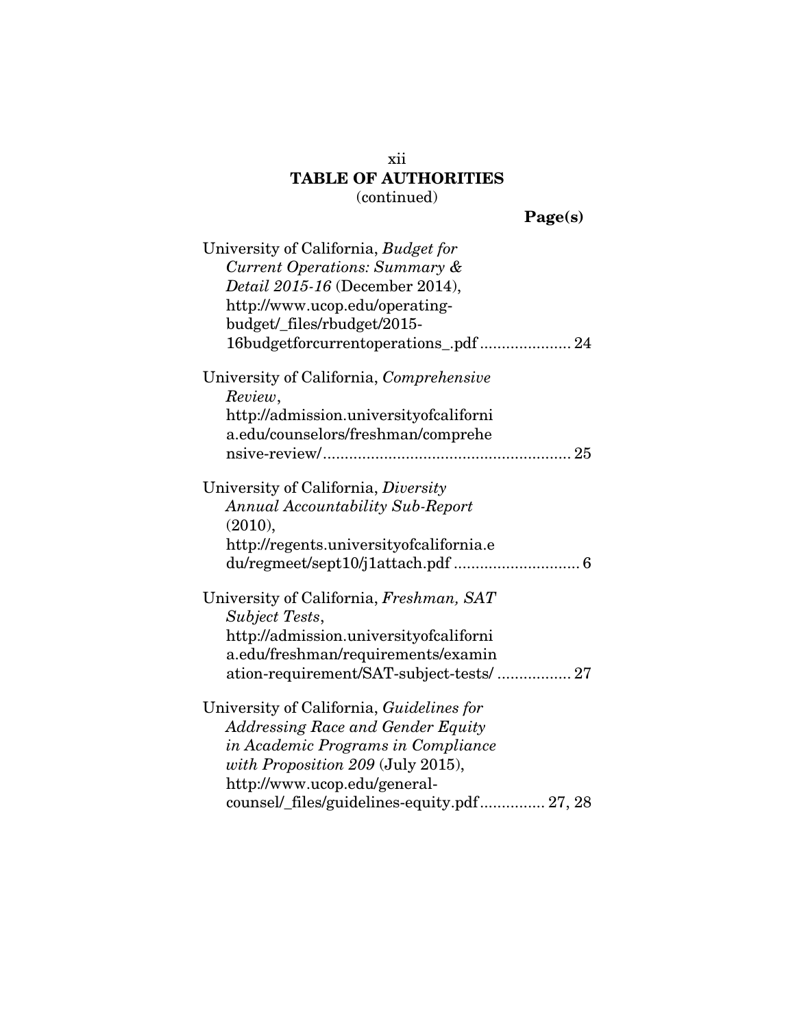**TABLE OF AUTHORITIES**
(continued)

**Page(s)**

University of California, *Budget for Current Operations: Summary & Detail 2015-16* (December 2014), http://www.ucop.edu/operating-budget/_files/rbudget/2015-16budgetforcurrentoperations_.pdf ..................... 24

University of California, *Comprehensive Review*, http://admission.universityofcalifornia.edu/counselors/freshman/comprehensive-review/......................................................... 25

University of California, *Diversity Annual Accountability Sub-Report* (2010), http://regents.universityofcalifornia.edu/regmeet/sept10/j1attach.pdf ............................ 6

University of California, *Freshman, SAT Subject Tests*, http://admission.universityofcalifornia.edu/freshman/requirements/examination-requirement/SAT-subject-tests/ ................. 27

University of California, *Guidelines for Addressing Race and Gender Equity in Academic Programs in Compliance with Proposition 209* (July 2015), http://www.ucop.edu/general-counsel/_files/guidelines-equity.pdf............... 27, 28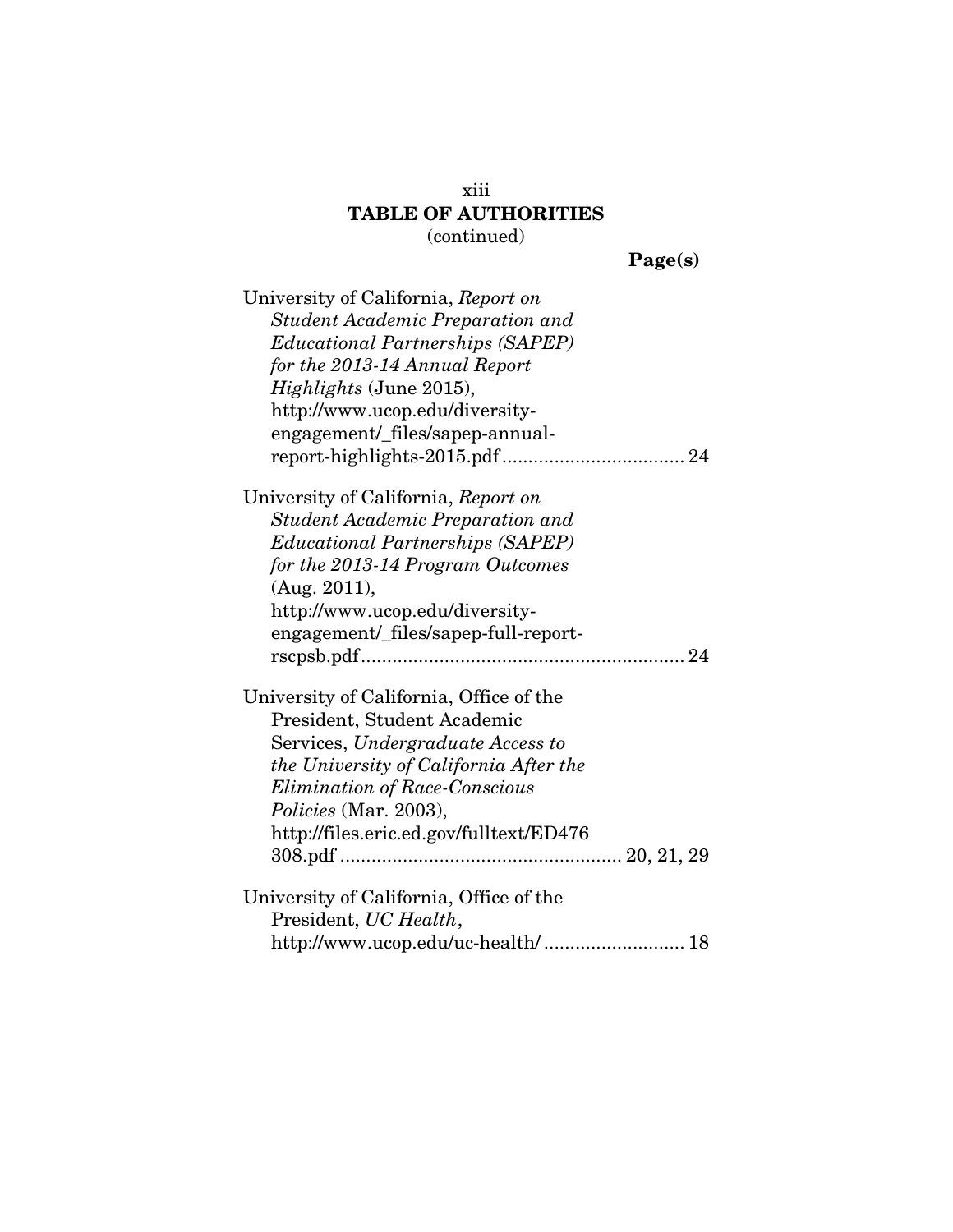# TABLE OF AUTHORITIES

(continued)

**Page(s)**

University of California, *Report on Student Academic Preparation and Educational Partnerships (SAPEP) for the 2013-14 Annual Report Highlights* (June 2015), http://www.ucop.edu/diversity-engagement/_files/sapep-annual-report-highlights-2015.pdf .................................. 24

University of California, *Report on Student Academic Preparation and Educational Partnerships (SAPEP) for the 2013-14 Program Outcomes* (Aug. 2011), http://www.ucop.edu/diversity-engagement/_files/sapep-full-report-rscpsb.pdf ............................................................ 24

University of California, Office of the President, Student Academic Services, *Undergraduate Access to the University of California After the Elimination of Race-Conscious Policies* (Mar. 2003), http://files.eric.ed.gov/fulltext/ED476308.pdf ..................................................... 20, 21, 29

University of California, Office of the President, *UC Health*, http://www.ucop.edu/uc-health/ .......................... 18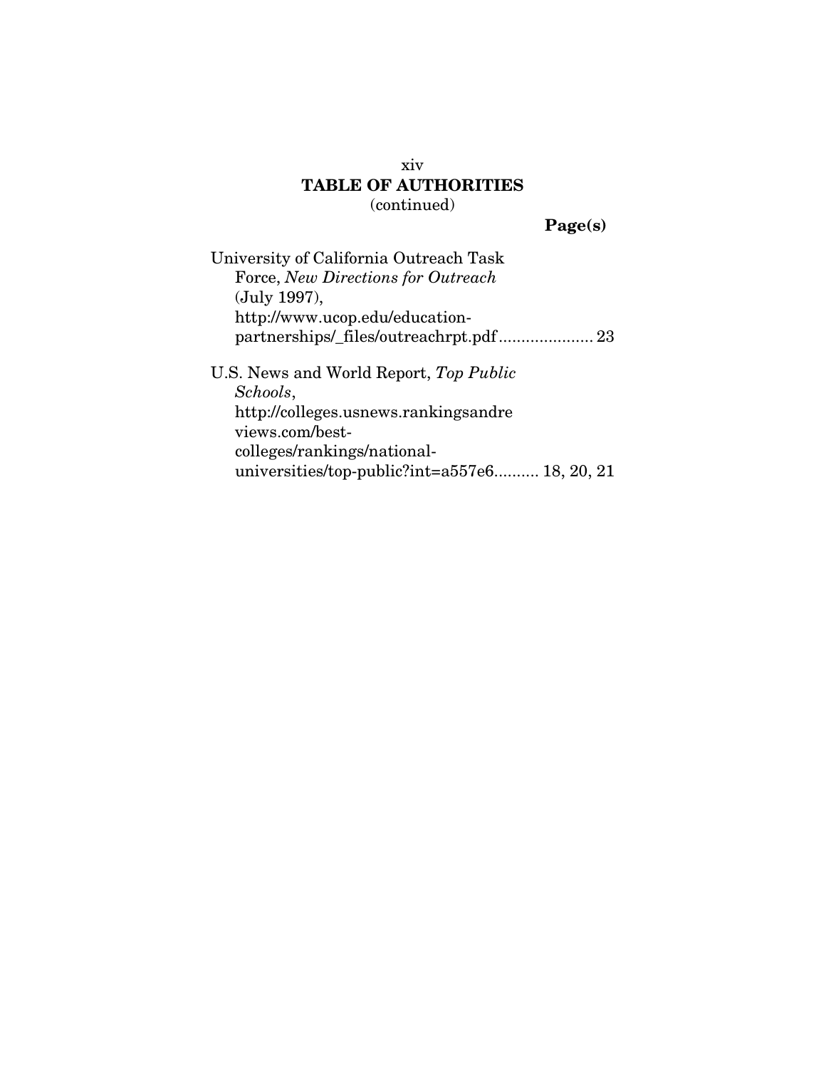## TABLE OF AUTHORITIES
(continued)

**Page(s)**

University of California Outreach Task Force, *New Directions for Outreach* (July 1997), http://www.ucop.edu/education-partnerships/_files/outreachrpt.pdf..................... 23

U.S. News and World Report, *Top Public Schools*, http://colleges.usnews.rankingsandreviews.com/best-colleges/rankings/national-universities/top-public?int=a557e6.......... 18, 20, 21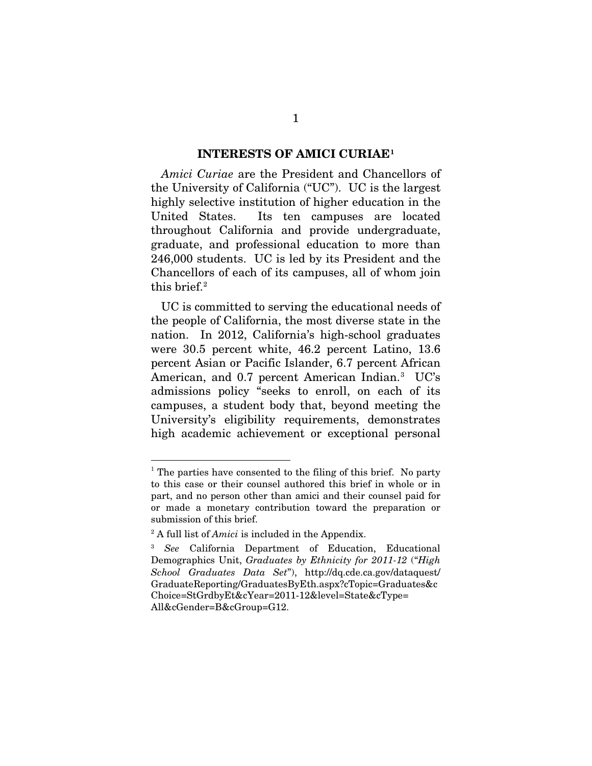## INTERESTS OF AMICI CURIAE[1]

*Amici Curiae* are the President and Chancellors of the University of California ("UC"). UC is the largest highly selective institution of higher education in the United States. Its ten campuses are located throughout California and provide undergraduate, graduate, and professional education to more than 246,000 students. UC is led by its President and the Chancellors of each of its campuses, all of whom join this brief.[2]

UC is committed to serving the educational needs of the people of California, the most diverse state in the nation. In 2012, California's high-school graduates were 30.5 percent white, 46.2 percent Latino, 13.6 percent Asian or Pacific Islander, 6.7 percent African American, and 0.7 percent American Indian.[3] UC's admissions policy "seeks to enroll, on each of its campuses, a student body that, beyond meeting the University's eligibility requirements, demonstrates high academic achievement or exceptional personal

---

[1] The parties have consented to the filing of this brief. No party to this case or their counsel authored this brief in whole or in part, and no person other than amici and their counsel paid for or made a monetary contribution toward the preparation or submission of this brief.

[2] A full list of *Amici* is included in the Appendix.

[3] *See* California Department of Education, Educational Demographics Unit, *Graduates by Ethnicity for 2011-12* ("*High School Graduates Data Set*"), http://dq.cde.ca.gov/dataquest/GraduateReporting/GraduatesByEth.aspx?cTopic=Graduates&cChoice=StGrdbyEt&cYear=2011-12&level=State&cType=All&cGender=B&cGroup=G12.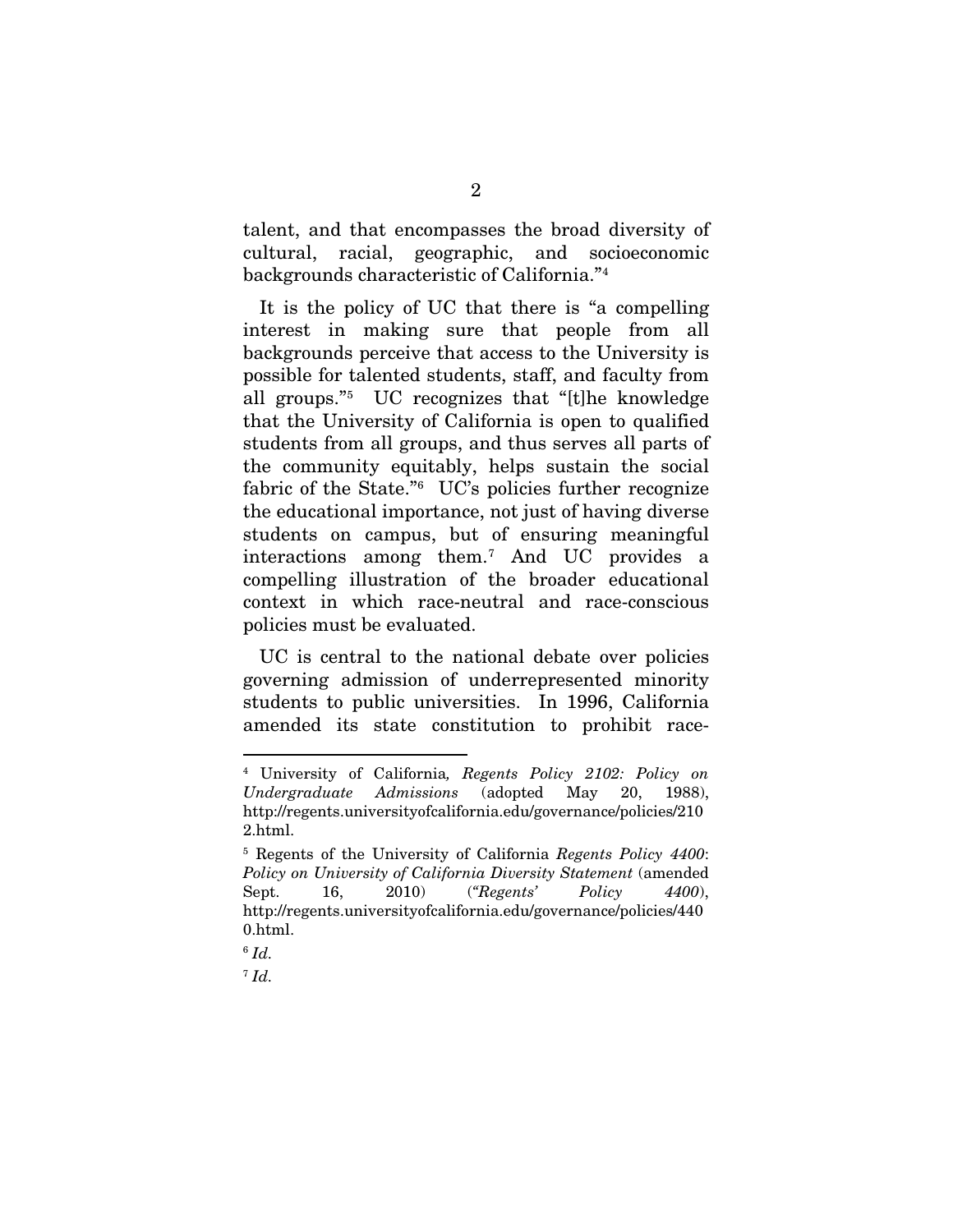talent, and that encompasses the broad diversity of cultural, racial, geographic, and socioeconomic backgrounds characteristic of California."[4]

It is the policy of UC that there is "a compelling interest in making sure that people from all backgrounds perceive that access to the University is possible for talented students, staff, and faculty from all groups."[5] UC recognizes that "[t]he knowledge that the University of California is open to qualified students from all groups, and thus serves all parts of the community equitably, helps sustain the social fabric of the State."[6] UC's policies further recognize the educational importance, not just of having diverse students on campus, but of ensuring meaningful interactions among them.[7] And UC provides a compelling illustration of the broader educational context in which race-neutral and race-conscious policies must be evaluated.

UC is central to the national debate over policies governing admission of underrepresented minority students to public universities. In 1996, California amended its state constitution to prohibit race-

---

[4] University of California, *Regents Policy 2102: Policy on Undergraduate Admissions* (adopted May 20, 1988), http://regents.universityofcalifornia.edu/governance/policies/2102.html.

[5] Regents of the University of California *Regents Policy 4400*: *Policy on University of California Diversity Statement* (amended Sept. 16, 2010) (*"Regents' Policy 4400*), http://regents.universityofcalifornia.edu/governance/policies/4400.html.

[6] *Id.*

[7] *Id.*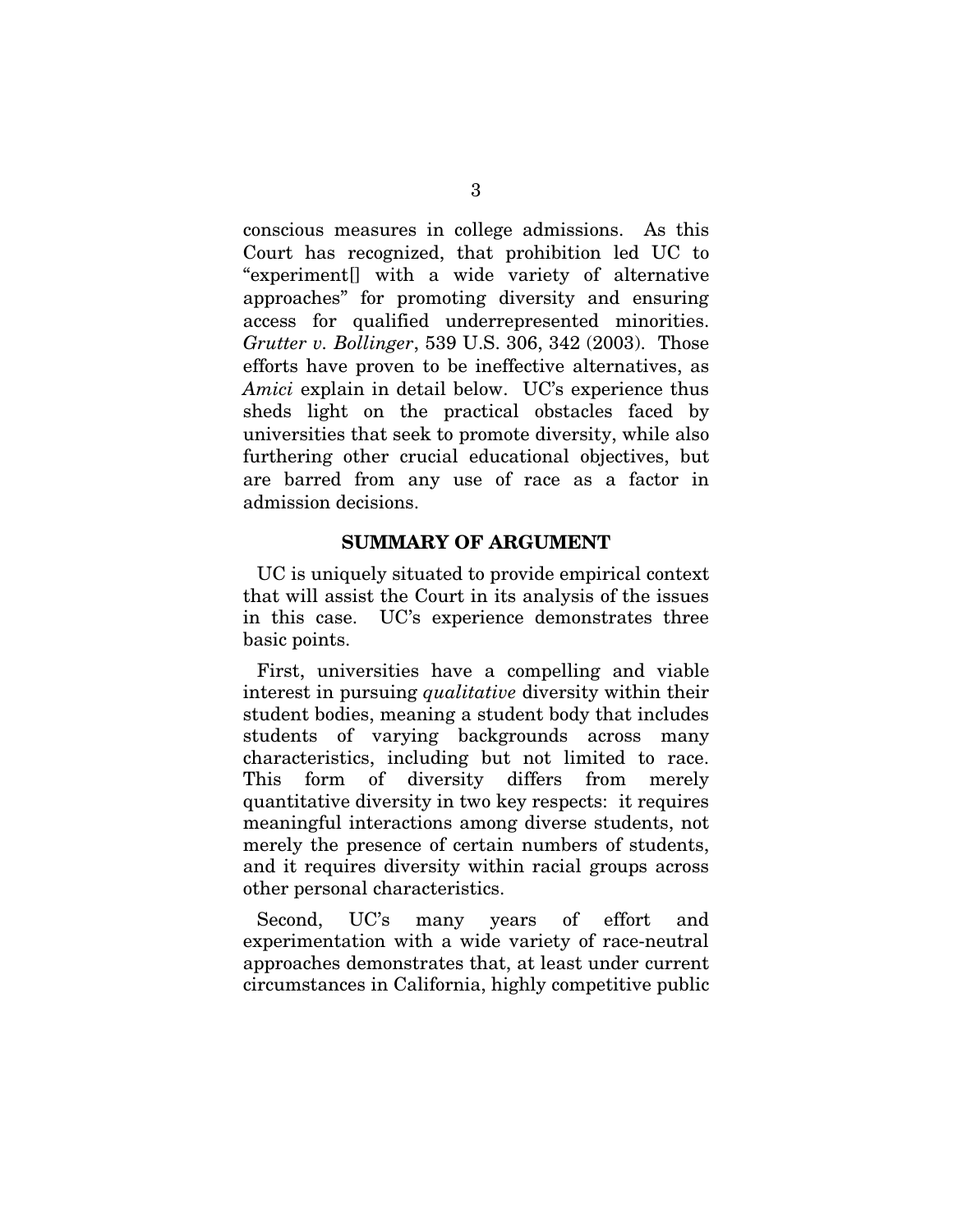conscious measures in college admissions. As this Court has recognized, that prohibition led UC to "experiment[] with a wide variety of alternative approaches" for promoting diversity and ensuring access for qualified underrepresented minorities. *Grutter v. Bollinger*, 539 U.S. 306, 342 (2003). Those efforts have proven to be ineffective alternatives, as *Amici* explain in detail below. UC's experience thus sheds light on the practical obstacles faced by universities that seek to promote diversity, while also furthering other crucial educational objectives, but are barred from any use of race as a factor in admission decisions.

## SUMMARY OF ARGUMENT

UC is uniquely situated to provide empirical context that will assist the Court in its analysis of the issues in this case. UC's experience demonstrates three basic points.

First, universities have a compelling and viable interest in pursuing *qualitative* diversity within their student bodies, meaning a student body that includes students of varying backgrounds across many characteristics, including but not limited to race. This form of diversity differs from merely quantitative diversity in two key respects: it requires meaningful interactions among diverse students, not merely the presence of certain numbers of students, and it requires diversity within racial groups across other personal characteristics.

Second, UC's many years of effort and experimentation with a wide variety of race-neutral approaches demonstrates that, at least under current circumstances in California, highly competitive public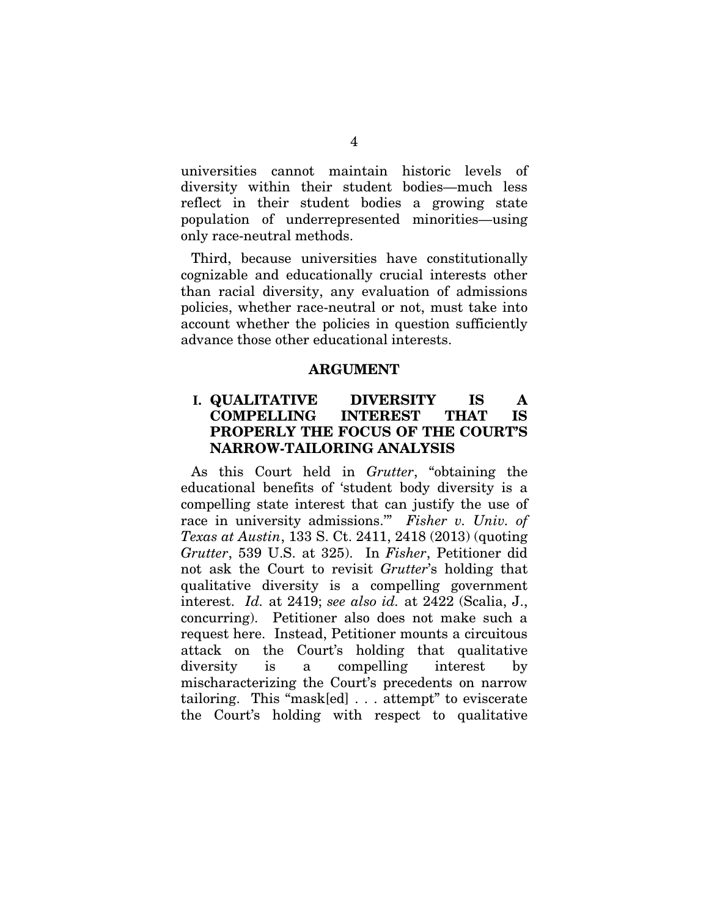universities cannot maintain historic levels of diversity within their student bodies—much less reflect in their student bodies a growing state population of underrepresented minorities—using only race-neutral methods.

Third, because universities have constitutionally cognizable and educationally crucial interests other than racial diversity, any evaluation of admissions policies, whether race-neutral or not, must take into account whether the policies in question sufficiently advance those other educational interests.

## ARGUMENT

### I. QUALITATIVE DIVERSITY IS A COMPELLING INTEREST THAT IS PROPERLY THE FOCUS OF THE COURT'S NARROW-TAILORING ANALYSIS

As this Court held in *Grutter*, "obtaining the educational benefits of 'student body diversity is a compelling state interest that can justify the use of race in university admissions.'" *Fisher v. Univ. of Texas at Austin*, 133 S. Ct. 2411, 2418 (2013) (quoting *Grutter*, 539 U.S. at 325). In *Fisher*, Petitioner did not ask the Court to revisit *Grutter*'s holding that qualitative diversity is a compelling government interest. *Id.* at 2419; *see also id.* at 2422 (Scalia, J., concurring). Petitioner also does not make such a request here. Instead, Petitioner mounts a circuitous attack on the Court's holding that qualitative diversity is a compelling interest by mischaracterizing the Court's precedents on narrow tailoring. This "mask[ed] . . . attempt" to eviscerate the Court's holding with respect to qualitative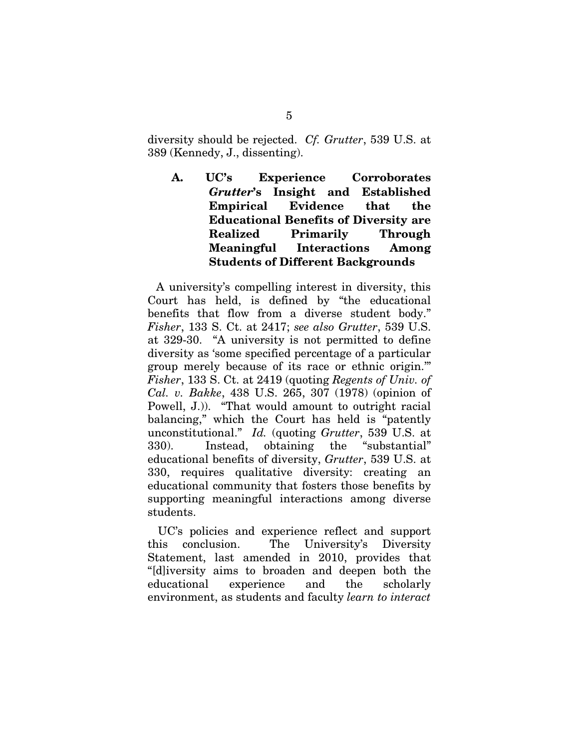diversity should be rejected. *Cf. Grutter*, 539 U.S. at 389 (Kennedy, J., dissenting).

### A. UC's Experience Corroborates *Grutter*'s Insight and Established Empirical Evidence that the Educational Benefits of Diversity are Realized Primarily Through Meaningful Interactions Among Students of Different Backgrounds

A university's compelling interest in diversity, this Court has held, is defined by "the educational benefits that flow from a diverse student body." *Fisher*, 133 S. Ct. at 2417; *see also Grutter*, 539 U.S. at 329-30. "A university is not permitted to define diversity as 'some specified percentage of a particular group merely because of its race or ethnic origin.'" *Fisher*, 133 S. Ct. at 2419 (quoting *Regents of Univ. of Cal. v. Bakke*, 438 U.S. 265, 307 (1978) (opinion of Powell, J.)). "That would amount to outright racial balancing," which the Court has held is "patently unconstitutional." *Id.* (quoting *Grutter*, 539 U.S. at 330). Instead, obtaining the "substantial" educational benefits of diversity, *Grutter*, 539 U.S. at 330, requires qualitative diversity: creating an educational community that fosters those benefits by supporting meaningful interactions among diverse students.

UC's policies and experience reflect and support this conclusion. The University's Diversity Statement, last amended in 2010, provides that "[d]iversity aims to broaden and deepen both the educational experience and the scholarly environment, as students and faculty *learn to interact*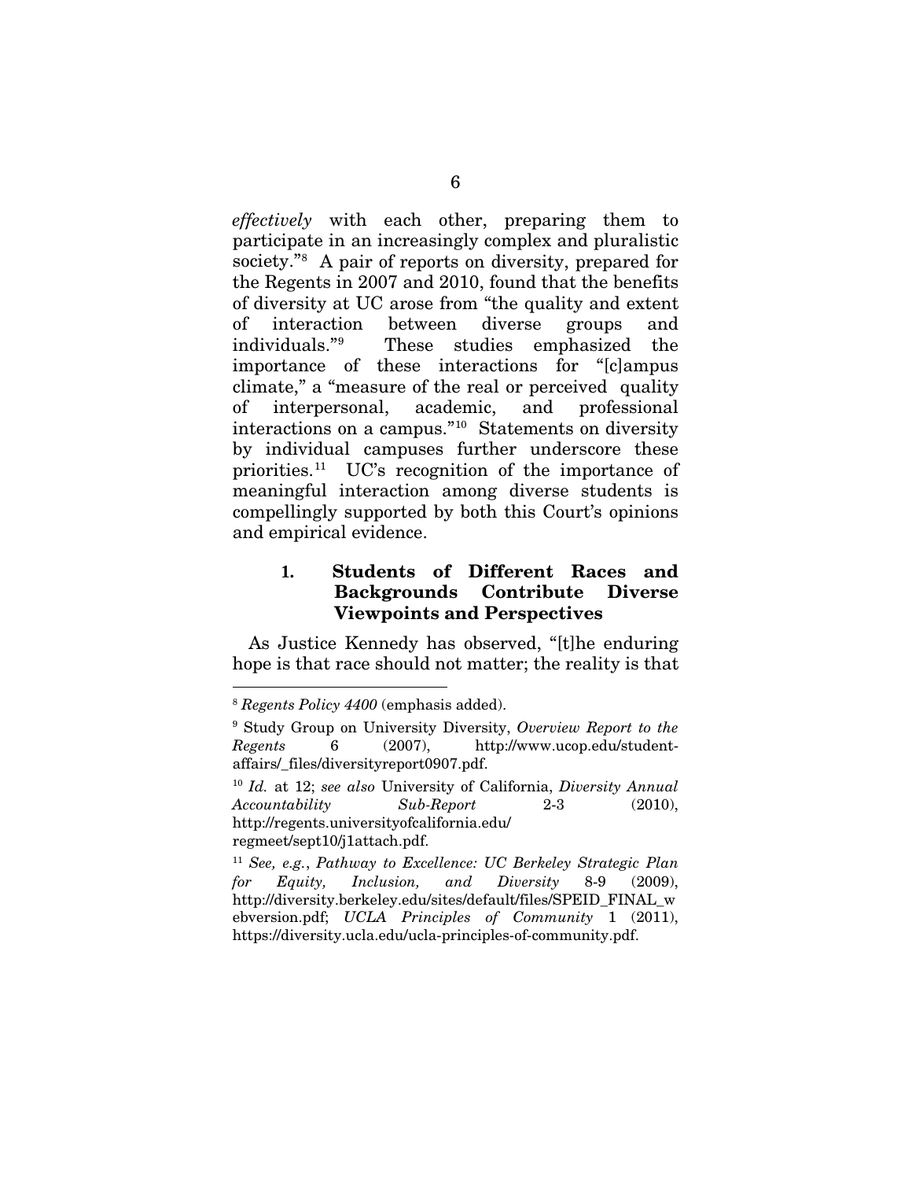*effectively* with each other, preparing them to participate in an increasingly complex and pluralistic society."[8] A pair of reports on diversity, prepared for the Regents in 2007 and 2010, found that the benefits of diversity at UC arose from "the quality and extent of interaction between diverse groups and individuals."[9] These studies emphasized the importance of these interactions for "[c]ampus climate," a "measure of the real or perceived quality of interpersonal, academic, and professional interactions on a campus."[10] Statements on diversity by individual campuses further underscore these priorities.[11] UC's recognition of the importance of meaningful interaction among diverse students is compellingly supported by both this Court's opinions and empirical evidence.

### 1. Students of Different Races and Backgrounds Contribute Diverse Viewpoints and Perspectives

As Justice Kennedy has observed, "[t]he enduring hope is that race should not matter; the reality is that

---

[8] *Regents Policy 4400* (emphasis added).

[9] Study Group on University Diversity, *Overview Report to the Regents* 6 (2007), http://www.ucop.edu/student-affairs/_files/diversityreport0907.pdf.

[10] *Id.* at 12; *see also* University of California, *Diversity Annual Accountability Sub-Report* 2-3 (2010), http://regents.universityofcalifornia.edu/regmeet/sept10/j1attach.pdf.

[11] *See, e.g.*, *Pathway to Excellence: UC Berkeley Strategic Plan for Equity, Inclusion, and Diversity* 8-9 (2009), http://diversity.berkeley.edu/sites/default/files/SPEID_FINAL_webversion.pdf; *UCLA Principles of Community* 1 (2011), https://diversity.ucla.edu/ucla-principles-of-community.pdf.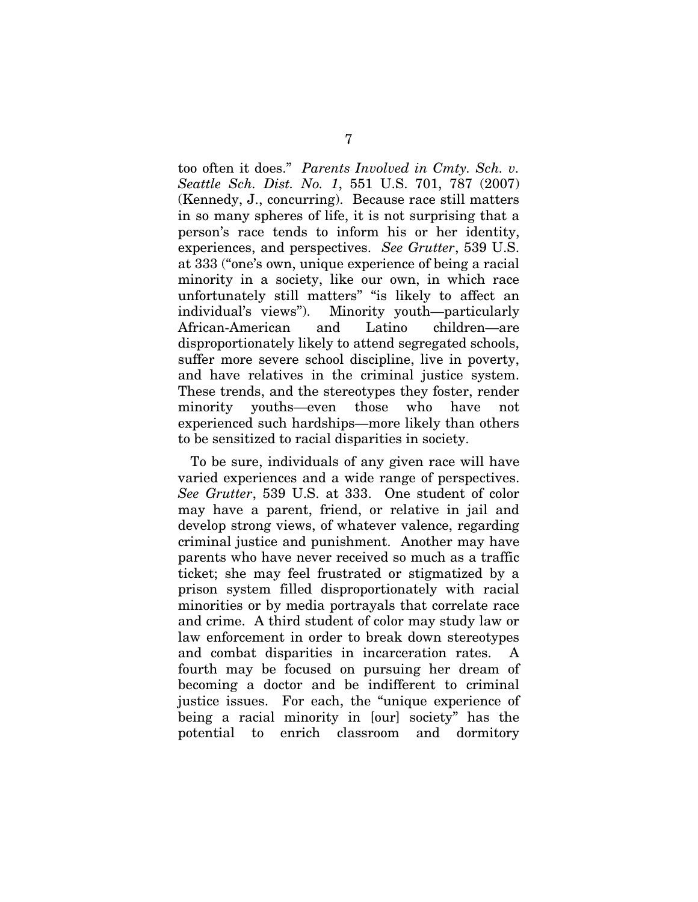too often it does." *Parents Involved in Cmty. Sch. v. Seattle Sch. Dist. No. 1*, 551 U.S. 701, 787 (2007) (Kennedy, J., concurring). Because race still matters in so many spheres of life, it is not surprising that a person's race tends to inform his or her identity, experiences, and perspectives. *See Grutter*, 539 U.S. at 333 ("one's own, unique experience of being a racial minority in a society, like our own, in which race unfortunately still matters" "is likely to affect an individual's views"). Minority youth—particularly African-American and Latino children—are disproportionately likely to attend segregated schools, suffer more severe school discipline, live in poverty, and have relatives in the criminal justice system. These trends, and the stereotypes they foster, render minority youths—even those who have not experienced such hardships—more likely than others to be sensitized to racial disparities in society.

To be sure, individuals of any given race will have varied experiences and a wide range of perspectives. *See Grutter*, 539 U.S. at 333. One student of color may have a parent, friend, or relative in jail and develop strong views, of whatever valence, regarding criminal justice and punishment. Another may have parents who have never received so much as a traffic ticket; she may feel frustrated or stigmatized by a prison system filled disproportionately with racial minorities or by media portrayals that correlate race and crime. A third student of color may study law or law enforcement in order to break down stereotypes and combat disparities in incarceration rates. A fourth may be focused on pursuing her dream of becoming a doctor and be indifferent to criminal justice issues. For each, the "unique experience of being a racial minority in [our] society" has the potential to enrich classroom and dormitory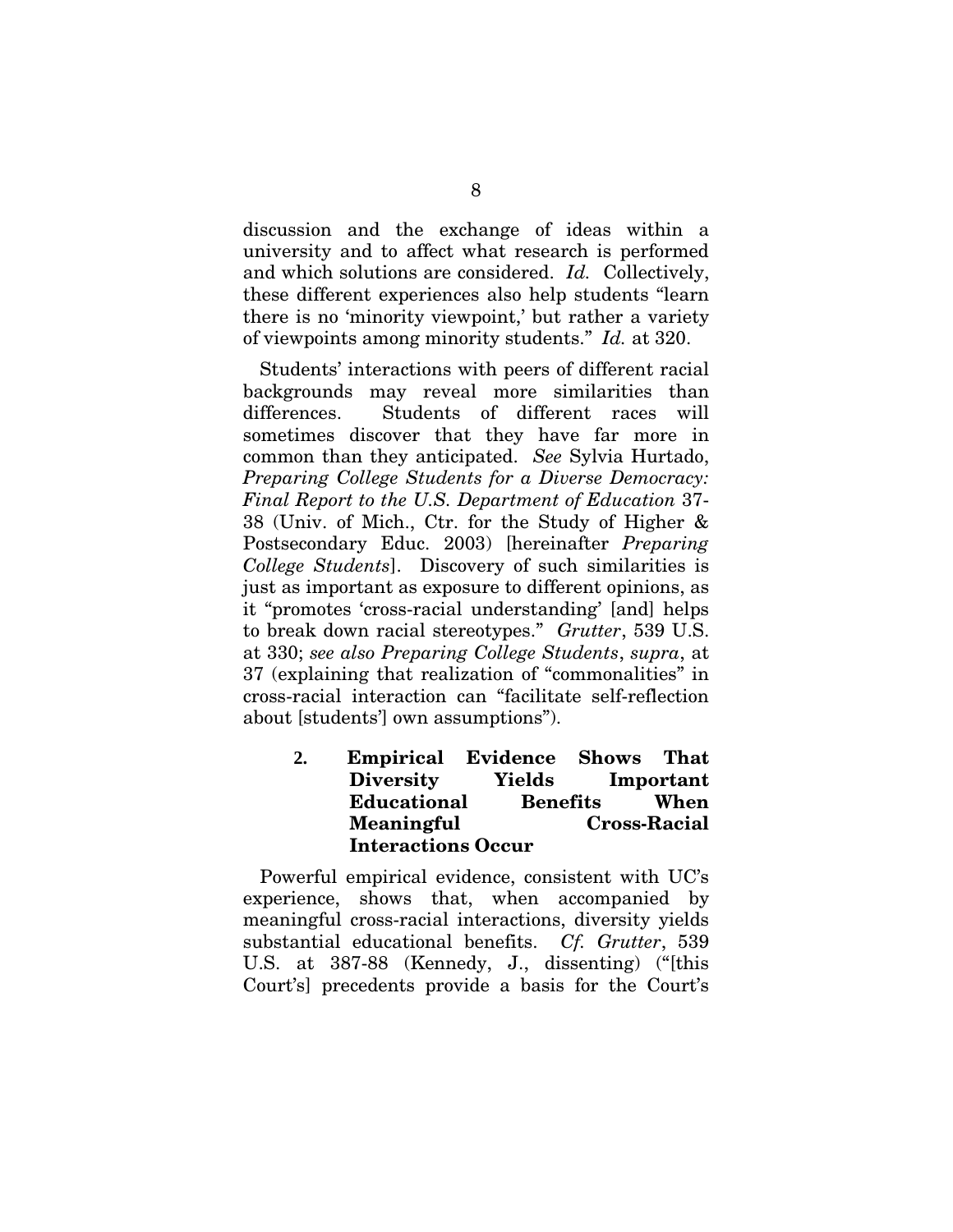discussion and the exchange of ideas within a university and to affect what research is performed and which solutions are considered. *Id.* Collectively, these different experiences also help students "learn there is no 'minority viewpoint,' but rather a variety of viewpoints among minority students." *Id.* at 320.

Students' interactions with peers of different racial backgrounds may reveal more similarities than differences. Students of different races will sometimes discover that they have far more in common than they anticipated. *See* Sylvia Hurtado, *Preparing College Students for a Diverse Democracy: Final Report to the U.S. Department of Education* 37-38 (Univ. of Mich., Ctr. for the Study of Higher & Postsecondary Educ. 2003) [hereinafter *Preparing College Students*]. Discovery of such similarities is just as important as exposure to different opinions, as it "promotes 'cross-racial understanding' [and] helps to break down racial stereotypes." *Grutter*, 539 U.S. at 330; *see also Preparing College Students*, *supra*, at 37 (explaining that realization of "commonalities" in cross-racial interaction can "facilitate self-reflection about [students'] own assumptions").

### 2. Empirical Evidence Shows That Diversity Yields Important Educational Benefits When Meaningful Cross-Racial Interactions Occur

Powerful empirical evidence, consistent with UC's experience, shows that, when accompanied by meaningful cross-racial interactions, diversity yields substantial educational benefits. *Cf. Grutter*, 539 U.S. at 387-88 (Kennedy, J., dissenting) ("[this Court's] precedents provide a basis for the Court's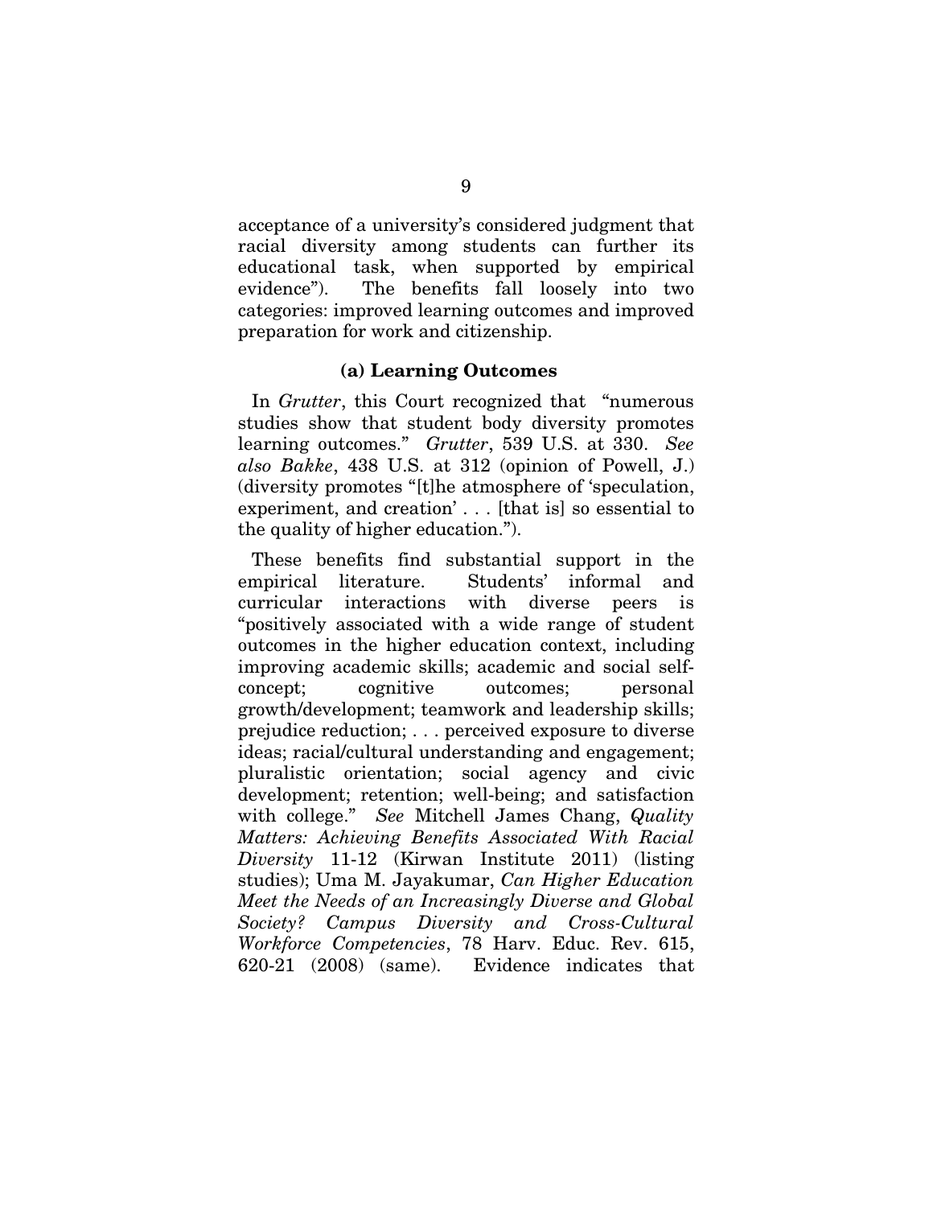acceptance of a university's considered judgment that racial diversity among students can further its educational task, when supported by empirical evidence"). The benefits fall loosely into two categories: improved learning outcomes and improved preparation for work and citizenship.

### (a) Learning Outcomes

In *Grutter*, this Court recognized that "numerous studies show that student body diversity promotes learning outcomes." *Grutter*, 539 U.S. at 330. *See also Bakke*, 438 U.S. at 312 (opinion of Powell, J.) (diversity promotes "[t]he atmosphere of 'speculation, experiment, and creation' . . . [that is] so essential to the quality of higher education.").

These benefits find substantial support in the empirical literature. Students' informal and curricular interactions with diverse peers is "positively associated with a wide range of student outcomes in the higher education context, including improving academic skills; academic and social self-concept; cognitive outcomes; personal growth/development; teamwork and leadership skills; prejudice reduction; . . . perceived exposure to diverse ideas; racial/cultural understanding and engagement; pluralistic orientation; social agency and civic development; retention; well-being; and satisfaction with college." *See* Mitchell James Chang, *Quality Matters: Achieving Benefits Associated With Racial Diversity* 11-12 (Kirwan Institute 2011) (listing studies); Uma M. Jayakumar, *Can Higher Education Meet the Needs of an Increasingly Diverse and Global Society? Campus Diversity and Cross-Cultural Workforce Competencies*, 78 Harv. Educ. Rev. 615, 620-21 (2008) (same). Evidence indicates that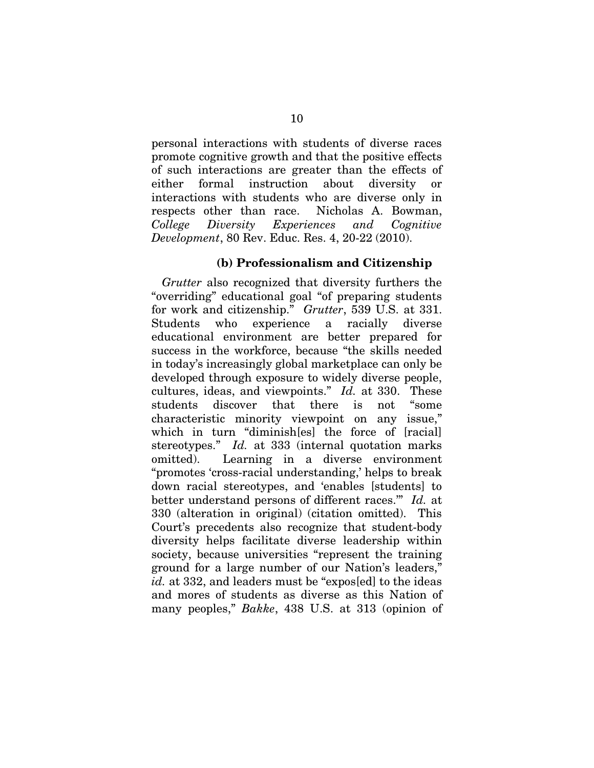personal interactions with students of diverse races promote cognitive growth and that the positive effects of such interactions are greater than the effects of either formal instruction about diversity or interactions with students who are diverse only in respects other than race. Nicholas A. Bowman, *College Diversity Experiences and Cognitive Development*, 80 Rev. Educ. Res. 4, 20-22 (2010).

#### (b) Professionalism and Citizenship

*Grutter* also recognized that diversity furthers the "overriding" educational goal "of preparing students for work and citizenship." *Grutter*, 539 U.S. at 331. Students who experience a racially diverse educational environment are better prepared for success in the workforce, because "the skills needed in today's increasingly global marketplace can only be developed through exposure to widely diverse people, cultures, ideas, and viewpoints." *Id.* at 330. These students discover that there is not "some characteristic minority viewpoint on any issue," which in turn "diminish[es] the force of [racial] stereotypes." *Id.* at 333 (internal quotation marks omitted). Learning in a diverse environment "promotes 'cross-racial understanding,' helps to break down racial stereotypes, and 'enables [students] to better understand persons of different races.'" *Id.* at 330 (alteration in original) (citation omitted). This Court's precedents also recognize that student-body diversity helps facilitate diverse leadership within society, because universities "represent the training ground for a large number of our Nation's leaders," *id.* at 332, and leaders must be "expos[ed] to the ideas and mores of students as diverse as this Nation of many peoples," *Bakke*, 438 U.S. at 313 (opinion of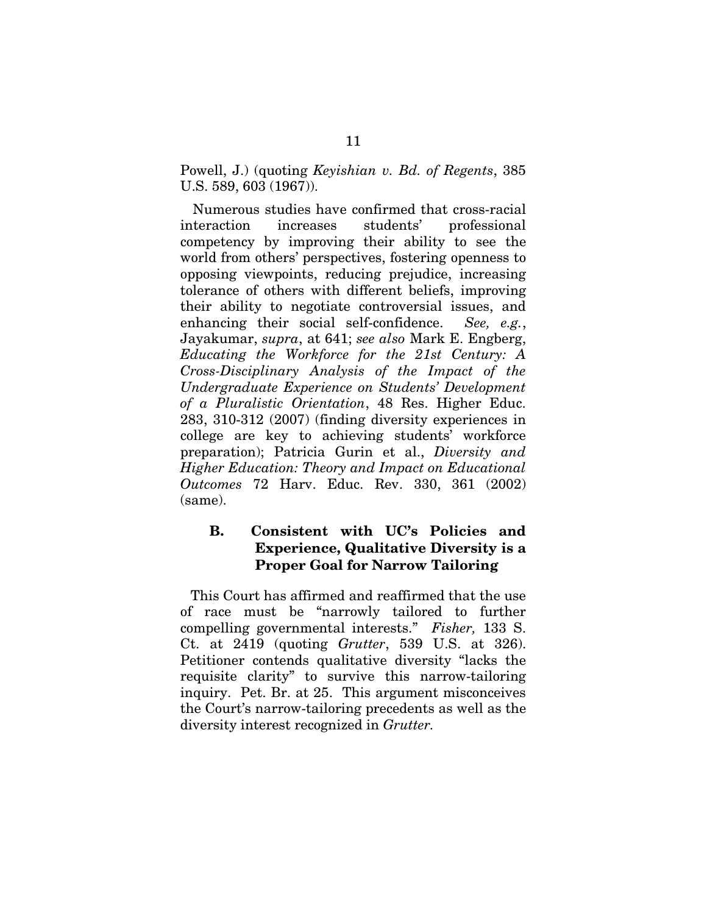Powell, J.) (quoting *Keyishian v. Bd. of Regents*, 385 U.S. 589, 603 (1967)).

Numerous studies have confirmed that cross-racial interaction increases students' professional competency by improving their ability to see the world from others' perspectives, fostering openness to opposing viewpoints, reducing prejudice, increasing tolerance of others with different beliefs, improving their ability to negotiate controversial issues, and enhancing their social self-confidence. *See, e.g.*, Jayakumar, *supra*, at 641; *see also* Mark E. Engberg, *Educating the Workforce for the 21st Century: A Cross-Disciplinary Analysis of the Impact of the Undergraduate Experience on Students' Development of a Pluralistic Orientation*, 48 Res. Higher Educ. 283, 310-312 (2007) (finding diversity experiences in college are key to achieving students' workforce preparation); Patricia Gurin et al., *Diversity and Higher Education: Theory and Impact on Educational Outcomes* 72 Harv. Educ. Rev. 330, 361 (2002) (same).

### B. Consistent with UC's Policies and Experience, Qualitative Diversity is a Proper Goal for Narrow Tailoring

This Court has affirmed and reaffirmed that the use of race must be "narrowly tailored to further compelling governmental interests." *Fisher,* 133 S. Ct. at 2419 (quoting *Grutter*, 539 U.S. at 326). Petitioner contends qualitative diversity "lacks the requisite clarity" to survive this narrow-tailoring inquiry. Pet. Br. at 25. This argument misconceives the Court's narrow-tailoring precedents as well as the diversity interest recognized in *Grutter.*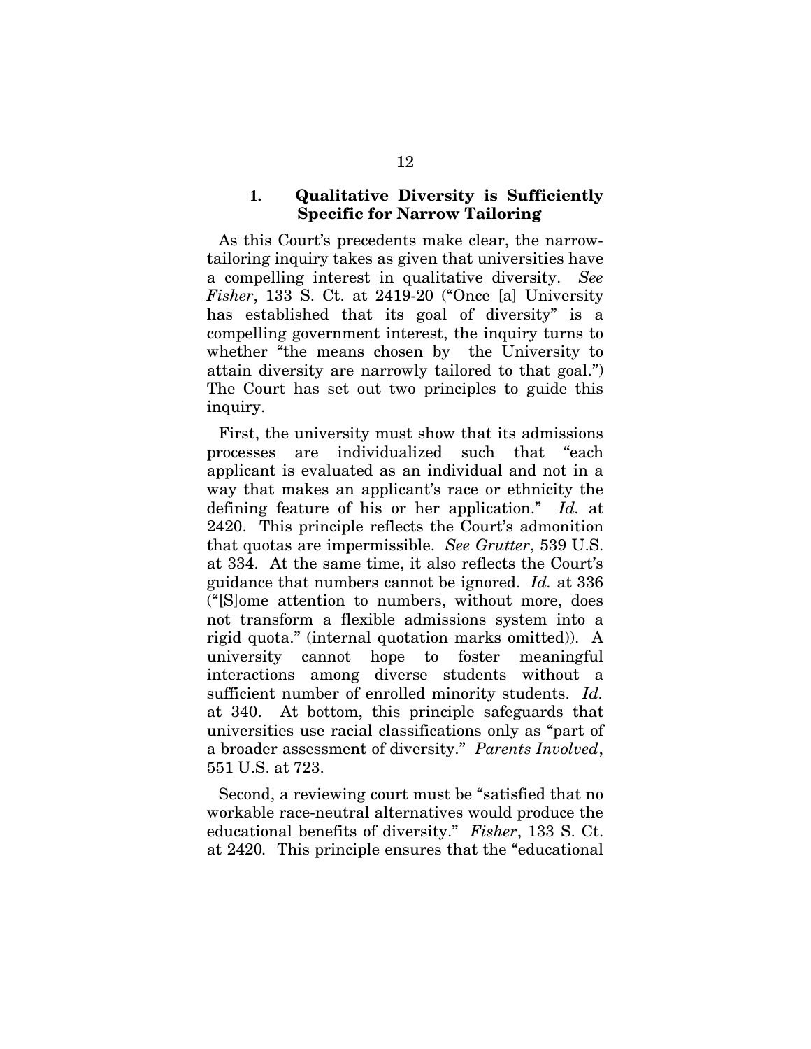### 1. Qualitative Diversity is Sufficiently Specific for Narrow Tailoring

As this Court's precedents make clear, the narrow-tailoring inquiry takes as given that universities have a compelling interest in qualitative diversity. *See Fisher*, 133 S. Ct. at 2419-20 ("Once [a] University has established that its goal of diversity" is a compelling government interest, the inquiry turns to whether "the means chosen by the University to attain diversity are narrowly tailored to that goal.") The Court has set out two principles to guide this inquiry.

First, the university must show that its admissions processes are individualized such that "each applicant is evaluated as an individual and not in a way that makes an applicant's race or ethnicity the defining feature of his or her application." *Id.* at 2420. This principle reflects the Court's admonition that quotas are impermissible. *See Grutter*, 539 U.S. at 334. At the same time, it also reflects the Court's guidance that numbers cannot be ignored. *Id.* at 336 ("[S]ome attention to numbers, without more, does not transform a flexible admissions system into a rigid quota." (internal quotation marks omitted)). A university cannot hope to foster meaningful interactions among diverse students without a sufficient number of enrolled minority students. *Id.* at 340. At bottom, this principle safeguards that universities use racial classifications only as "part of a broader assessment of diversity." *Parents Involved*, 551 U.S. at 723.

Second, a reviewing court must be "satisfied that no workable race-neutral alternatives would produce the educational benefits of diversity." *Fisher*, 133 S. Ct. at 2420. This principle ensures that the "educational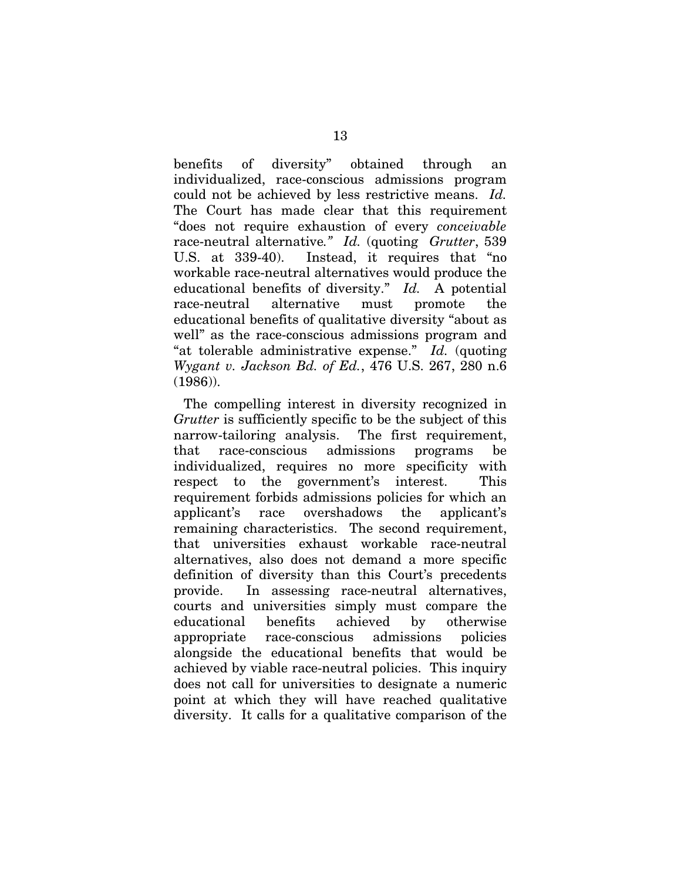benefits of diversity" obtained through an individualized, race-conscious admissions program could not be achieved by less restrictive means. *Id.* The Court has made clear that this requirement "does not require exhaustion of every *conceivable* race-neutral alternative*." Id.* (quoting *Grutter*, 539 U.S. at 339-40). Instead, it requires that "no workable race-neutral alternatives would produce the educational benefits of diversity." *Id.* A potential race-neutral alternative must promote the educational benefits of qualitative diversity "about as well" as the race-conscious admissions program and "at tolerable administrative expense." *Id.* (quoting *Wygant v. Jackson Bd. of Ed.*, 476 U.S. 267, 280 n.6 (1986)).

The compelling interest in diversity recognized in *Grutter* is sufficiently specific to be the subject of this narrow-tailoring analysis. The first requirement, that race-conscious admissions programs be individualized, requires no more specificity with respect to the government's interest. This requirement forbids admissions policies for which an applicant's race overshadows the applicant's remaining characteristics. The second requirement, that universities exhaust workable race-neutral alternatives, also does not demand a more specific definition of diversity than this Court's precedents provide. In assessing race-neutral alternatives, courts and universities simply must compare the educational benefits achieved by otherwise appropriate race-conscious admissions policies alongside the educational benefits that would be achieved by viable race-neutral policies. This inquiry does not call for universities to designate a numeric point at which they will have reached qualitative diversity. It calls for a qualitative comparison of the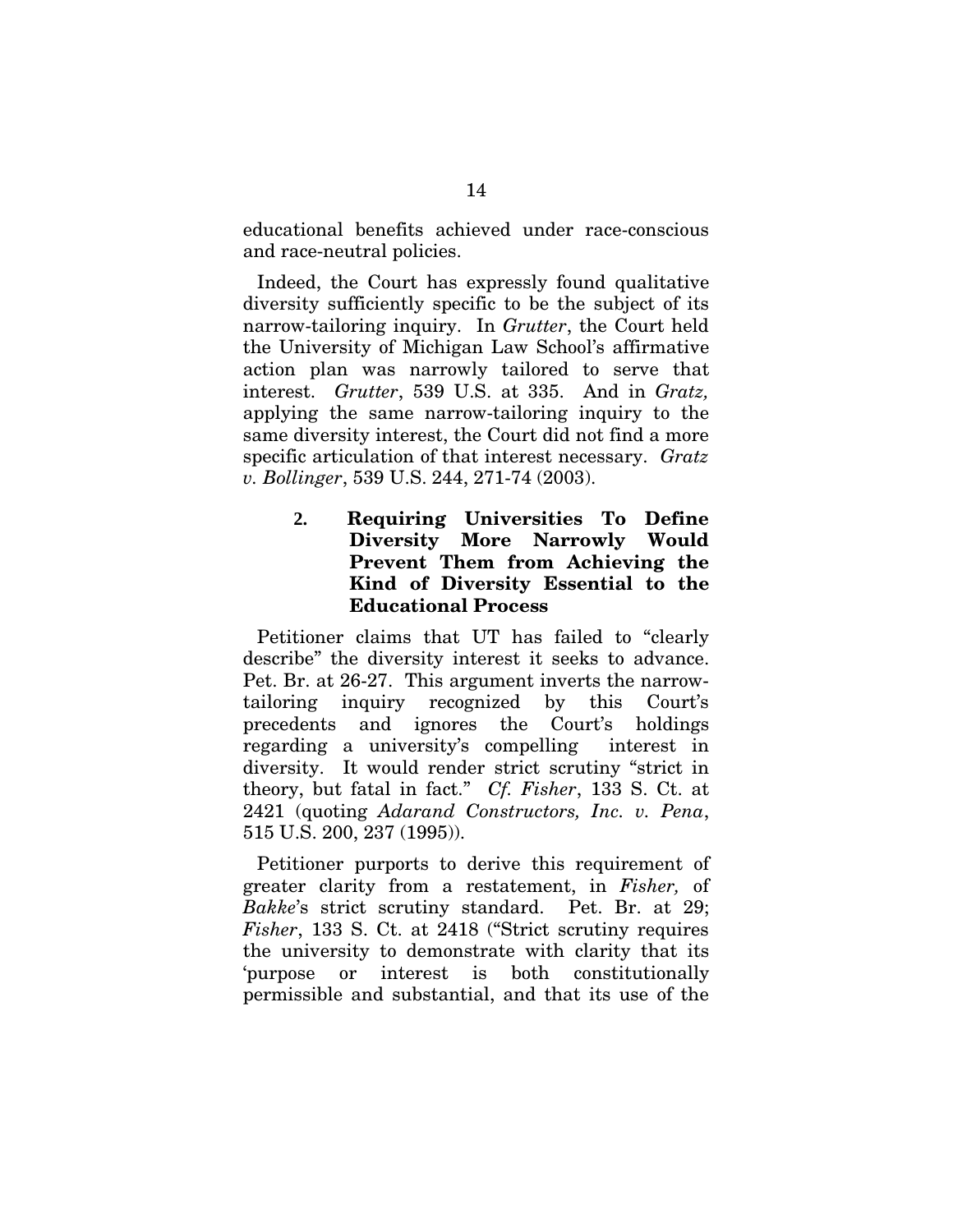educational benefits achieved under race-conscious and race-neutral policies.

Indeed, the Court has expressly found qualitative diversity sufficiently specific to be the subject of its narrow-tailoring inquiry. In *Grutter*, the Court held the University of Michigan Law School's affirmative action plan was narrowly tailored to serve that interest. *Grutter*, 539 U.S. at 335. And in *Gratz,* applying the same narrow-tailoring inquiry to the same diversity interest, the Court did not find a more specific articulation of that interest necessary. *Gratz v. Bollinger*, 539 U.S. 244, 271-74 (2003).

### 2. Requiring Universities To Define Diversity More Narrowly Would Prevent Them from Achieving the Kind of Diversity Essential to the Educational Process

Petitioner claims that UT has failed to "clearly describe" the diversity interest it seeks to advance. Pet. Br. at 26-27. This argument inverts the narrow-tailoring inquiry recognized by this Court's precedents and ignores the Court's holdings regarding a university's compelling interest in diversity. It would render strict scrutiny "strict in theory, but fatal in fact." *Cf. Fisher*, 133 S. Ct. at 2421 (quoting *Adarand Constructors, Inc. v. Pena*, 515 U.S. 200, 237 (1995)).

Petitioner purports to derive this requirement of greater clarity from a restatement, in *Fisher,* of *Bakke*'s strict scrutiny standard. Pet. Br. at 29; *Fisher*, 133 S. Ct. at 2418 ("Strict scrutiny requires the university to demonstrate with clarity that its 'purpose or interest is both constitutionally permissible and substantial, and that its use of the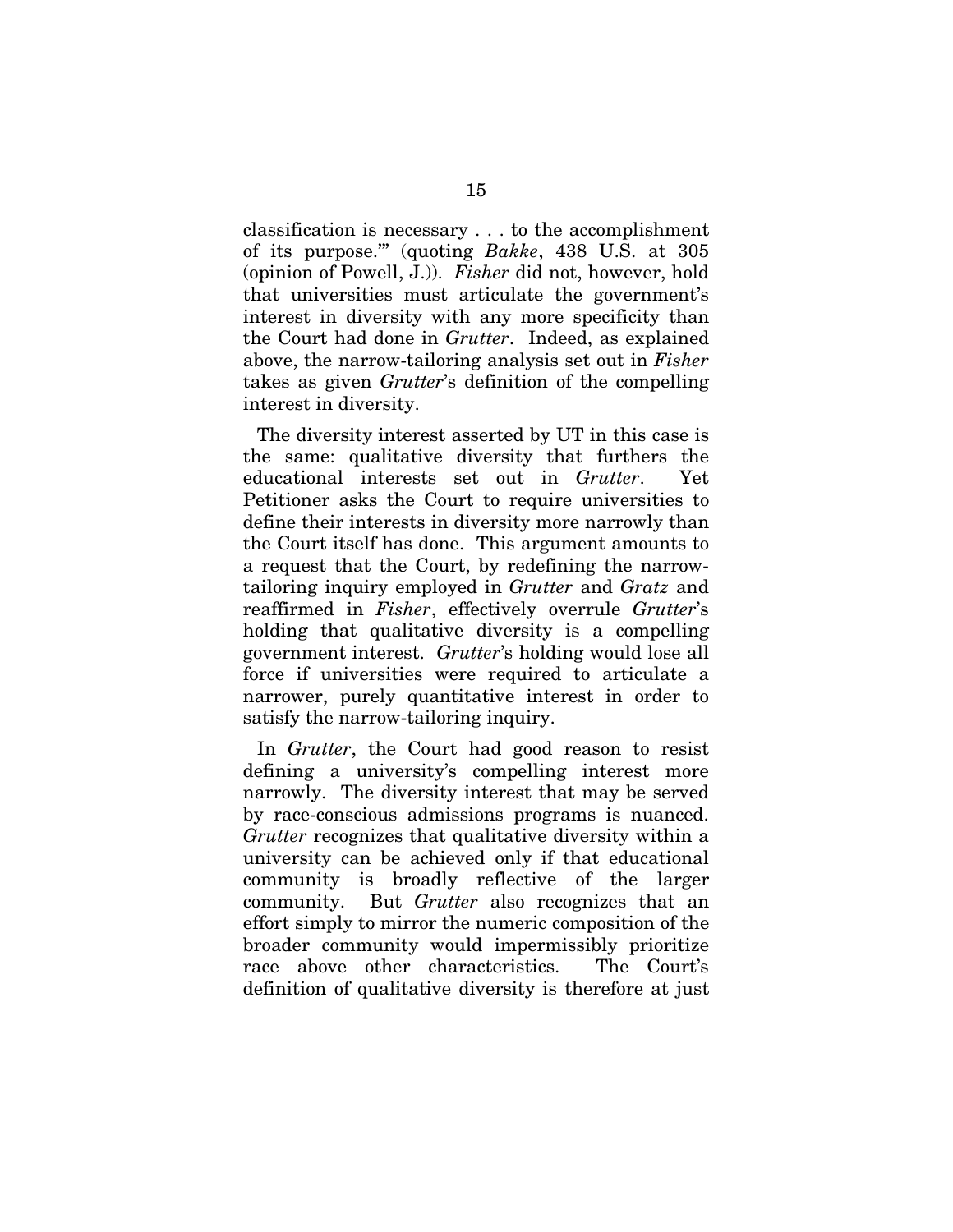classification is necessary . . . to the accomplishment of its purpose.'" (quoting *Bakke*, 438 U.S. at 305 (opinion of Powell, J.)). *Fisher* did not, however, hold that universities must articulate the government's interest in diversity with any more specificity than the Court had done in *Grutter*. Indeed, as explained above, the narrow-tailoring analysis set out in *Fisher* takes as given *Grutter*'s definition of the compelling interest in diversity.

The diversity interest asserted by UT in this case is the same: qualitative diversity that furthers the educational interests set out in *Grutter*. Yet Petitioner asks the Court to require universities to define their interests in diversity more narrowly than the Court itself has done. This argument amounts to a request that the Court, by redefining the narrow-tailoring inquiry employed in *Grutter* and *Gratz* and reaffirmed in *Fisher*, effectively overrule *Grutter*'s holding that qualitative diversity is a compelling government interest. *Grutter*'s holding would lose all force if universities were required to articulate a narrower, purely quantitative interest in order to satisfy the narrow-tailoring inquiry.

In *Grutter*, the Court had good reason to resist defining a university's compelling interest more narrowly. The diversity interest that may be served by race-conscious admissions programs is nuanced. *Grutter* recognizes that qualitative diversity within a university can be achieved only if that educational community is broadly reflective of the larger community. But *Grutter* also recognizes that an effort simply to mirror the numeric composition of the broader community would impermissibly prioritize race above other characteristics. The Court's definition of qualitative diversity is therefore at just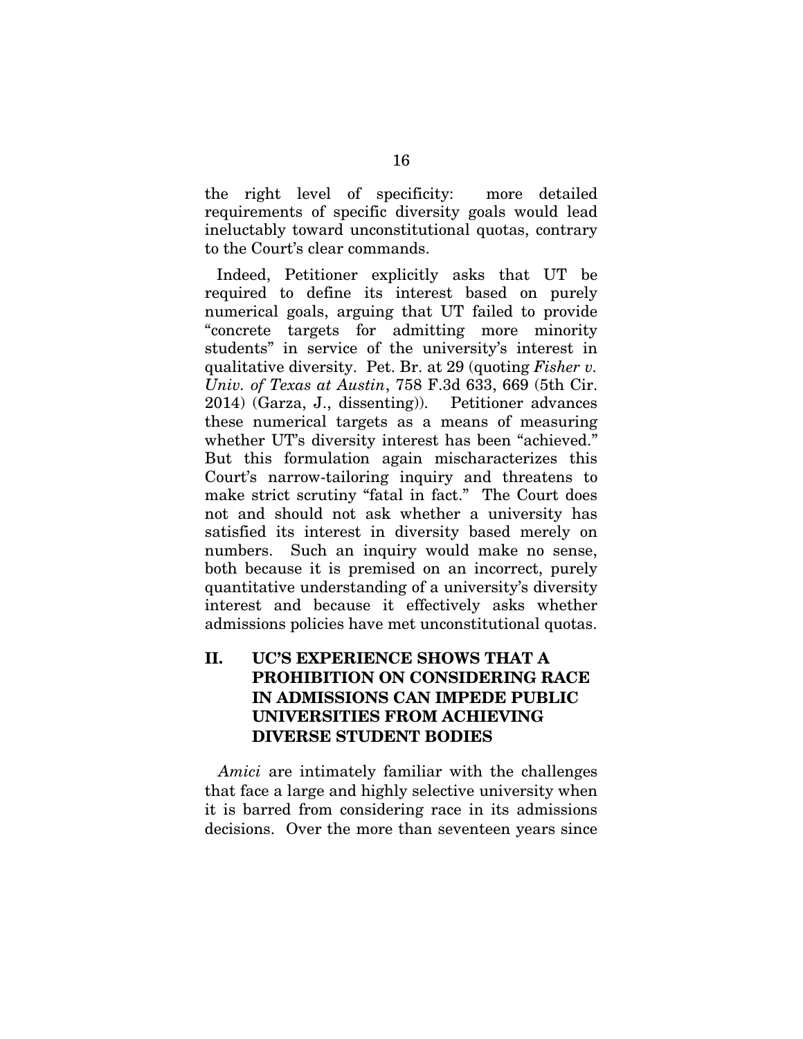the right level of specificity: more detailed requirements of specific diversity goals would lead ineluctably toward unconstitutional quotas, contrary to the Court's clear commands.

Indeed, Petitioner explicitly asks that UT be required to define its interest based on purely numerical goals, arguing that UT failed to provide "concrete targets for admitting more minority students" in service of the university's interest in qualitative diversity. Pet. Br. at 29 (quoting *Fisher v. Univ. of Texas at Austin*, 758 F.3d 633, 669 (5th Cir. 2014) (Garza, J., dissenting)). Petitioner advances these numerical targets as a means of measuring whether UT's diversity interest has been "achieved." But this formulation again mischaracterizes this Court's narrow-tailoring inquiry and threatens to make strict scrutiny "fatal in fact." The Court does not and should not ask whether a university has satisfied its interest in diversity based merely on numbers. Such an inquiry would make no sense, both because it is premised on an incorrect, purely quantitative understanding of a university's diversity interest and because it effectively asks whether admissions policies have met unconstitutional quotas.

## II. UC'S EXPERIENCE SHOWS THAT A PROHIBITION ON CONSIDERING RACE IN ADMISSIONS CAN IMPEDE PUBLIC UNIVERSITIES FROM ACHIEVING DIVERSE STUDENT BODIES

*Amici* are intimately familiar with the challenges that face a large and highly selective university when it is barred from considering race in its admissions decisions. Over the more than seventeen years since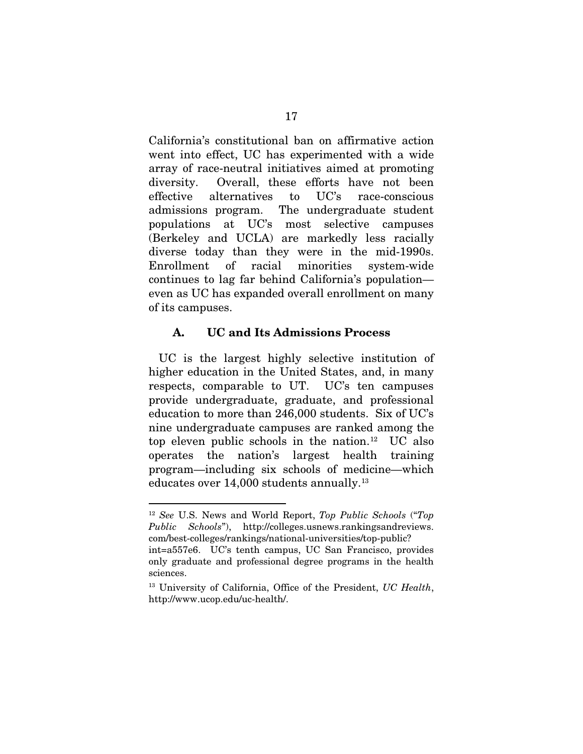California's constitutional ban on affirmative action went into effect, UC has experimented with a wide array of race-neutral initiatives aimed at promoting diversity. Overall, these efforts have not been effective alternatives to UC's race-conscious admissions program. The undergraduate student populations at UC's most selective campuses (Berkeley and UCLA) are markedly less racially diverse today than they were in the mid-1990s. Enrollment of racial minorities system-wide continues to lag far behind California's population—even as UC has expanded overall enrollment on many of its campuses.

### A. UC and Its Admissions Process

UC is the largest highly selective institution of higher education in the United States, and, in many respects, comparable to UT. UC's ten campuses provide undergraduate, graduate, and professional education to more than 246,000 students. Six of UC's nine undergraduate campuses are ranked among the top eleven public schools in the nation.[12] UC also operates the nation's largest health training program—including six schools of medicine—which educates over 14,000 students annually.[13]

---

[12] *See* U.S. News and World Report, *Top Public Schools* ("*Top Public Schools*"), http://colleges.usnews.rankingsandreviews.com/best-colleges/rankings/national-universities/top-public?int=a557e6. UC's tenth campus, UC San Francisco, provides only graduate and professional degree programs in the health sciences.

[13] University of California, Office of the President, *UC Health*, http://www.ucop.edu/uc-health/.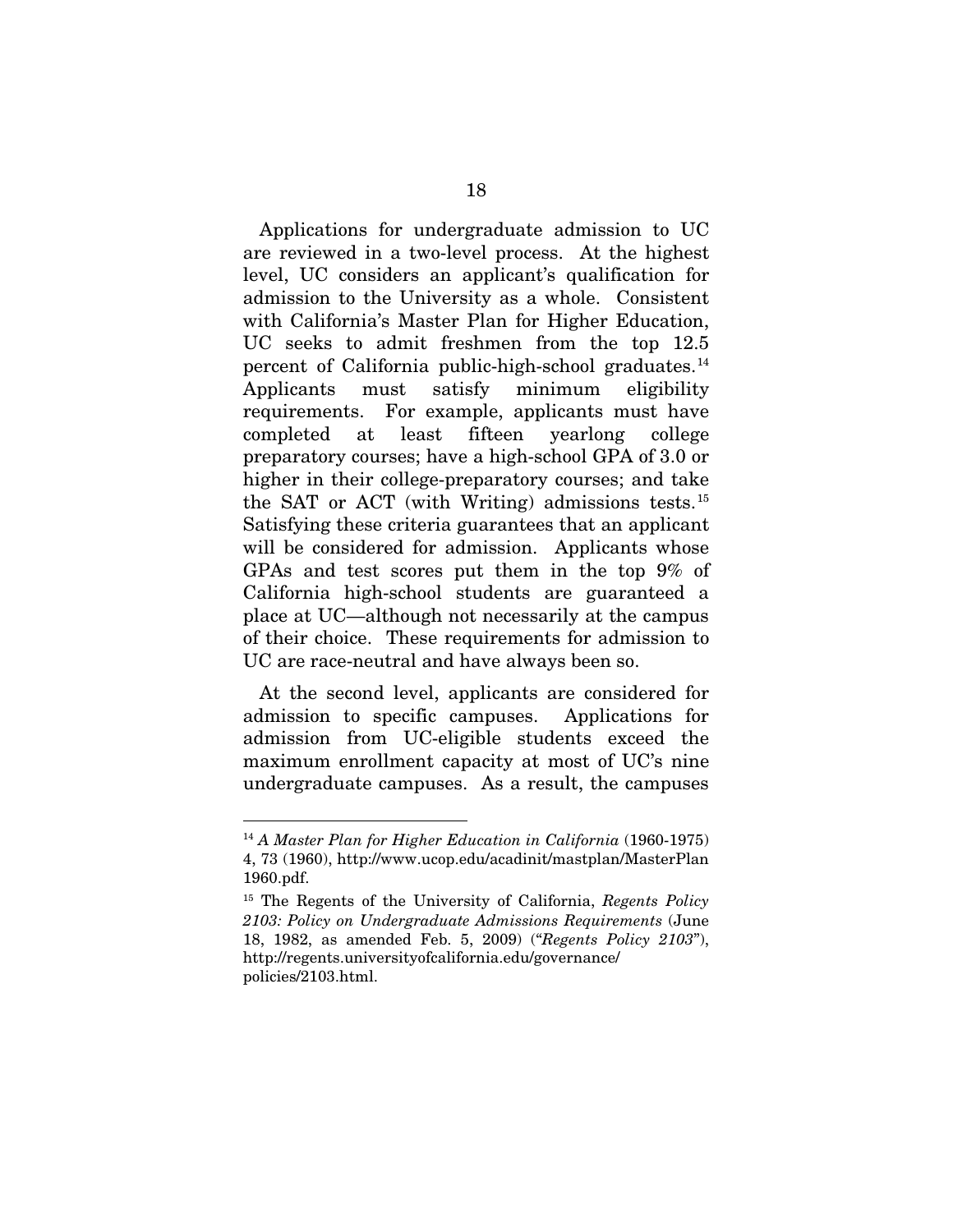Applications for undergraduate admission to UC are reviewed in a two-level process. At the highest level, UC considers an applicant's qualification for admission to the University as a whole. Consistent with California's Master Plan for Higher Education, UC seeks to admit freshmen from the top 12.5 percent of California public-high-school graduates.[14] Applicants must satisfy minimum eligibility requirements. For example, applicants must have completed at least fifteen yearlong college preparatory courses; have a high-school GPA of 3.0 or higher in their college-preparatory courses; and take the SAT or ACT (with Writing) admissions tests.[15] Satisfying these criteria guarantees that an applicant will be considered for admission. Applicants whose GPAs and test scores put them in the top 9% of California high-school students are guaranteed a place at UC—although not necessarily at the campus of their choice. These requirements for admission to UC are race-neutral and have always been so.

At the second level, applicants are considered for admission to specific campuses. Applications for admission from UC-eligible students exceed the maximum enrollment capacity at most of UC's nine undergraduate campuses. As a result, the campuses

---

[14] *A Master Plan for Higher Education in California* (1960-1975) 4, 73 (1960), http://www.ucop.edu/acadinit/mastplan/MasterPlan1960.pdf.

[15] The Regents of the University of California, *Regents Policy 2103: Policy on Undergraduate Admissions Requirements* (June 18, 1982, as amended Feb. 5, 2009) ("*Regents Policy 2103*"), http://regents.universityofcalifornia.edu/governance/policies/2103.html.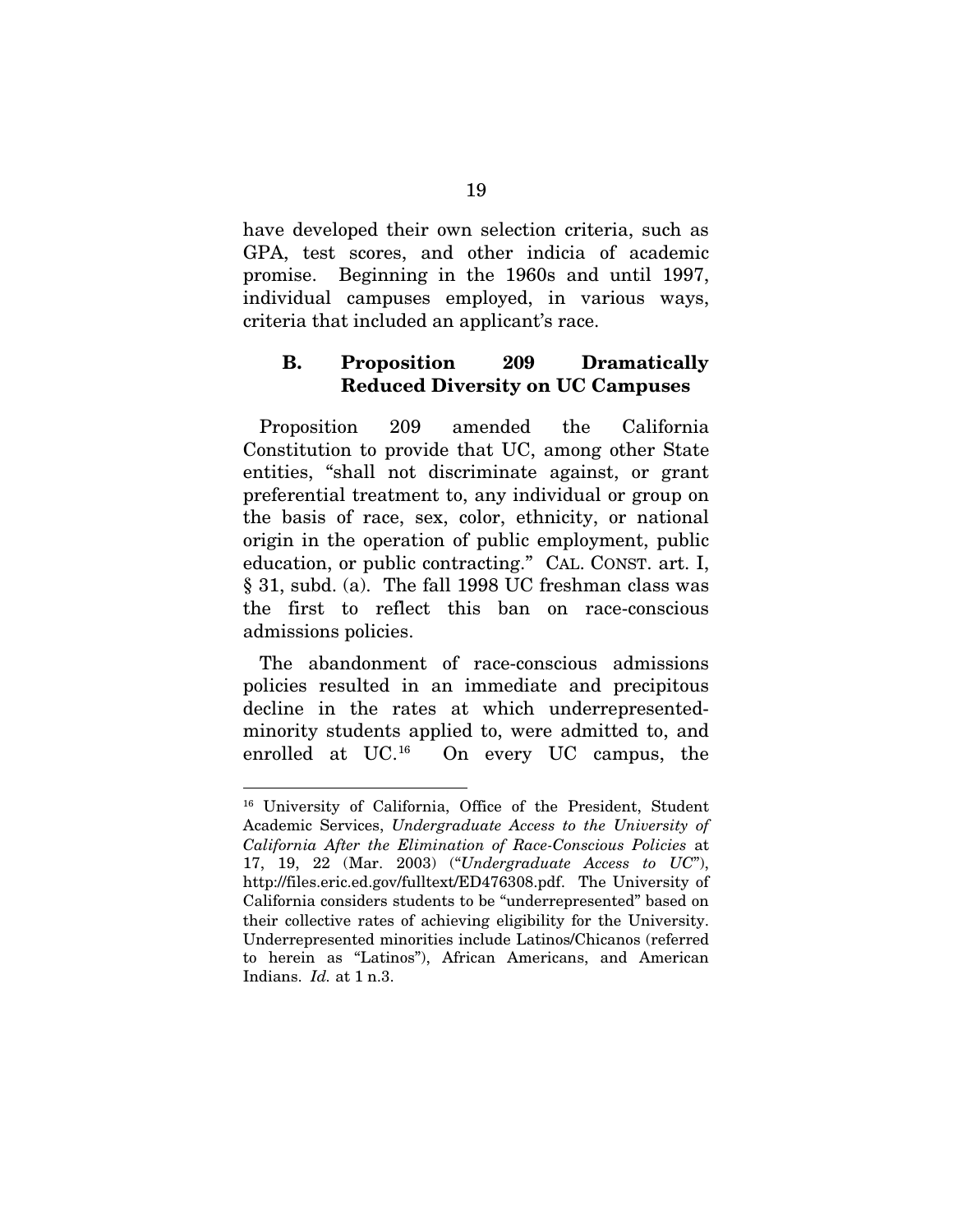have developed their own selection criteria, such as GPA, test scores, and other indicia of academic promise. Beginning in the 1960s and until 1997, individual campuses employed, in various ways, criteria that included an applicant's race.

### B. Proposition 209 Dramatically Reduced Diversity on UC Campuses

Proposition 209 amended the California Constitution to provide that UC, among other State entities, "shall not discriminate against, or grant preferential treatment to, any individual or group on the basis of race, sex, color, ethnicity, or national origin in the operation of public employment, public education, or public contracting." CAL. CONST. art. I, § 31, subd. (a). The fall 1998 UC freshman class was the first to reflect this ban on race-conscious admissions policies.

The abandonment of race-conscious admissions policies resulted in an immediate and precipitous decline in the rates at which underrepresented-minority students applied to, were admitted to, and enrolled at UC.[16] On every UC campus, the

---

[16] University of California, Office of the President, Student Academic Services, *Undergraduate Access to the University of California After the Elimination of Race-Conscious Policies* at 17, 19, 22 (Mar. 2003) ("*Undergraduate Access to UC*"), http://files.eric.ed.gov/fulltext/ED476308.pdf. The University of California considers students to be "underrepresented" based on their collective rates of achieving eligibility for the University. Underrepresented minorities include Latinos/Chicanos (referred to herein as "Latinos"), African Americans, and American Indians. *Id.* at 1 n.3.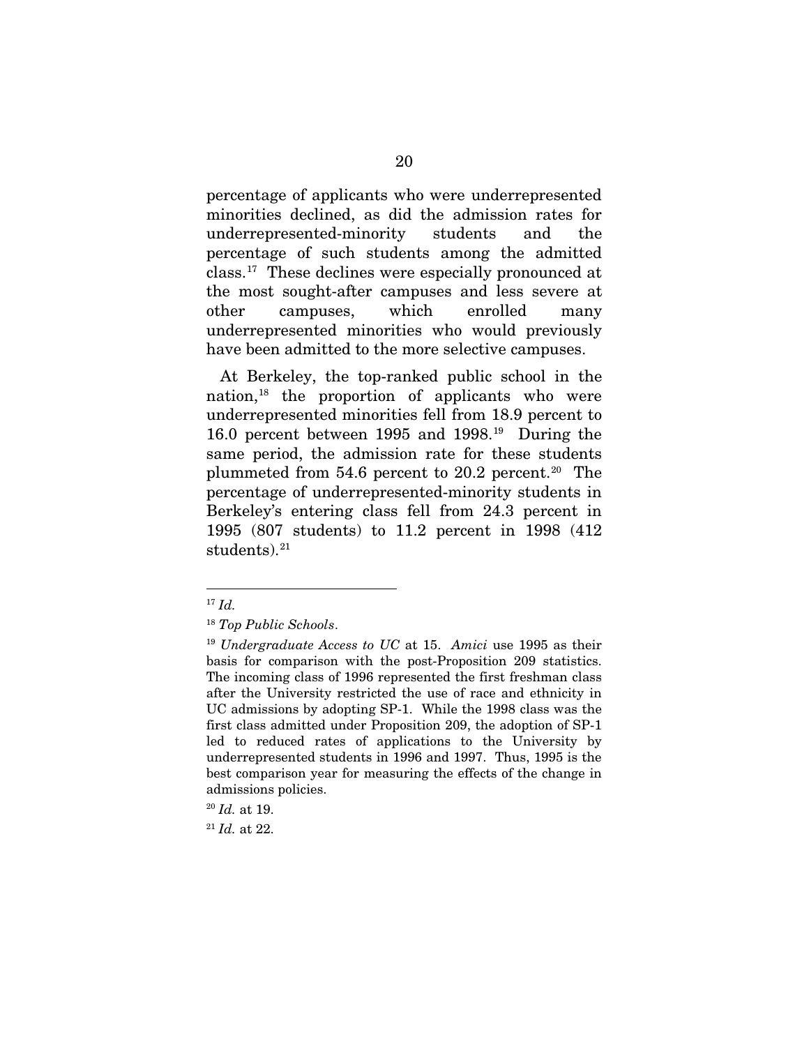percentage of applicants who were underrepresented minorities declined, as did the admission rates for underrepresented-minority students and the percentage of such students among the admitted class.[17] These declines were especially pronounced at the most sought-after campuses and less severe at other campuses, which enrolled many underrepresented minorities who would previously have been admitted to the more selective campuses.

At Berkeley, the top-ranked public school in the nation,[18] the proportion of applicants who were underrepresented minorities fell from 18.9 percent to 16.0 percent between 1995 and 1998.[19] During the same period, the admission rate for these students plummeted from 54.6 percent to 20.2 percent.[20] The percentage of underrepresented-minority students in Berkeley's entering class fell from 24.3 percent in 1995 (807 students) to 11.2 percent in 1998 (412 students).[21]

---

[17] *Id.*

[18] *Top Public Schools*.

[19] *Undergraduate Access to UC* at 15. *Amici* use 1995 as their basis for comparison with the post-Proposition 209 statistics. The incoming class of 1996 represented the first freshman class after the University restricted the use of race and ethnicity in UC admissions by adopting SP-1. While the 1998 class was the first class admitted under Proposition 209, the adoption of SP-1 led to reduced rates of applications to the University by underrepresented students in 1996 and 1997. Thus, 1995 is the best comparison year for measuring the effects of the change in admissions policies.

[20] *Id.* at 19.

[21] *Id.* at 22.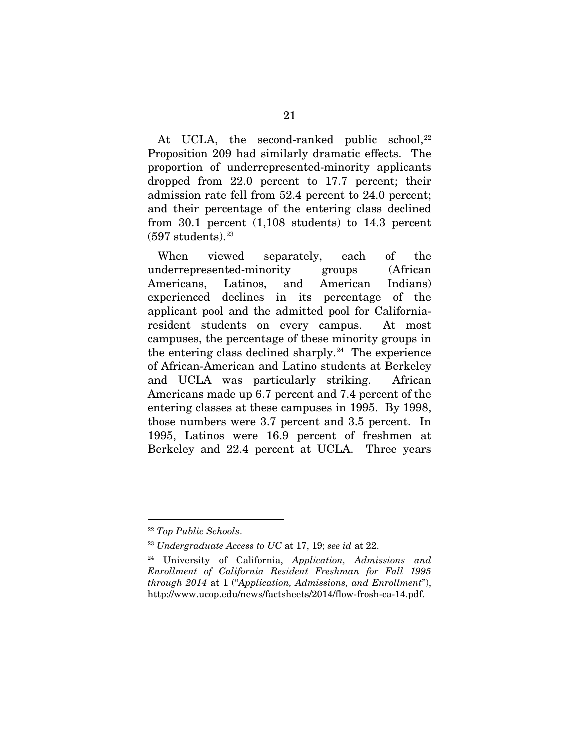At UCLA, the second-ranked public school,[22] Proposition 209 had similarly dramatic effects. The proportion of underrepresented-minority applicants dropped from 22.0 percent to 17.7 percent; their admission rate fell from 52.4 percent to 24.0 percent; and their percentage of the entering class declined from 30.1 percent (1,108 students) to 14.3 percent (597 students).[23]

When viewed separately, each of the underrepresented-minority groups (African Americans, Latinos, and American Indians) experienced declines in its percentage of the applicant pool and the admitted pool for California-resident students on every campus. At most campuses, the percentage of these minority groups in the entering class declined sharply.[24] The experience of African-American and Latino students at Berkeley and UCLA was particularly striking. African Americans made up 6.7 percent and 7.4 percent of the entering classes at these campuses in 1995. By 1998, those numbers were 3.7 percent and 3.5 percent. In 1995, Latinos were 16.9 percent of freshmen at Berkeley and 22.4 percent at UCLA. Three years

---

[22] *Top Public Schools*.

[23] *Undergraduate Access to UC* at 17, 19; *see id* at 22.

[24] University of California, *Application, Admissions and Enrollment of California Resident Freshman for Fall 1995 through 2014* at 1 ("*Application, Admissions, and Enrollment*"), http://www.ucop.edu/news/factsheets/2014/flow-frosh-ca-14.pdf.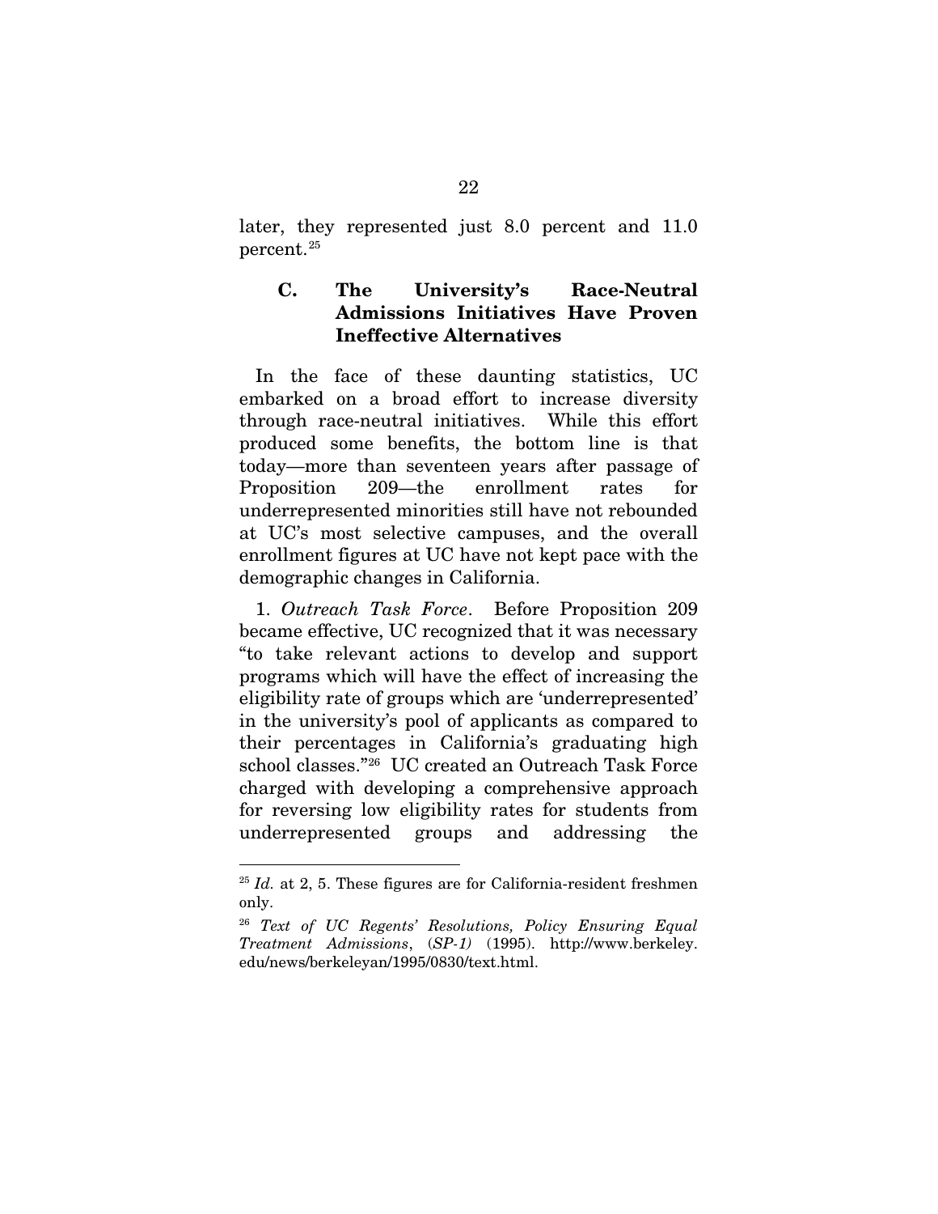later, they represented just 8.0 percent and 11.0 percent.[25]

### C. The University's Race-Neutral Admissions Initiatives Have Proven Ineffective Alternatives

In the face of these daunting statistics, UC embarked on a broad effort to increase diversity through race-neutral initiatives. While this effort produced some benefits, the bottom line is that today—more than seventeen years after passage of Proposition 209—the enrollment rates for underrepresented minorities still have not rebounded at UC's most selective campuses, and the overall enrollment figures at UC have not kept pace with the demographic changes in California.

1. *Outreach Task Force*. Before Proposition 209 became effective, UC recognized that it was necessary "to take relevant actions to develop and support programs which will have the effect of increasing the eligibility rate of groups which are 'underrepresented' in the university's pool of applicants as compared to their percentages in California's graduating high school classes."[26] UC created an Outreach Task Force charged with developing a comprehensive approach for reversing low eligibility rates for students from underrepresented groups and addressing the

---

[25] *Id.* at 2, 5. These figures are for California-resident freshmen only.

[26] *Text of UC Regents' Resolutions, Policy Ensuring Equal Treatment Admissions*, (*SP-1)* (1995). http://www.berkeley.edu/news/berkeleyan/1995/0830/text.html.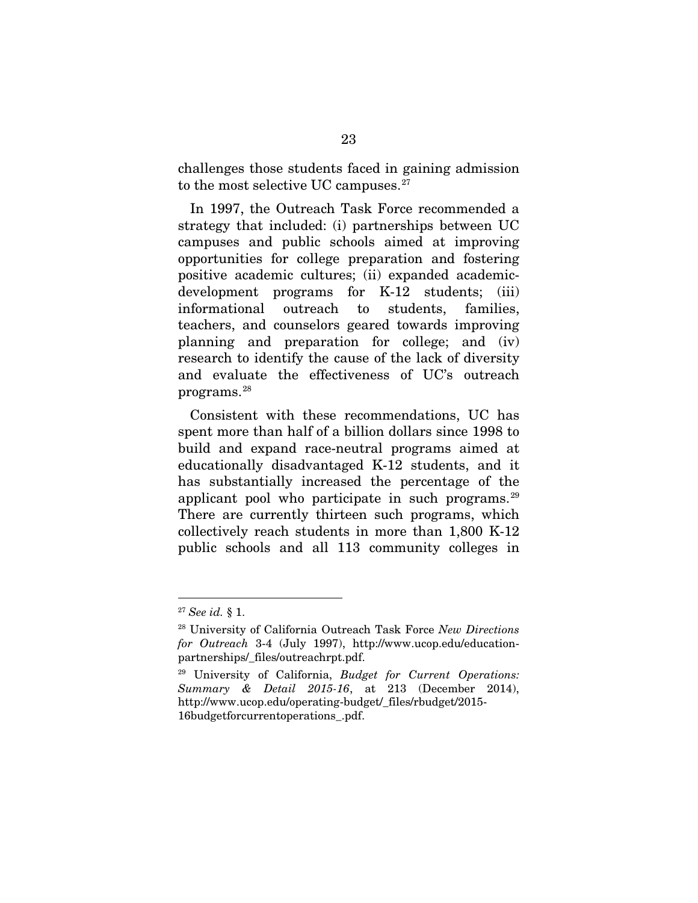challenges those students faced in gaining admission to the most selective UC campuses.[27]

In 1997, the Outreach Task Force recommended a strategy that included: (i) partnerships between UC campuses and public schools aimed at improving opportunities for college preparation and fostering positive academic cultures; (ii) expanded academic-development programs for K-12 students; (iii) informational outreach to students, families, teachers, and counselors geared towards improving planning and preparation for college; and (iv) research to identify the cause of the lack of diversity and evaluate the effectiveness of UC's outreach programs.[28]

Consistent with these recommendations, UC has spent more than half of a billion dollars since 1998 to build and expand race-neutral programs aimed at educationally disadvantaged K-12 students, and it has substantially increased the percentage of the applicant pool who participate in such programs.[29] There are currently thirteen such programs, which collectively reach students in more than 1,800 K-12 public schools and all 113 community colleges in

---

[27] *See id.* § 1.

[28] University of California Outreach Task Force *New Directions for Outreach* 3-4 (July 1997), http://www.ucop.edu/education-partnerships/_files/outreachrpt.pdf.

[29] University of California, *Budget for Current Operations: Summary & Detail 2015-16*, at 213 (December 2014), http://www.ucop.edu/operating-budget/_files/rbudget/2015-16budgetforcurrentoperations_.pdf.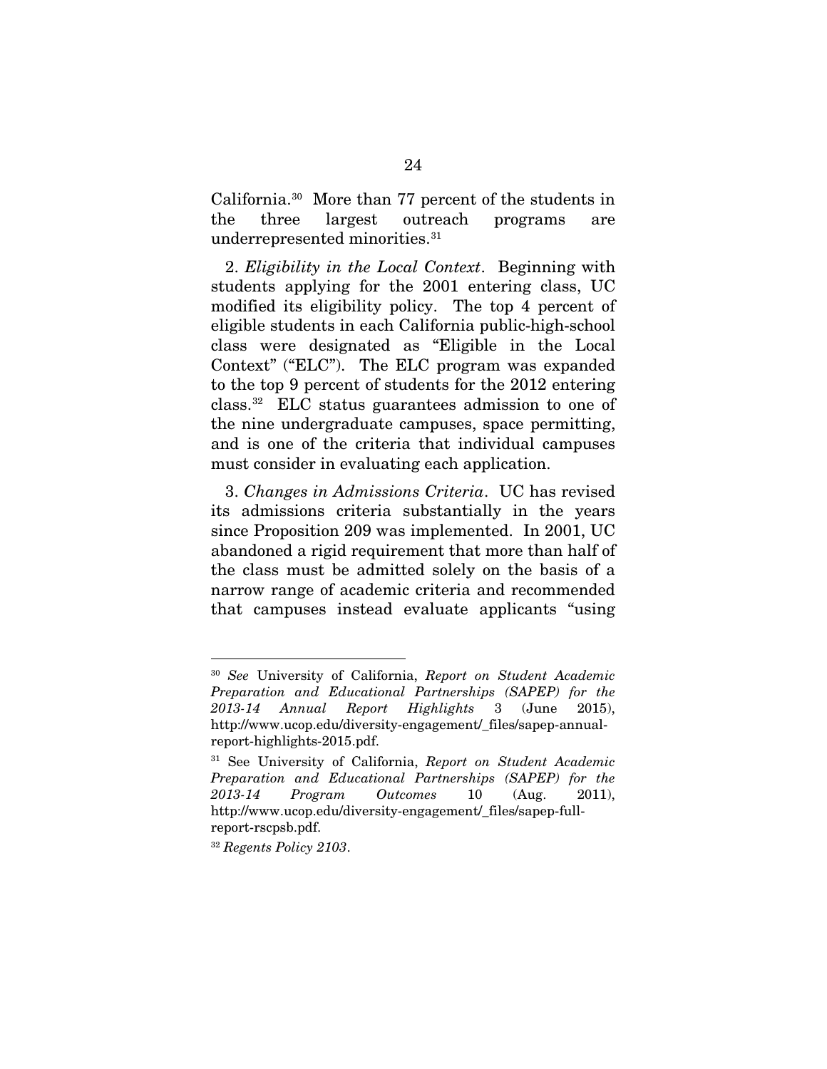California.[30] More than 77 percent of the students in the three largest outreach programs are underrepresented minorities.[31]

2. *Eligibility in the Local Context*. Beginning with students applying for the 2001 entering class, UC modified its eligibility policy. The top 4 percent of eligible students in each California public-high-school class were designated as "Eligible in the Local Context" ("ELC"). The ELC program was expanded to the top 9 percent of students for the 2012 entering class.[32] ELC status guarantees admission to one of the nine undergraduate campuses, space permitting, and is one of the criteria that individual campuses must consider in evaluating each application.

3. *Changes in Admissions Criteria*. UC has revised its admissions criteria substantially in the years since Proposition 209 was implemented. In 2001, UC abandoned a rigid requirement that more than half of the class must be admitted solely on the basis of a narrow range of academic criteria and recommended that campuses instead evaluate applicants "using

---

[30] *See* University of California, *Report on Student Academic Preparation and Educational Partnerships (SAPEP) for the 2013-14 Annual Report Highlights* 3 (June 2015), http://www.ucop.edu/diversity-engagement/_files/sapep-annual-report-highlights-2015.pdf.

[31] See University of California, *Report on Student Academic Preparation and Educational Partnerships (SAPEP) for the 2013-14 Program Outcomes* 10 (Aug. 2011), http://www.ucop.edu/diversity-engagement/_files/sapep-full-report-rscpsb.pdf.

[32] *Regents Policy 2103*.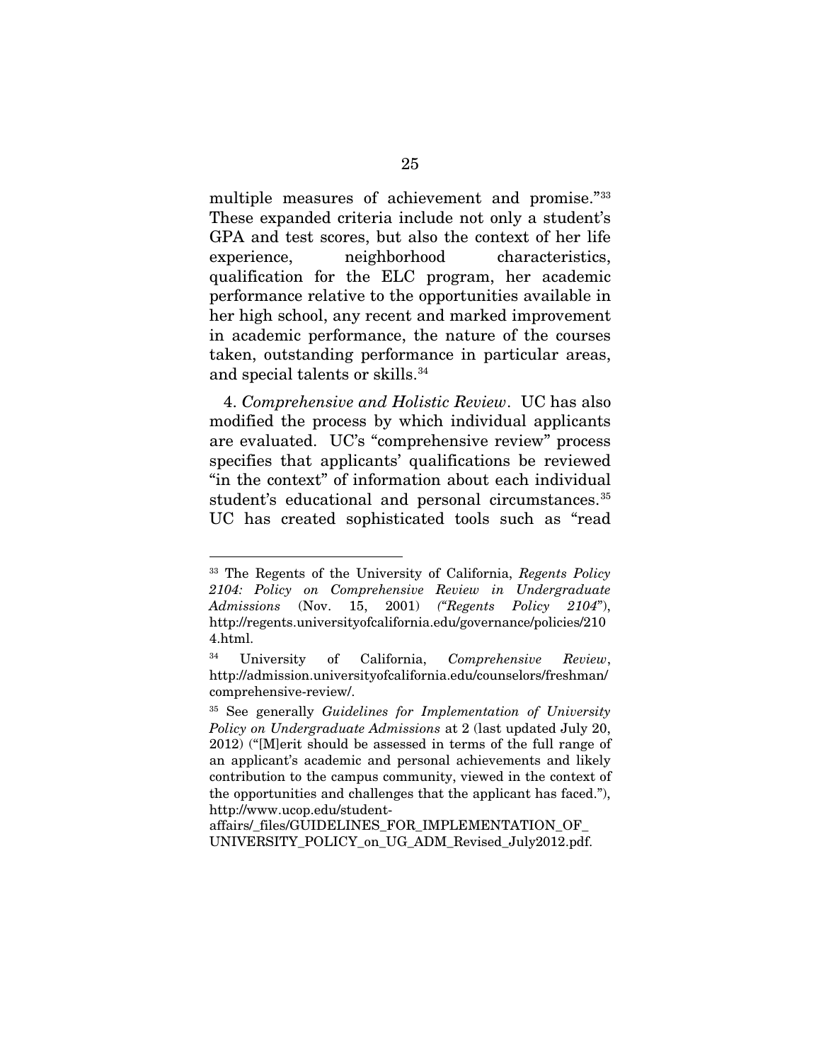multiple measures of achievement and promise."[33] These expanded criteria include not only a student's GPA and test scores, but also the context of her life experience, neighborhood characteristics, qualification for the ELC program, her academic performance relative to the opportunities available in her high school, any recent and marked improvement in academic performance, the nature of the courses taken, outstanding performance in particular areas, and special talents or skills.[34]

4. *Comprehensive and Holistic Review*. UC has also modified the process by which individual applicants are evaluated. UC's "comprehensive review" process specifies that applicants' qualifications be reviewed "in the context" of information about each individual student's educational and personal circumstances.[35] UC has created sophisticated tools such as "read

---

[33] The Regents of the University of California, *Regents Policy 2104: Policy on Comprehensive Review in Undergraduate Admissions* (Nov. 15, 2001) *("Regents Policy 2104*"), http://regents.universityofcalifornia.edu/governance/policies/2104.html.

[34] University of California, *Comprehensive Review*, http://admission.universityofcalifornia.edu/counselors/freshman/comprehensive-review/.

[35] See generally *Guidelines for Implementation of University Policy on Undergraduate Admissions* at 2 (last updated July 20, 2012) ("[M]erit should be assessed in terms of the full range of an applicant's academic and personal achievements and likely contribution to the campus community, viewed in the context of the opportunities and challenges that the applicant has faced."), http://www.ucop.edu/student-affairs/_files/GUIDELINES_FOR_IMPLEMENTATION_OF_UNIVERSITY_POLICY_on_UG_ADM_Revised_July2012.pdf.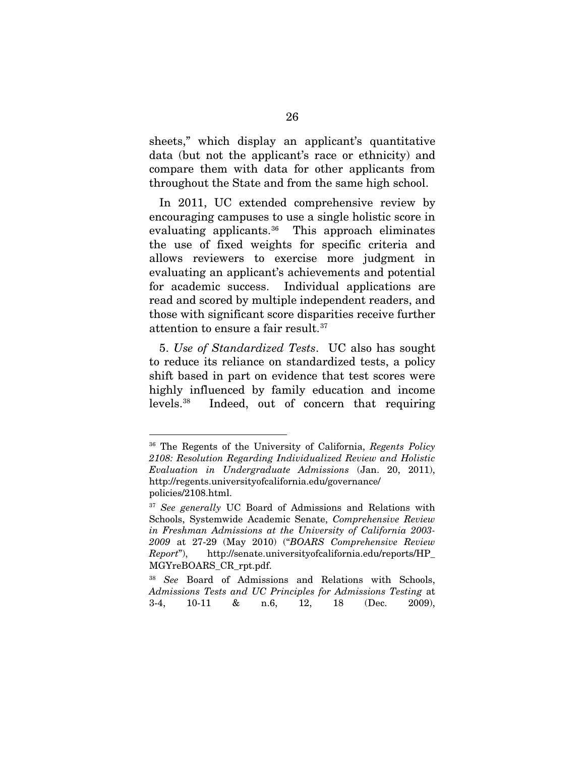sheets," which display an applicant's quantitative data (but not the applicant's race or ethnicity) and compare them with data for other applicants from throughout the State and from the same high school.

In 2011, UC extended comprehensive review by encouraging campuses to use a single holistic score in evaluating applicants.[36] This approach eliminates the use of fixed weights for specific criteria and allows reviewers to exercise more judgment in evaluating an applicant's achievements and potential for academic success. Individual applications are read and scored by multiple independent readers, and those with significant score disparities receive further attention to ensure a fair result.[37]

5. *Use of Standardized Tests*. UC also has sought to reduce its reliance on standardized tests, a policy shift based in part on evidence that test scores were highly influenced by family education and income levels.[38] Indeed, out of concern that requiring

---

[36] The Regents of the University of California, *Regents Policy 2108: Resolution Regarding Individualized Review and Holistic Evaluation in Undergraduate Admissions* (Jan. 20, 2011), http://regents.universityofcalifornia.edu/governance/policies/2108.html.

[37] *See generally* UC Board of Admissions and Relations with Schools, Systemwide Academic Senate, *Comprehensive Review in Freshman Admissions at the University of California 2003-2009* at 27-29 (May 2010) ("*BOARS Comprehensive Review Report*"), http://senate.universityofcalifornia.edu/reports/HP_MGYreBOARS_CR_rpt.pdf.

[38] *See* Board of Admissions and Relations with Schools, *Admissions Tests and UC Principles for Admissions Testing* at 3-4, 10-11 & n.6, 12, 18 (Dec. 2009),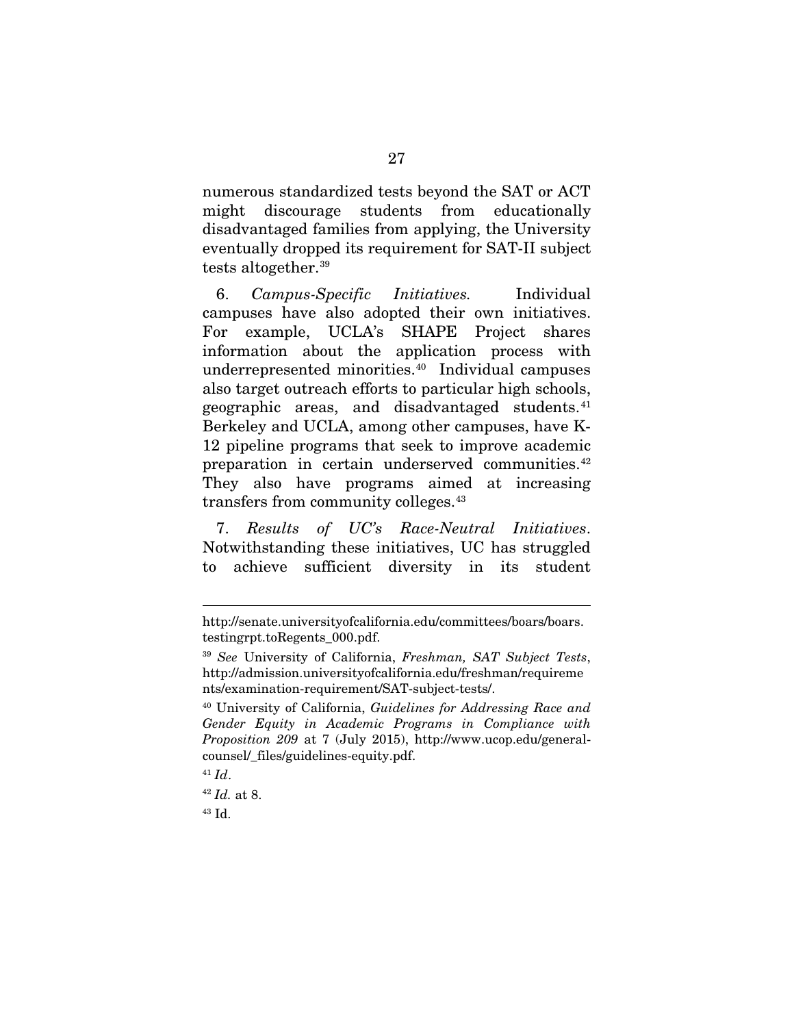numerous standardized tests beyond the SAT or ACT might discourage students from educationally disadvantaged families from applying, the University eventually dropped its requirement for SAT-II subject tests altogether.[39]

6. *Campus-Specific Initiatives.* Individual campuses have also adopted their own initiatives. For example, UCLA's SHAPE Project shares information about the application process with underrepresented minorities.[40] Individual campuses also target outreach efforts to particular high schools, geographic areas, and disadvantaged students.[41] Berkeley and UCLA, among other campuses, have K-12 pipeline programs that seek to improve academic preparation in certain underserved communities.[42] They also have programs aimed at increasing transfers from community colleges.[43]

7. *Results of UC's Race-Neutral Initiatives*. Notwithstanding these initiatives, UC has struggled to achieve sufficient diversity in its student

---

http://senate.universityofcalifornia.edu/committees/boars/boars.testingrpt.toRegents_000.pdf.

[39] *See* University of California, *Freshman, SAT Subject Tests*, http://admission.universityofcalifornia.edu/freshman/requirements/examination-requirement/SAT-subject-tests/.

[40] University of California, *Guidelines for Addressing Race and Gender Equity in Academic Programs in Compliance with Proposition 209* at 7 (July 2015), http://www.ucop.edu/general-counsel/_files/guidelines-equity.pdf.

[41] *Id*.

[42] *Id.* at 8.

[43] Id.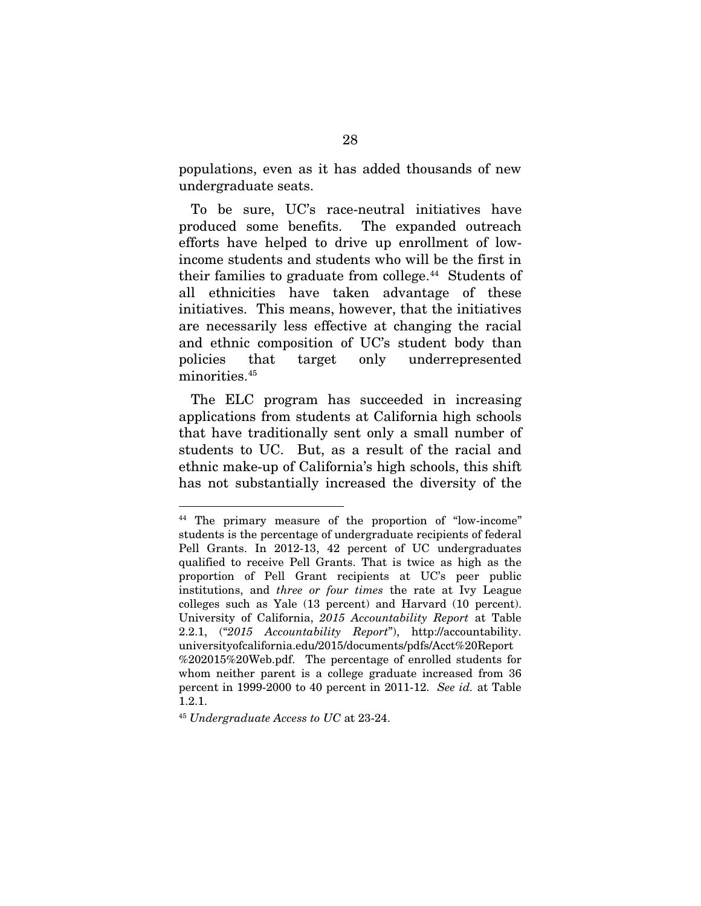populations, even as it has added thousands of new undergraduate seats.

To be sure, UC's race-neutral initiatives have produced some benefits. The expanded outreach efforts have helped to drive up enrollment of low-income students and students who will be the first in their families to graduate from college.[44] Students of all ethnicities have taken advantage of these initiatives. This means, however, that the initiatives are necessarily less effective at changing the racial and ethnic composition of UC's student body than policies that target only underrepresented minorities.[45]

The ELC program has succeeded in increasing applications from students at California high schools that have traditionally sent only a small number of students to UC. But, as a result of the racial and ethnic make-up of California's high schools, this shift has not substantially increased the diversity of the

---

[44] The primary measure of the proportion of "low-income" students is the percentage of undergraduate recipients of federal Pell Grants. In 2012-13, 42 percent of UC undergraduates qualified to receive Pell Grants. That is twice as high as the proportion of Pell Grant recipients at UC's peer public institutions, and *three or four times* the rate at Ivy League colleges such as Yale (13 percent) and Harvard (10 percent). University of California, *2015 Accountability Report* at Table 2.2.1, ("*2015 Accountability Report*"), http://accountability.universityofcalifornia.edu/2015/documents/pdfs/Acct%20Report%202015%20Web.pdf. The percentage of enrolled students for whom neither parent is a college graduate increased from 36 percent in 1999-2000 to 40 percent in 2011-12. *See id.* at Table 1.2.1.

[45] *Undergraduate Access to UC* at 23-24.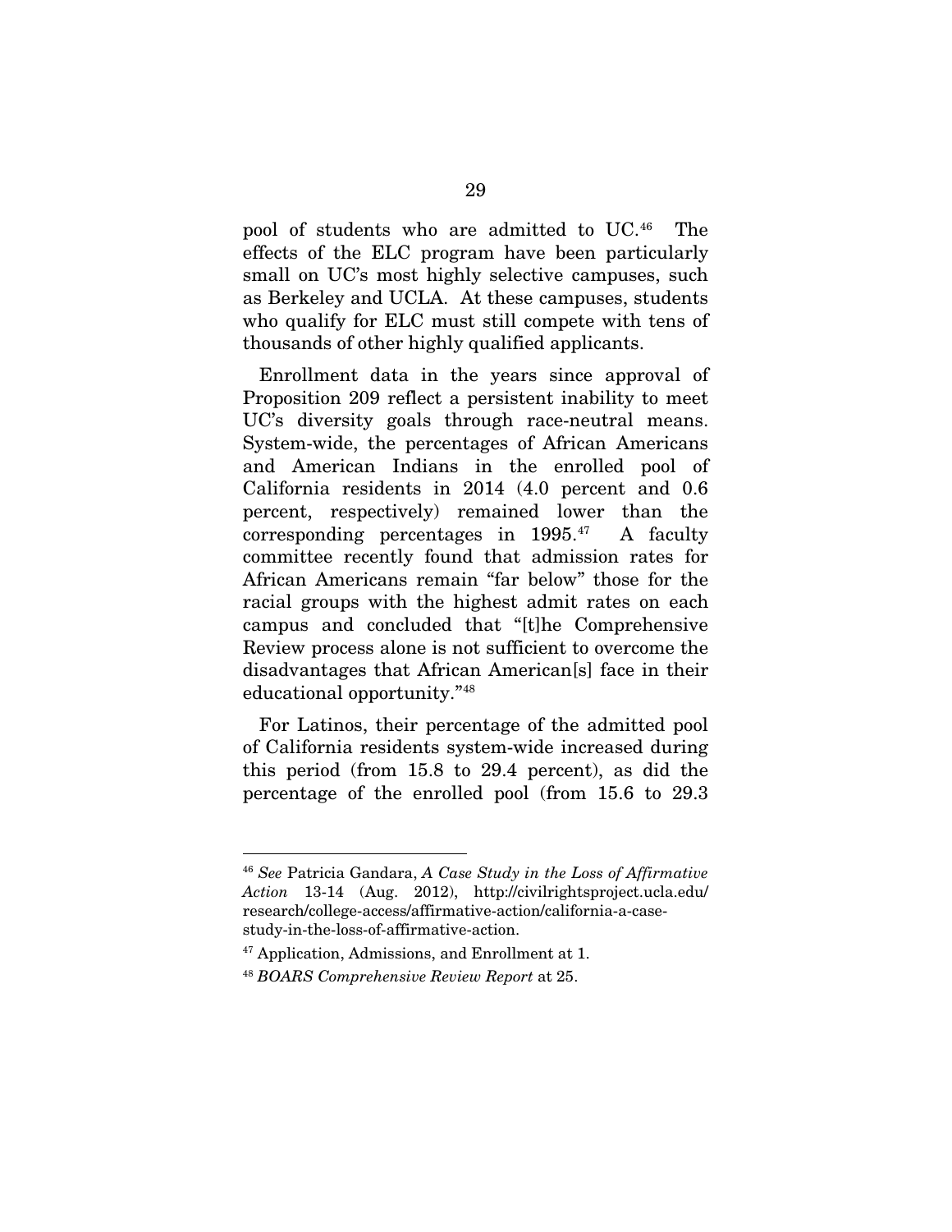pool of students who are admitted to UC.[46] The effects of the ELC program have been particularly small on UC's most highly selective campuses, such as Berkeley and UCLA. At these campuses, students who qualify for ELC must still compete with tens of thousands of other highly qualified applicants.

Enrollment data in the years since approval of Proposition 209 reflect a persistent inability to meet UC's diversity goals through race-neutral means. System-wide, the percentages of African Americans and American Indians in the enrolled pool of California residents in 2014 (4.0 percent and 0.6 percent, respectively) remained lower than the corresponding percentages in 1995.[47] A faculty committee recently found that admission rates for African Americans remain "far below" those for the racial groups with the highest admit rates on each campus and concluded that "[t]he Comprehensive Review process alone is not sufficient to overcome the disadvantages that African American[s] face in their educational opportunity."[48]

For Latinos, their percentage of the admitted pool of California residents system-wide increased during this period (from 15.8 to 29.4 percent), as did the percentage of the enrolled pool (from 15.6 to 29.3

---

[46] *See* Patricia Gandara, *A Case Study in the Loss of Affirmative Action* 13-14 (Aug. 2012), http://civilrightsproject.ucla.edu/research/college-access/affirmative-action/california-a-case-study-in-the-loss-of-affirmative-action.

[47] Application, Admissions, and Enrollment at 1.

[48] *BOARS Comprehensive Review Report* at 25.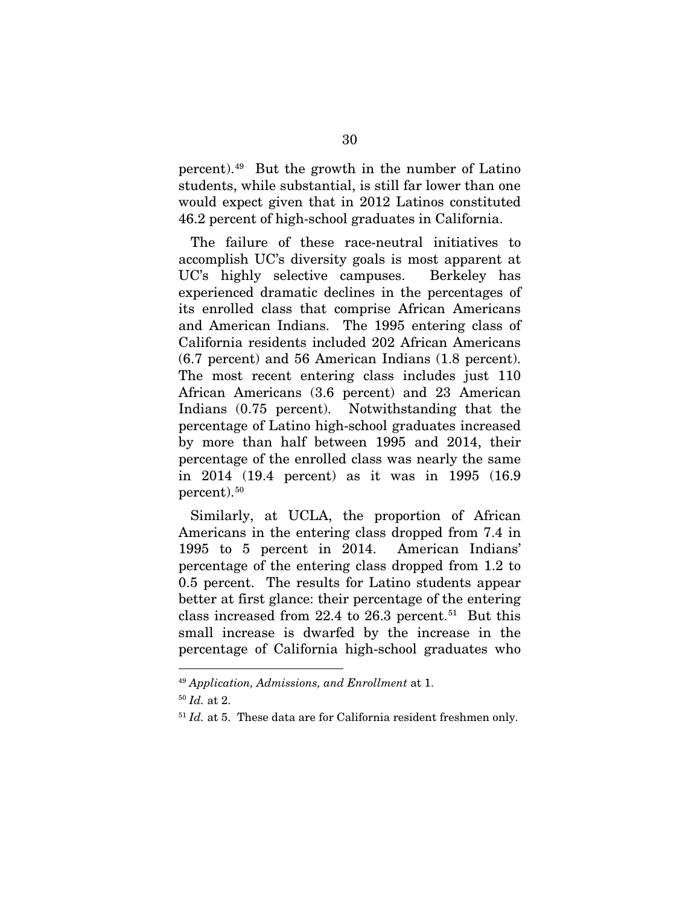percent).[49] But the growth in the number of Latino students, while substantial, is still far lower than one would expect given that in 2012 Latinos constituted 46.2 percent of high-school graduates in California.

The failure of these race-neutral initiatives to accomplish UC's diversity goals is most apparent at UC's highly selective campuses. Berkeley has experienced dramatic declines in the percentages of its enrolled class that comprise African Americans and American Indians. The 1995 entering class of California residents included 202 African Americans (6.7 percent) and 56 American Indians (1.8 percent). The most recent entering class includes just 110 African Americans (3.6 percent) and 23 American Indians (0.75 percent). Notwithstanding that the percentage of Latino high-school graduates increased by more than half between 1995 and 2014, their percentage of the enrolled class was nearly the same in 2014 (19.4 percent) as it was in 1995 (16.9 percent).[50]

Similarly, at UCLA, the proportion of African Americans in the entering class dropped from 7.4 in 1995 to 5 percent in 2014. American Indians' percentage of the entering class dropped from 1.2 to 0.5 percent. The results for Latino students appear better at first glance: their percentage of the entering class increased from 22.4 to 26.3 percent.[51] But this small increase is dwarfed by the increase in the percentage of California high-school graduates who

---

[49] *Application, Admissions, and Enrollment* at 1.

[50] *Id.* at 2.

[51] *Id.* at 5. These data are for California resident freshmen only.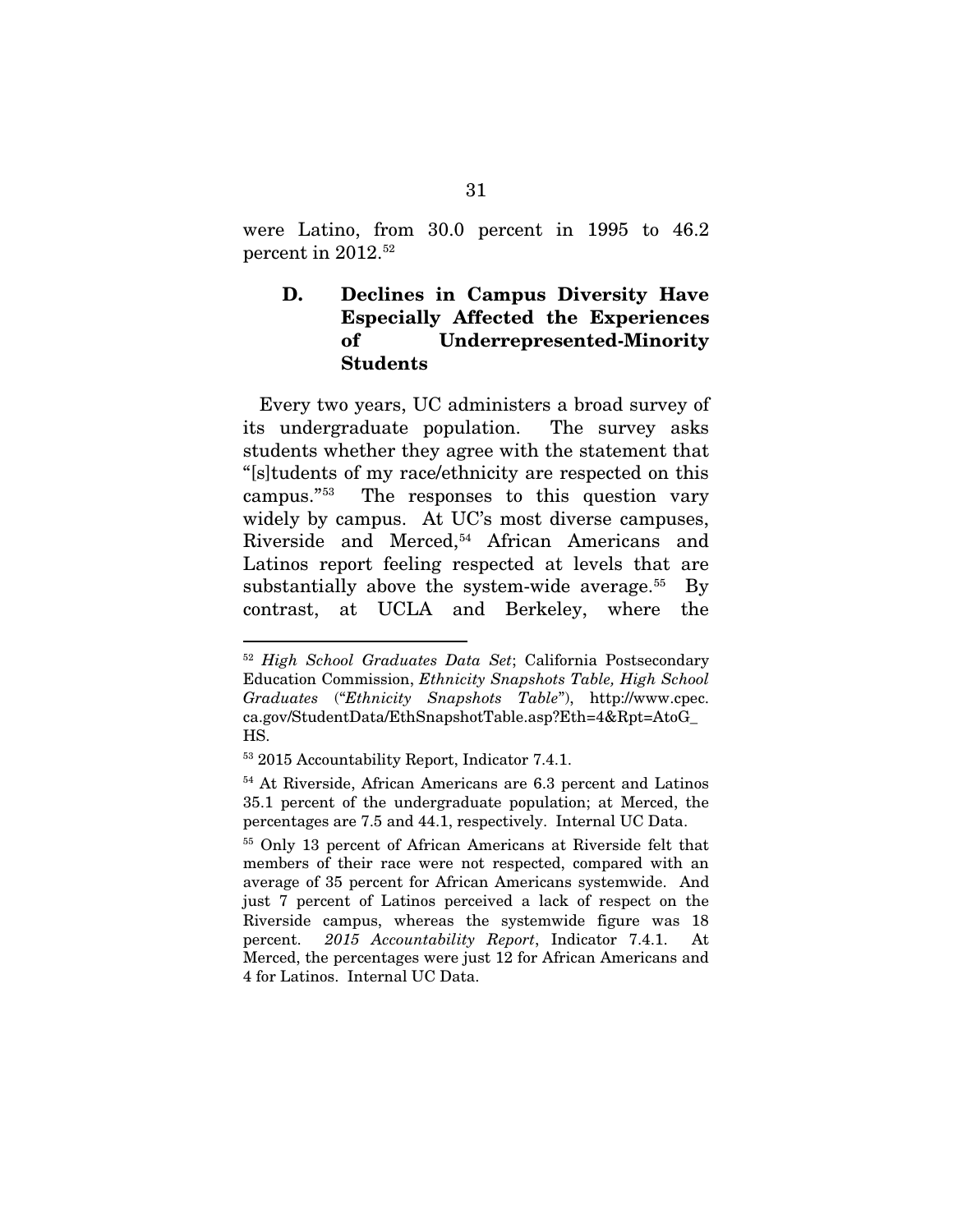were Latino, from 30.0 percent in 1995 to 46.2 percent in 2012.[52]

### D. Declines in Campus Diversity Have Especially Affected the Experiences of Underrepresented-Minority Students

Every two years, UC administers a broad survey of its undergraduate population. The survey asks students whether they agree with the statement that "[s]tudents of my race/ethnicity are respected on this campus."[53] The responses to this question vary widely by campus. At UC's most diverse campuses, Riverside and Merced,[54] African Americans and Latinos report feeling respected at levels that are substantially above the system-wide average.[55] By contrast, at UCLA and Berkeley, where the

---

[52] *High School Graduates Data Set*; California Postsecondary Education Commission, *Ethnicity Snapshots Table, High School Graduates* ("*Ethnicity Snapshots Table*"), http://www.cpec.ca.gov/StudentData/EthSnapshotTable.asp?Eth=4&Rpt=AtoG_HS.

[53] 2015 Accountability Report, Indicator 7.4.1.

[54] At Riverside, African Americans are 6.3 percent and Latinos 35.1 percent of the undergraduate population; at Merced, the percentages are 7.5 and 44.1, respectively. Internal UC Data.

[55] Only 13 percent of African Americans at Riverside felt that members of their race were not respected, compared with an average of 35 percent for African Americans systemwide. And just 7 percent of Latinos perceived a lack of respect on the Riverside campus, whereas the systemwide figure was 18 percent. *2015 Accountability Report*, Indicator 7.4.1. At Merced, the percentages were just 12 for African Americans and 4 for Latinos. Internal UC Data.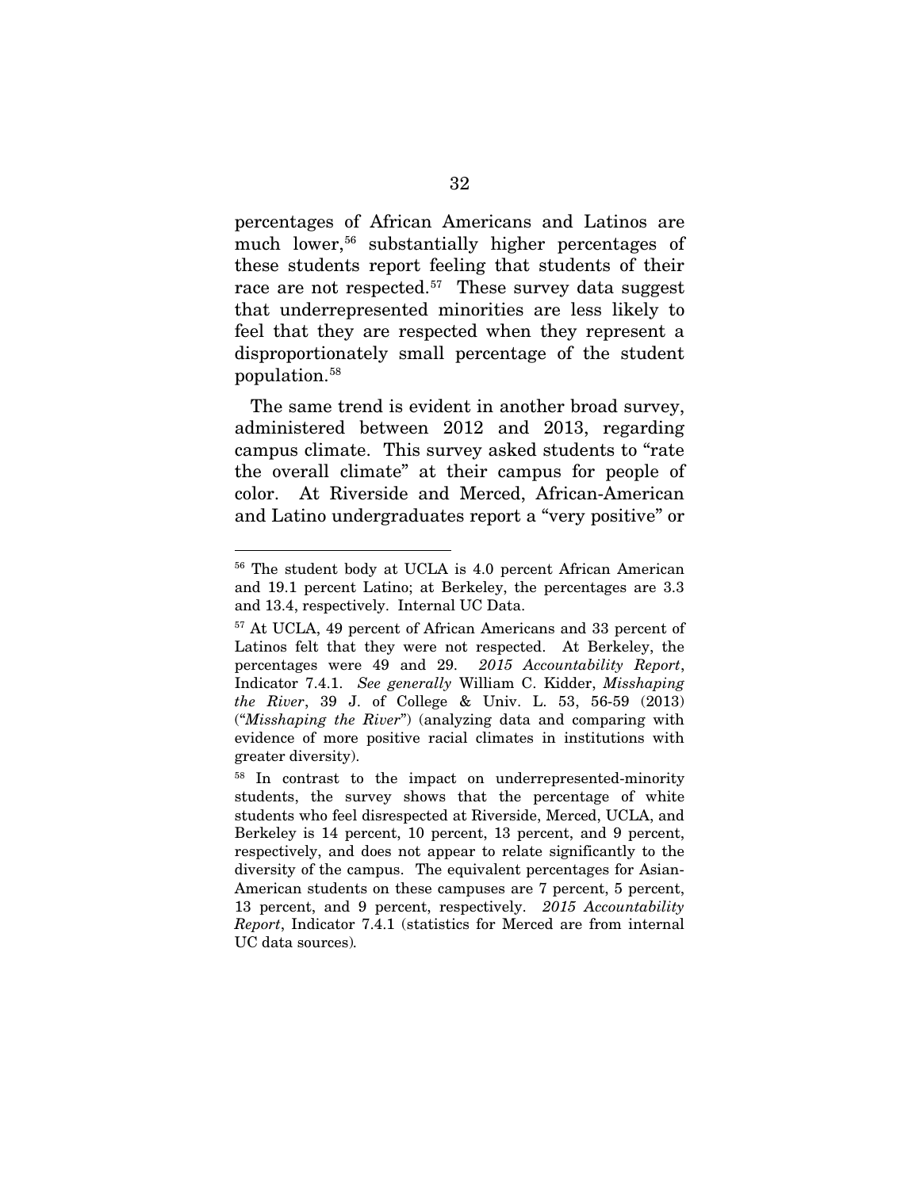percentages of African Americans and Latinos are much lower,[56] substantially higher percentages of these students report feeling that students of their race are not respected.[57] These survey data suggest that underrepresented minorities are less likely to feel that they are respected when they represent a disproportionately small percentage of the student population.[58]

The same trend is evident in another broad survey, administered between 2012 and 2013, regarding campus climate. This survey asked students to "rate the overall climate" at their campus for people of color. At Riverside and Merced, African-American and Latino undergraduates report a "very positive" or

---

[56] The student body at UCLA is 4.0 percent African American and 19.1 percent Latino; at Berkeley, the percentages are 3.3 and 13.4, respectively. Internal UC Data.

[57] At UCLA, 49 percent of African Americans and 33 percent of Latinos felt that they were not respected. At Berkeley, the percentages were 49 and 29. *2015 Accountability Report*, Indicator 7.4.1. *See generally* William C. Kidder, *Misshaping the River*, 39 J. of College & Univ. L. 53, 56-59 (2013) ("*Misshaping the River*") (analyzing data and comparing with evidence of more positive racial climates in institutions with greater diversity).

[58] In contrast to the impact on underrepresented-minority students, the survey shows that the percentage of white students who feel disrespected at Riverside, Merced, UCLA, and Berkeley is 14 percent, 10 percent, 13 percent, and 9 percent, respectively, and does not appear to relate significantly to the diversity of the campus. The equivalent percentages for Asian-American students on these campuses are 7 percent, 5 percent, 13 percent, and 9 percent, respectively. *2015 Accountability Report*, Indicator 7.4.1 (statistics for Merced are from internal UC data sources).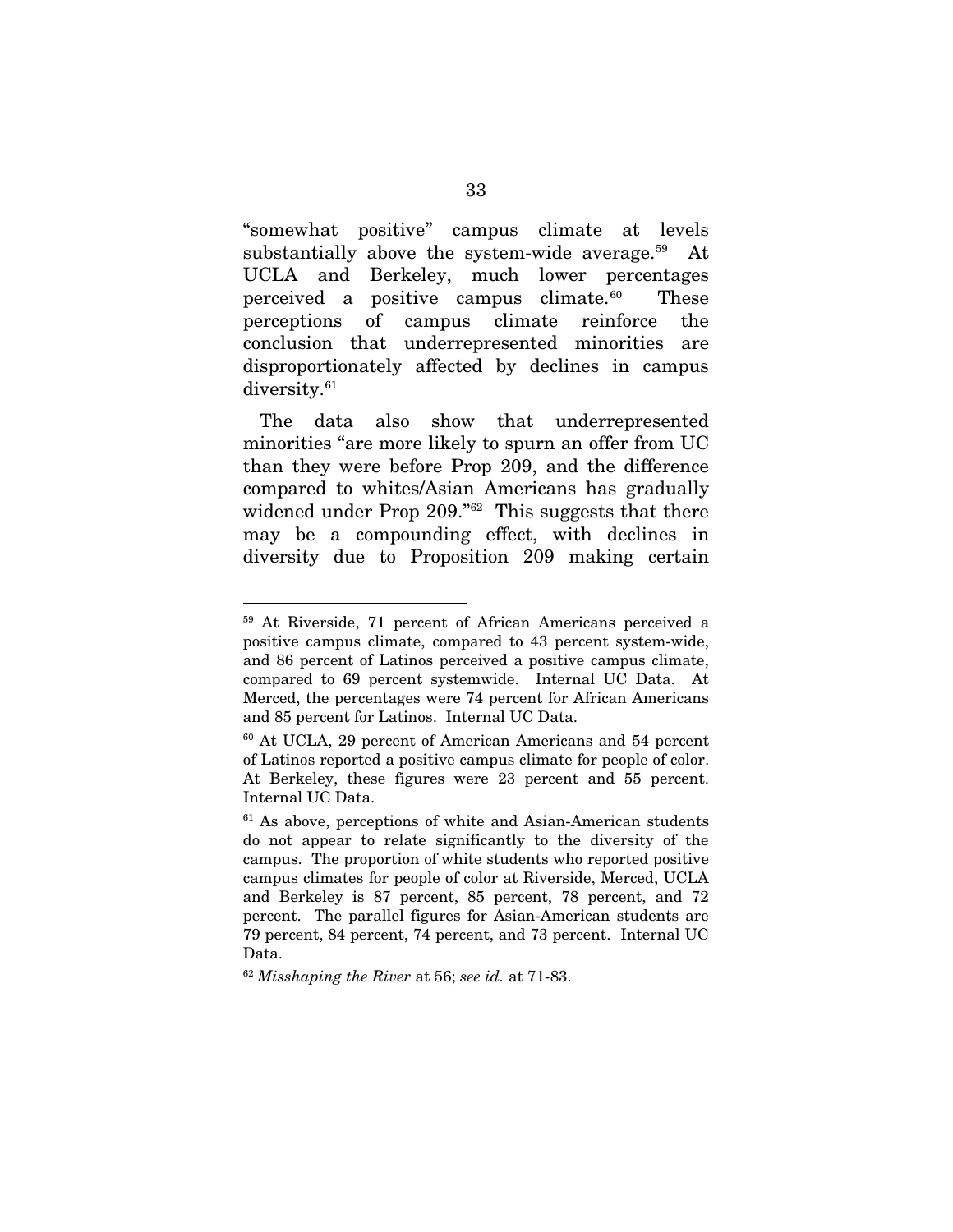"somewhat positive" campus climate at levels substantially above the system-wide average.[59] At UCLA and Berkeley, much lower percentages perceived a positive campus climate.[60] These perceptions of campus climate reinforce the conclusion that underrepresented minorities are disproportionately affected by declines in campus diversity.[61]

The data also show that underrepresented minorities "are more likely to spurn an offer from UC than they were before Prop 209, and the difference compared to whites/Asian Americans has gradually widened under Prop 209."[62] This suggests that there may be a compounding effect, with declines in diversity due to Proposition 209 making certain

---

[59] At Riverside, 71 percent of African Americans perceived a positive campus climate, compared to 43 percent system-wide, and 86 percent of Latinos perceived a positive campus climate, compared to 69 percent systemwide. Internal UC Data. At Merced, the percentages were 74 percent for African Americans and 85 percent for Latinos. Internal UC Data.

[60] At UCLA, 29 percent of American Americans and 54 percent of Latinos reported a positive campus climate for people of color. At Berkeley, these figures were 23 percent and 55 percent. Internal UC Data.

[61] As above, perceptions of white and Asian-American students do not appear to relate significantly to the diversity of the campus. The proportion of white students who reported positive campus climates for people of color at Riverside, Merced, UCLA and Berkeley is 87 percent, 85 percent, 78 percent, and 72 percent. The parallel figures for Asian-American students are 79 percent, 84 percent, 74 percent, and 73 percent. Internal UC Data.

[62] *Misshaping the River* at 56; *see id.* at 71-83.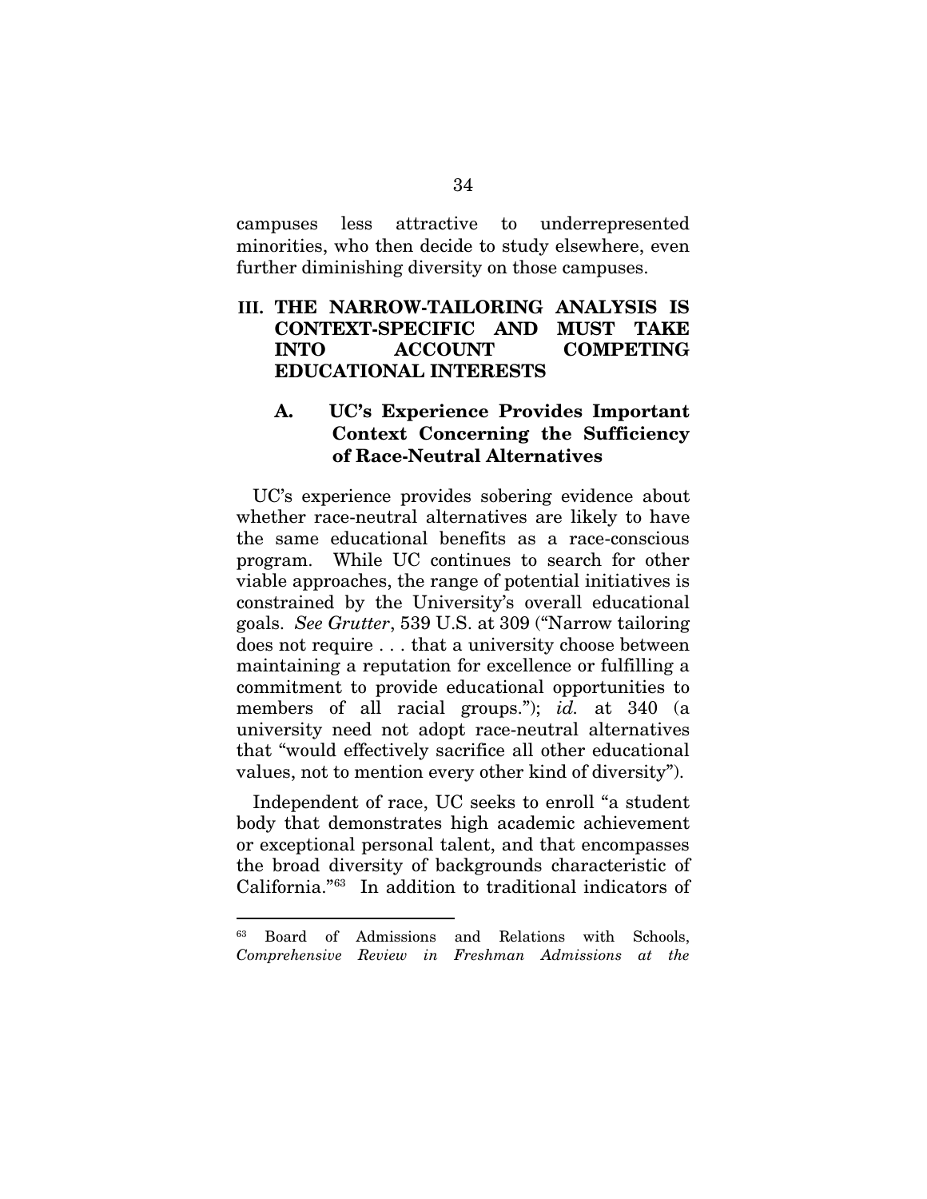campuses less attractive to underrepresented minorities, who then decide to study elsewhere, even further diminishing diversity on those campuses.

## III. THE NARROW-TAILORING ANALYSIS IS CONTEXT-SPECIFIC AND MUST TAKE INTO ACCOUNT COMPETING EDUCATIONAL INTERESTS

### A. UC's Experience Provides Important Context Concerning the Sufficiency of Race-Neutral Alternatives

UC's experience provides sobering evidence about whether race-neutral alternatives are likely to have the same educational benefits as a race-conscious program. While UC continues to search for other viable approaches, the range of potential initiatives is constrained by the University's overall educational goals. *See Grutter*, 539 U.S. at 309 ("Narrow tailoring does not require . . . that a university choose between maintaining a reputation for excellence or fulfilling a commitment to provide educational opportunities to members of all racial groups."); *id.* at 340 (a university need not adopt race-neutral alternatives that "would effectively sacrifice all other educational values, not to mention every other kind of diversity").

Independent of race, UC seeks to enroll "a student body that demonstrates high academic achievement or exceptional personal talent, and that encompasses the broad diversity of backgrounds characteristic of California."[63] In addition to traditional indicators of

---

[63] Board of Admissions and Relations with Schools, *Comprehensive Review in Freshman Admissions at the*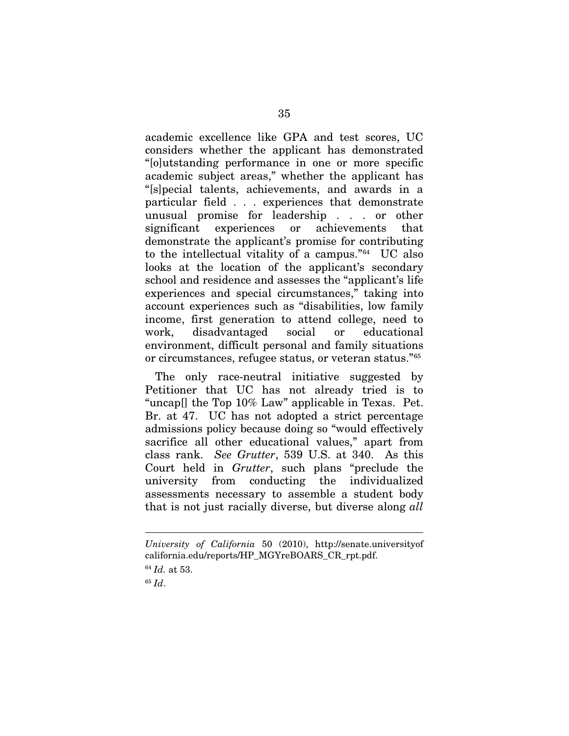academic excellence like GPA and test scores, UC considers whether the applicant has demonstrated "[o]utstanding performance in one or more specific academic subject areas," whether the applicant has "[s]pecial talents, achievements, and awards in a particular field . . . experiences that demonstrate unusual promise for leadership . . . or other significant experiences or achievements that demonstrate the applicant's promise for contributing to the intellectual vitality of a campus."[64] UC also looks at the location of the applicant's secondary school and residence and assesses the "applicant's life experiences and special circumstances," taking into account experiences such as "disabilities, low family income, first generation to attend college, need to work, disadvantaged social or educational environment, difficult personal and family situations or circumstances, refugee status, or veteran status."[65]

The only race-neutral initiative suggested by Petitioner that UC has not already tried is to "uncap[] the Top 10% Law" applicable in Texas. Pet. Br. at 47. UC has not adopted a strict percentage admissions policy because doing so "would effectively sacrifice all other educational values," apart from class rank. *See Grutter*, 539 U.S. at 340. As this Court held in *Grutter*, such plans "preclude the university from conducting the individualized assessments necessary to assemble a student body that is not just racially diverse, but diverse along *all*

---

*University of California* 50 (2010), http://senate.universityofcalifornia.edu/reports/HP_MGYreBOARS_CR_rpt.pdf.

[64] *Id.* at 53.

[65] *Id*.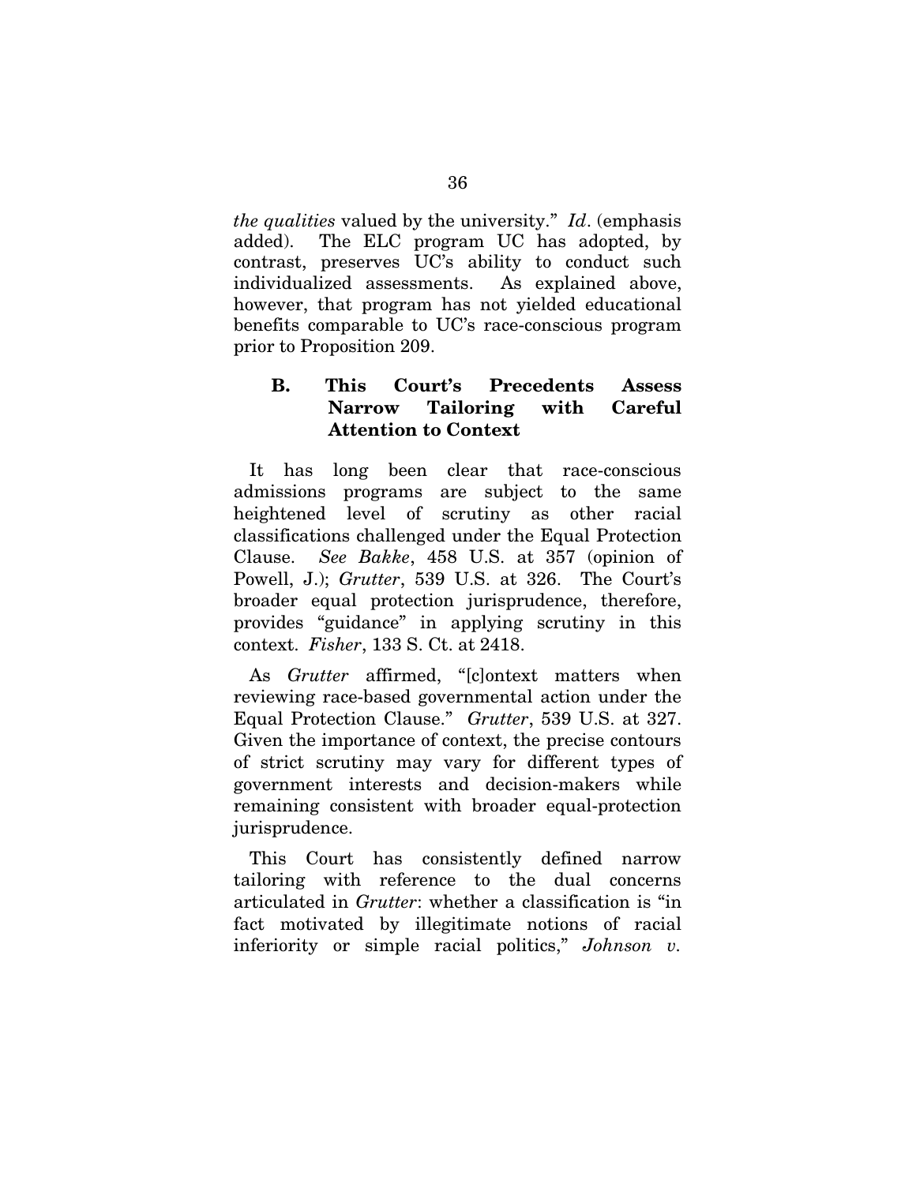*the qualities* valued by the university." *Id*. (emphasis added). The ELC program UC has adopted, by contrast, preserves UC's ability to conduct such individualized assessments. As explained above, however, that program has not yielded educational benefits comparable to UC's race-conscious program prior to Proposition 209.

### B. This Court's Precedents Assess Narrow Tailoring with Careful Attention to Context

It has long been clear that race-conscious admissions programs are subject to the same heightened level of scrutiny as other racial classifications challenged under the Equal Protection Clause. *See Bakke*, 458 U.S. at 357 (opinion of Powell, J.); *Grutter*, 539 U.S. at 326. The Court's broader equal protection jurisprudence, therefore, provides "guidance" in applying scrutiny in this context. *Fisher*, 133 S. Ct. at 2418.

As *Grutter* affirmed, "[c]ontext matters when reviewing race-based governmental action under the Equal Protection Clause." *Grutter*, 539 U.S. at 327. Given the importance of context, the precise contours of strict scrutiny may vary for different types of government interests and decision-makers while remaining consistent with broader equal-protection jurisprudence.

This Court has consistently defined narrow tailoring with reference to the dual concerns articulated in *Grutter*: whether a classification is "in fact motivated by illegitimate notions of racial inferiority or simple racial politics," *Johnson v.*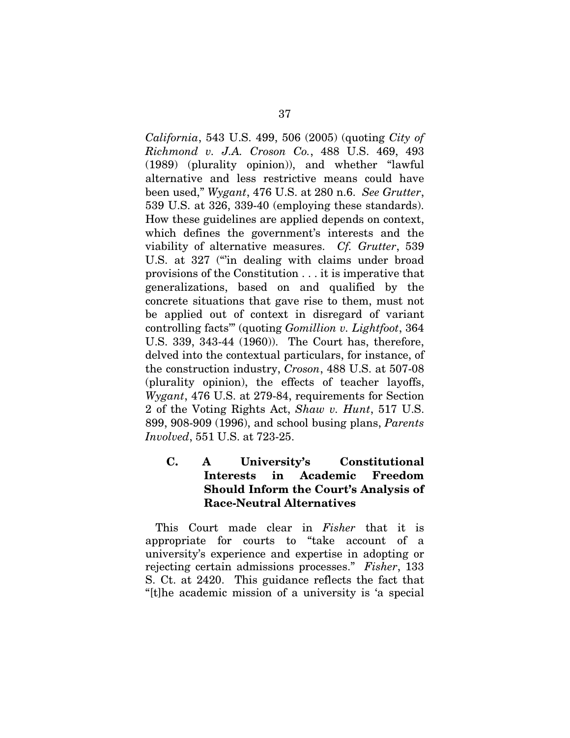*California*, 543 U.S. 499, 506 (2005) (quoting *City of Richmond v. J.A. Croson Co.*, 488 U.S. 469, 493 (1989) (plurality opinion)), and whether "lawful alternative and less restrictive means could have been used," *Wygant*, 476 U.S. at 280 n.6. *See Grutter*, 539 U.S. at 326, 339-40 (employing these standards). How these guidelines are applied depends on context, which defines the government's interests and the viability of alternative measures. *Cf. Grutter*, 539 U.S. at 327 ("'in dealing with claims under broad provisions of the Constitution . . . it is imperative that generalizations, based on and qualified by the concrete situations that gave rise to them, must not be applied out of context in disregard of variant controlling facts'" (quoting *Gomillion v. Lightfoot*, 364 U.S. 339, 343-44 (1960)). The Court has, therefore, delved into the contextual particulars, for instance, of the construction industry, *Croson*, 488 U.S. at 507-08 (plurality opinion), the effects of teacher layoffs, *Wygant*, 476 U.S. at 279-84, requirements for Section 2 of the Voting Rights Act, *Shaw v. Hunt*, 517 U.S. 899, 908-909 (1996), and school busing plans, *Parents Involved*, 551 U.S. at 723-25.

### C. A University's Constitutional Interests in Academic Freedom Should Inform the Court's Analysis of Race-Neutral Alternatives

This Court made clear in *Fisher* that it is appropriate for courts to "take account of a university's experience and expertise in adopting or rejecting certain admissions processes." *Fisher*, 133 S. Ct. at 2420. This guidance reflects the fact that "[t]he academic mission of a university is 'a special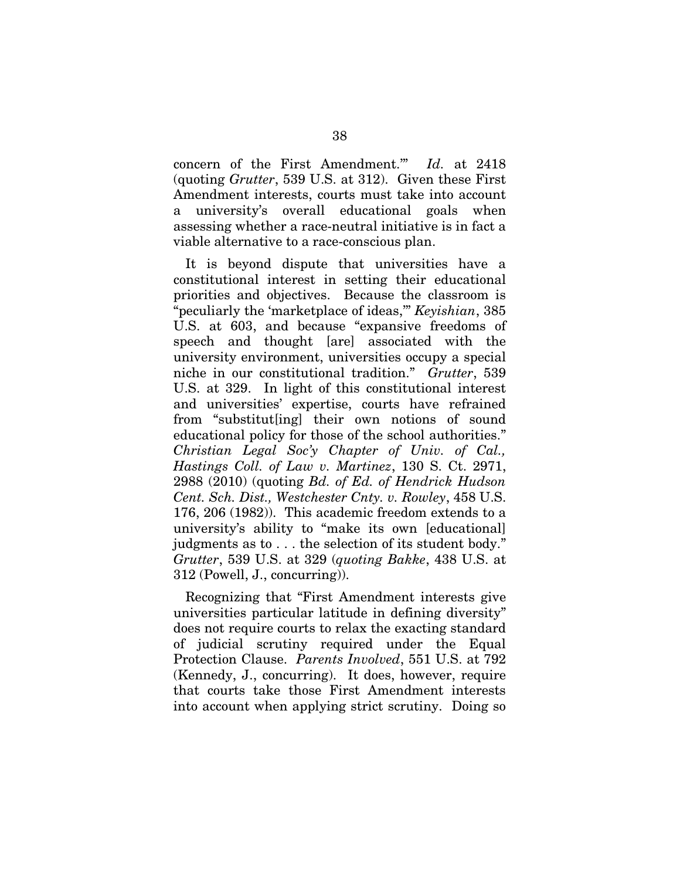concern of the First Amendment.'" *Id.* at 2418 (quoting *Grutter*, 539 U.S. at 312). Given these First Amendment interests, courts must take into account a university's overall educational goals when assessing whether a race-neutral initiative is in fact a viable alternative to a race-conscious plan.

It is beyond dispute that universities have a constitutional interest in setting their educational priorities and objectives. Because the classroom is "peculiarly the 'marketplace of ideas,'" *Keyishian*, 385 U.S. at 603, and because "expansive freedoms of speech and thought [are] associated with the university environment, universities occupy a special niche in our constitutional tradition." *Grutter*, 539 U.S. at 329. In light of this constitutional interest and universities' expertise, courts have refrained from "substitut[ing] their own notions of sound educational policy for those of the school authorities." *Christian Legal Soc'y Chapter of Univ. of Cal., Hastings Coll. of Law v. Martinez*, 130 S. Ct. 2971, 2988 (2010) (quoting *Bd. of Ed. of Hendrick Hudson Cent. Sch. Dist., Westchester Cnty. v. Rowley*, 458 U.S. 176, 206 (1982)). This academic freedom extends to a university's ability to "make its own [educational] judgments as to . . . the selection of its student body." *Grutter*, 539 U.S. at 329 (*quoting Bakke*, 438 U.S. at 312 (Powell, J., concurring)).

Recognizing that "First Amendment interests give universities particular latitude in defining diversity" does not require courts to relax the exacting standard of judicial scrutiny required under the Equal Protection Clause. *Parents Involved*, 551 U.S. at 792 (Kennedy, J., concurring). It does, however, require that courts take those First Amendment interests into account when applying strict scrutiny. Doing so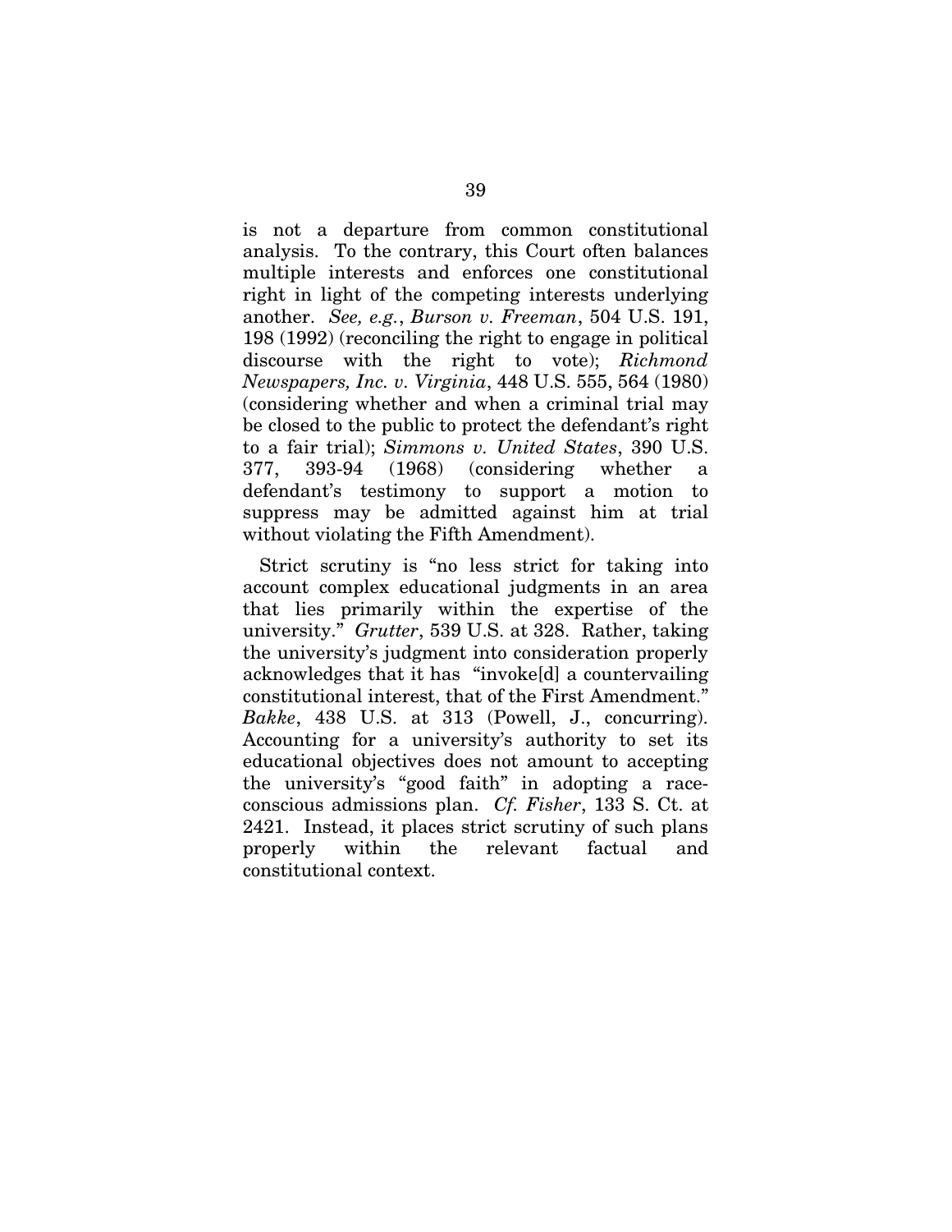is not a departure from common constitutional analysis. To the contrary, this Court often balances multiple interests and enforces one constitutional right in light of the competing interests underlying another. *See, e.g.*, *Burson v. Freeman*, 504 U.S. 191, 198 (1992) (reconciling the right to engage in political discourse with the right to vote); *Richmond Newspapers, Inc. v. Virginia*, 448 U.S. 555, 564 (1980) (considering whether and when a criminal trial may be closed to the public to protect the defendant's right to a fair trial); *Simmons v. United States*, 390 U.S. 377, 393-94 (1968) (considering whether a defendant's testimony to support a motion to suppress may be admitted against him at trial without violating the Fifth Amendment).

Strict scrutiny is "no less strict for taking into account complex educational judgments in an area that lies primarily within the expertise of the university." *Grutter*, 539 U.S. at 328. Rather, taking the university's judgment into consideration properly acknowledges that it has "invoke[d] a countervailing constitutional interest, that of the First Amendment." *Bakke*, 438 U.S. at 313 (Powell, J., concurring). Accounting for a university's authority to set its educational objectives does not amount to accepting the university's "good faith" in adopting a race-conscious admissions plan. *Cf. Fisher*, 133 S. Ct. at 2421. Instead, it places strict scrutiny of such plans properly within the relevant factual and constitutional context.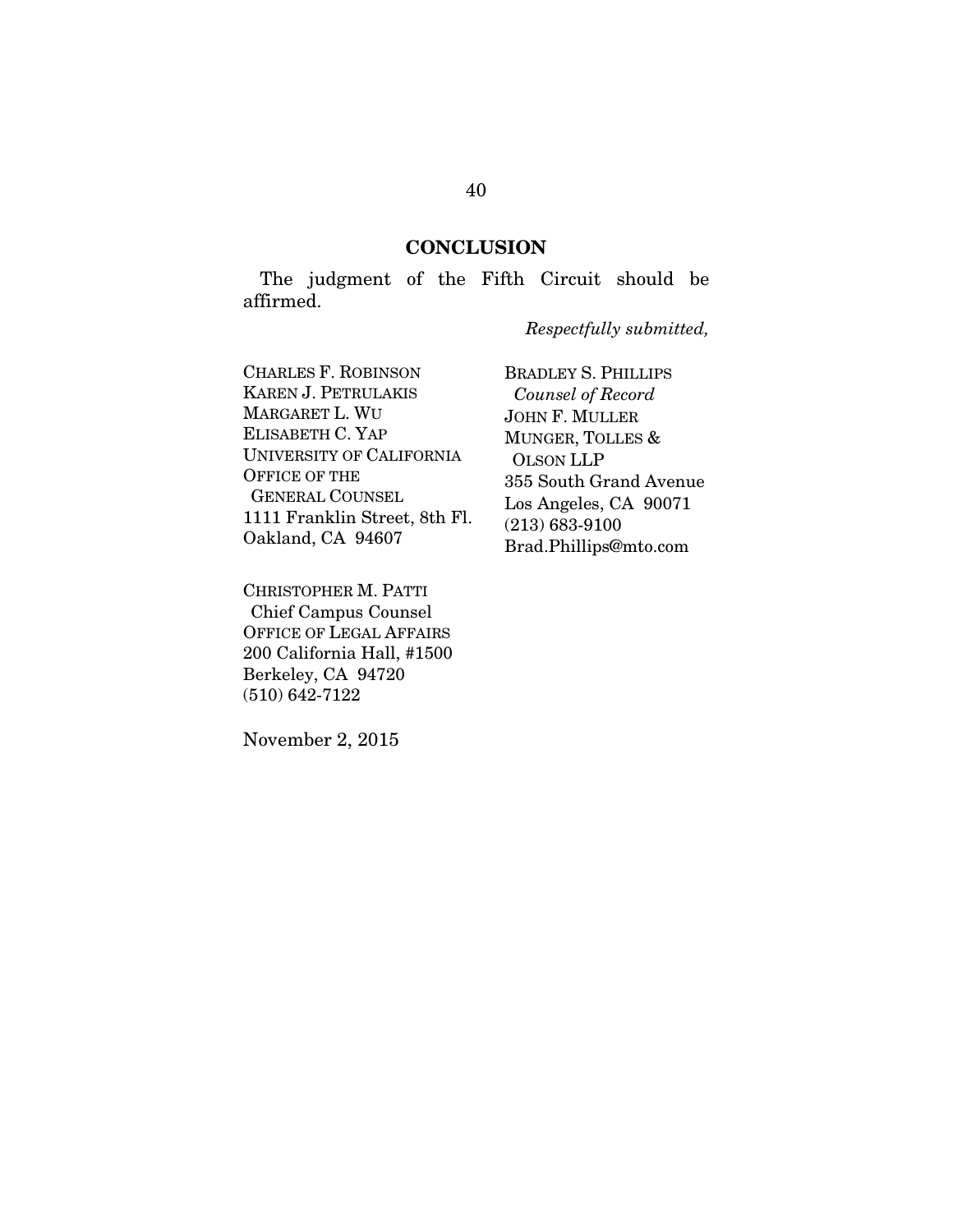## CONCLUSION

The judgment of the Fifth Circuit should be affirmed.

*Respectfully submitted,*

CHARLES F. ROBINSON
KAREN J. PETRULAKIS
MARGARET L. WU
ELISABETH C. YAP
UNIVERSITY OF CALIFORNIA
OFFICE OF THE
GENERAL COUNSEL
1111 Franklin Street, 8th Fl.
Oakland, CA 94607

CHRISTOPHER M. PATTI
Chief Campus Counsel
OFFICE OF LEGAL AFFAIRS
200 California Hall, #1500
Berkeley, CA 94720
(510) 642-7122

BRADLEY S. PHILLIPS
*Counsel of Record*
JOHN F. MULLER
MUNGER, TOLLES &
OLSON LLP
355 South Grand Avenue
Los Angeles, CA 90071
(213) 683-9100
Brad.Phillips@mto.com

November 2, 2015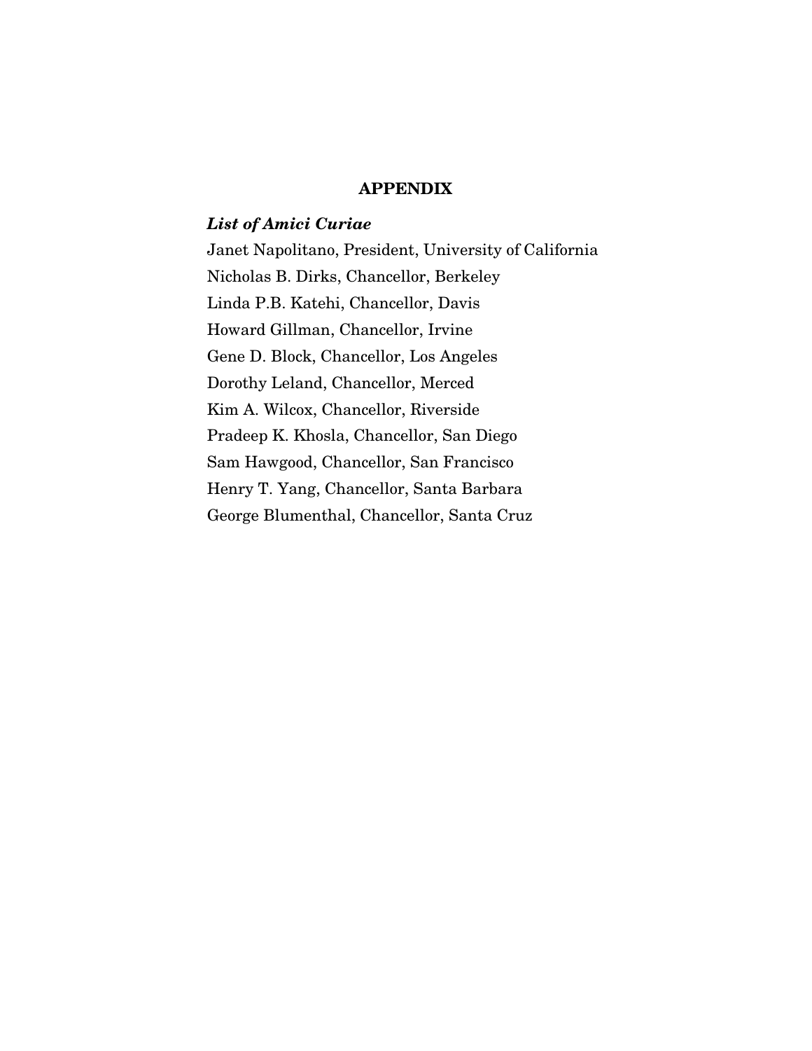## APPENDIX

***List of Amici Curiae***

Janet Napolitano, President, University of California
Nicholas B. Dirks, Chancellor, Berkeley
Linda P.B. Katehi, Chancellor, Davis
Howard Gillman, Chancellor, Irvine
Gene D. Block, Chancellor, Los Angeles
Dorothy Leland, Chancellor, Merced
Kim A. Wilcox, Chancellor, Riverside
Pradeep K. Khosla, Chancellor, San Diego
Sam Hawgood, Chancellor, San Francisco
Henry T. Yang, Chancellor, Santa Barbara
George Blumenthal, Chancellor, Santa Cruz